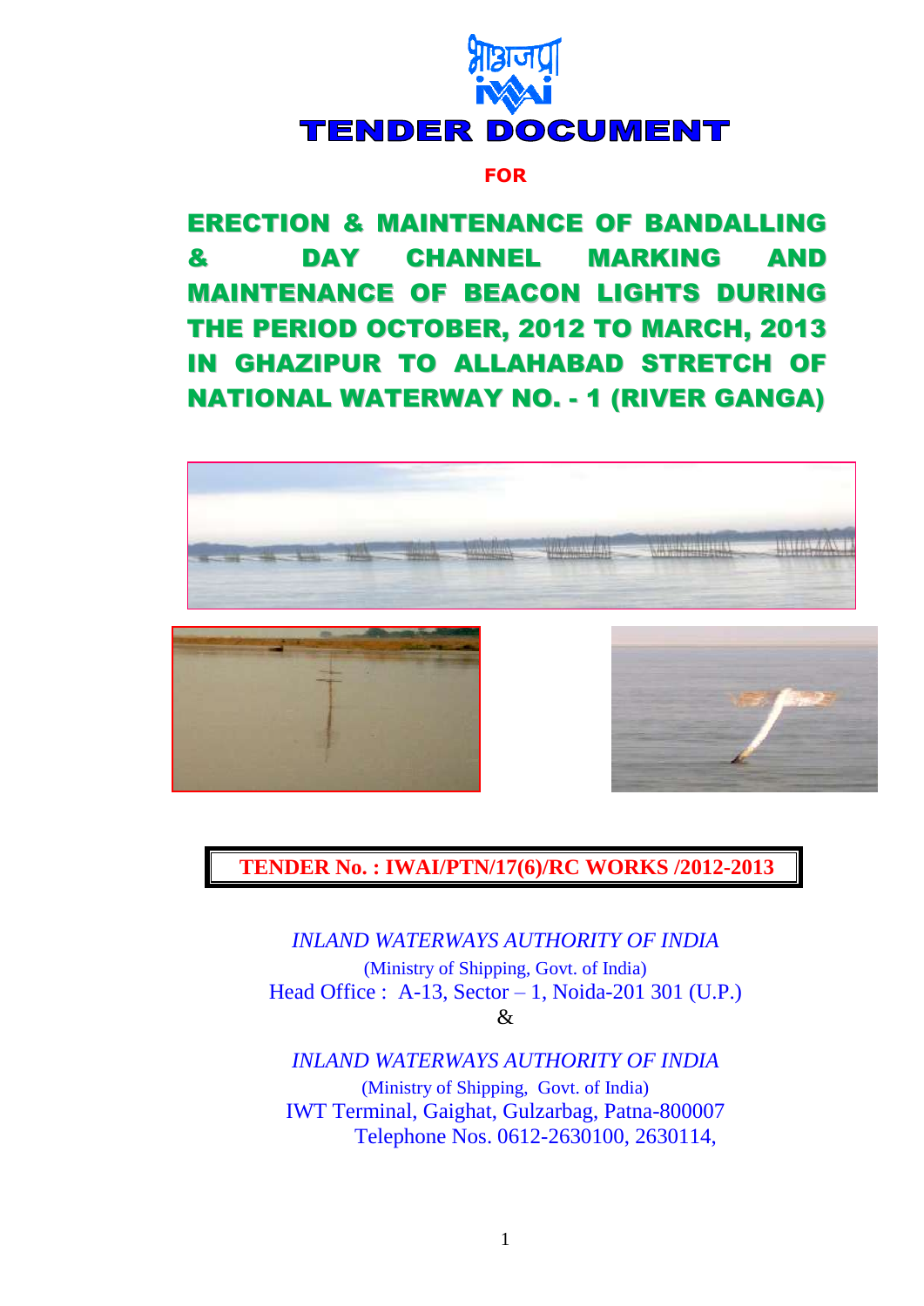भाअजप्रा

IWAI

# TENDER DOCUMENT

**FOR**

## ERECTION & MAINTENANCE OF BANDALLING & DAY CHANNEL MARKING AND MAINTENANCE OF BEACON LIGHTS DURING THE PERIOD OCTOBER, 2012 TO MARCH, 2013 IN GHAZIPUR TO ALLAHABAD STRETCH OF NATIONAL WATERWAY NO. - 1 (RIVER GANGA)

**TENDER No. : IWAI/PTN/17(6)/RC WORKS /2012-2013**

*INLAND WATERWAYS AUTHORITY OF INDIA*
(Ministry of Shipping, Govt. of India)
Head Office : A-13, Sector – 1, Noida-201 301 (U.P.)
&

*INLAND WATERWAYS AUTHORITY OF INDIA*
(Ministry of Shipping, Govt. of India)
IWT Terminal, Gaighat, Gulzarbag, Patna-800007
Telephone Nos. 0612-2630100, 2630114,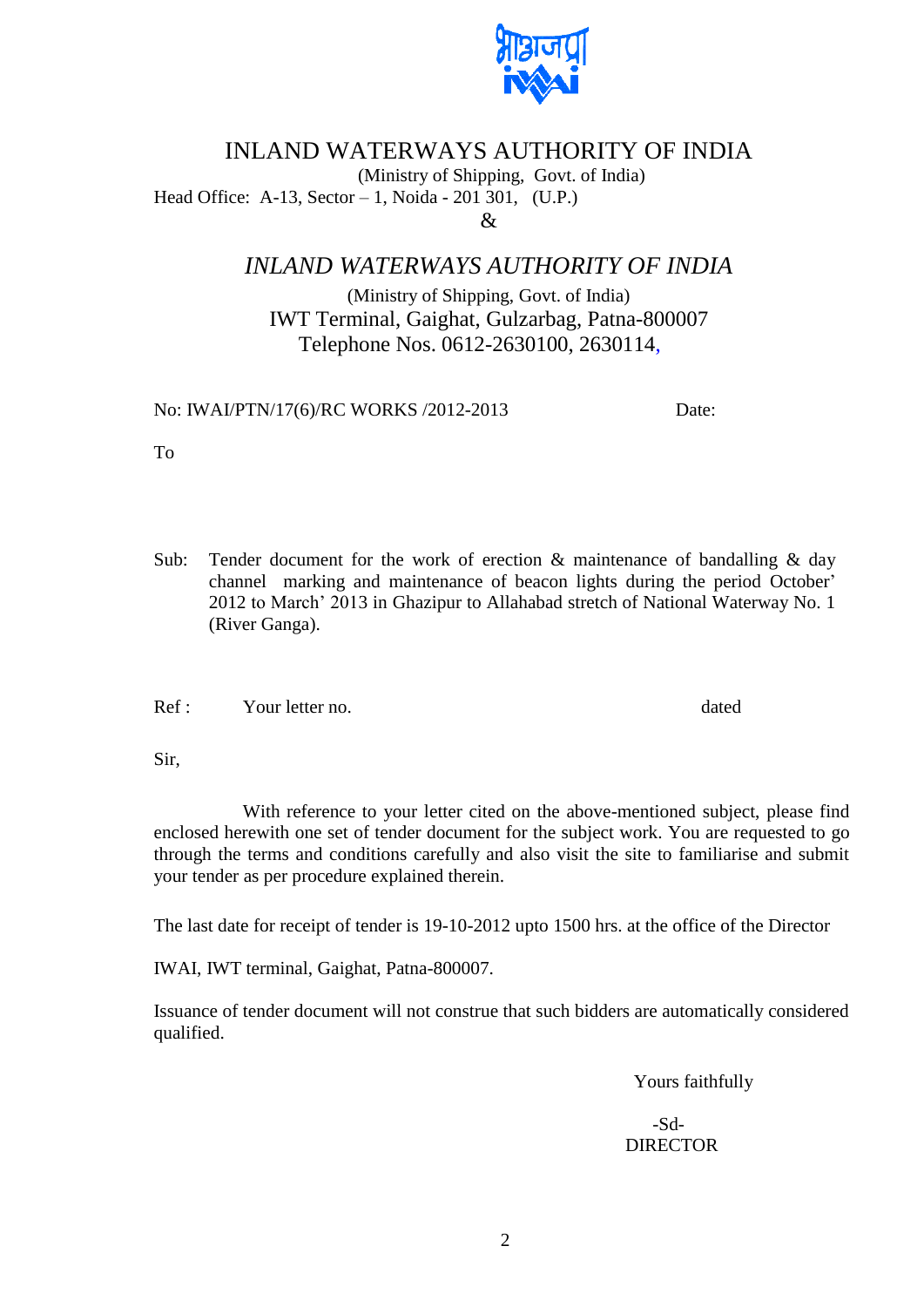# INLAND WATERWAYS AUTHORITY OF INDIA

(Ministry of Shipping, Govt. of India)
Head Office: A-13, Sector – 1, Noida - 201 301, (U.P.)

&

## *INLAND WATERWAYS AUTHORITY OF INDIA*

(Ministry of Shipping, Govt. of India)
IWT Terminal, Gaighat, Gulzarbag, Patna-800007
Telephone Nos. 0612-2630100, 2630114,

No: IWAI/PTN/17(6)/RC WORKS /2012-2013 Date:

To

Sub: Tender document for the work of erection & maintenance of bandalling & day channel marking and maintenance of beacon lights during the period October' 2012 to March' 2013 in Ghazipur to Allahabad stretch of National Waterway No. 1 (River Ganga).

Ref : Your letter no. dated

Sir,

With reference to your letter cited on the above-mentioned subject, please find enclosed herewith one set of tender document for the subject work. You are requested to go through the terms and conditions carefully and also visit the site to familiarise and submit your tender as per procedure explained therein.

The last date for receipt of tender is 19-10-2012 upto 1500 hrs. at the office of the Director

IWAI, IWT terminal, Gaighat, Patna-800007.

Issuance of tender document will not construe that such bidders are automatically considered qualified.

Yours faithfully

-Sd-
DIRECTOR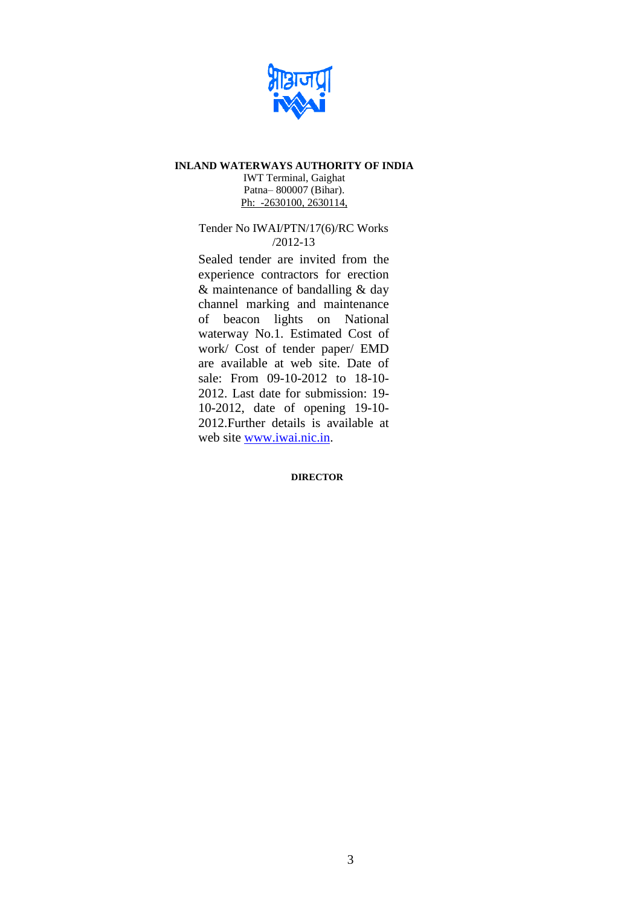**INLAND WATERWAYS AUTHORITY OF INDIA**

IWT Terminal, Gaighat
Patna– 800007 (Bihar).
Ph: -2630100, 2630114,

Tender No IWAI/PTN/17(6)/RC Works /2012-13

Sealed tender are invited from the experience contractors for erection & maintenance of bandalling & day channel marking and maintenance of beacon lights on National waterway No.1. Estimated Cost of work/ Cost of tender paper/ EMD are available at web site. Date of sale: From 09-10-2012 to 18-10-2012. Last date for submission: 19-10-2012, date of opening 19-10-2012.Further details is available at web site www.iwai.nic.in.

**DIRECTOR**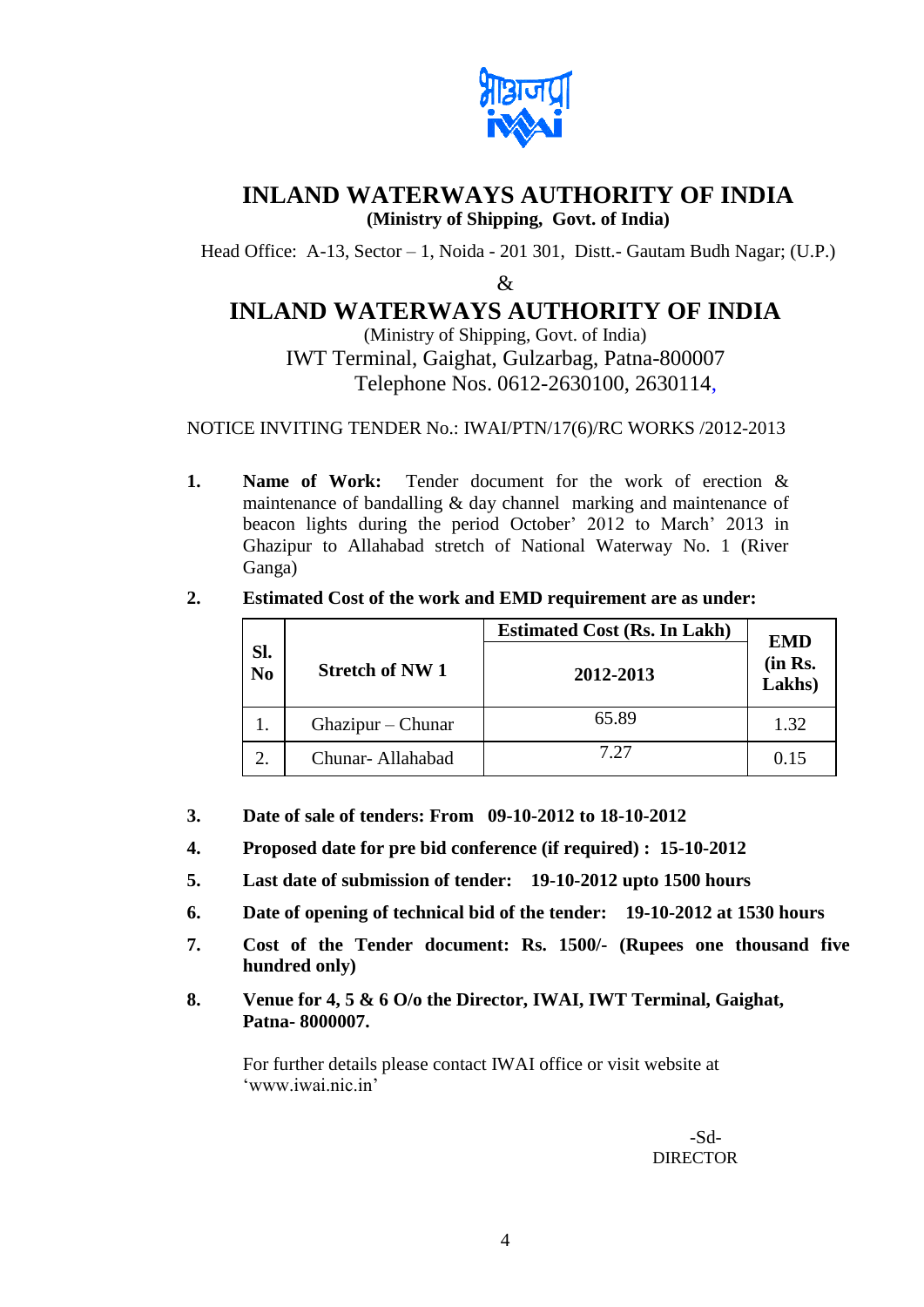# INLAND WATERWAYS AUTHORITY OF INDIA

**(Ministry of Shipping, Govt. of India)**

Head Office: A-13, Sector – 1, Noida - 201 301, Distt.- Gautam Budh Nagar; (U.P.)

&

# INLAND WATERWAYS AUTHORITY OF INDIA

(Ministry of Shipping, Govt. of India)

IWT Terminal, Gaighat, Gulzarbag, Patna-800007

Telephone Nos. 0612-2630100, 2630114,

NOTICE INVITING TENDER No.: IWAI/PTN/17(6)/RC WORKS /2012-2013

1. **Name of Work:** Tender document for the work of erection & maintenance of bandalling & day channel marking and maintenance of beacon lights during the period October' 2012 to March' 2013 in Ghazipur to Allahabad stretch of National Waterway No. 1 (River Ganga)

2. **Estimated Cost of the work and EMD requirement are as under:**

| Sl. No | Stretch of NW 1 | Estimated Cost (Rs. In Lakh) | EMD (in Rs. Lakhs) |
|---|---|---|---|
| | | 2012-2013 | |
| 1. | Ghazipur – Chunar | 65.89 | 1.32 |
| 2. | Chunar- Allahabad | 7.27 | 0.15 |

3. **Date of sale of tenders: From 09-10-2012 to 18-10-2012**

4. **Proposed date for pre bid conference (if required) : 15-10-2012**

5. **Last date of submission of tender: 19-10-2012 upto 1500 hours**

6. **Date of opening of technical bid of the tender: 19-10-2012 at 1530 hours**

7. **Cost of the Tender document: Rs. 1500/- (Rupees one thousand five hundred only)**

8. **Venue for 4, 5 & 6 O/o the Director, IWAI, IWT Terminal, Gaighat, Patna- 8000007.**

For further details please contact IWAI office or visit website at 'www.iwai.nic.in'

-Sd-
DIRECTOR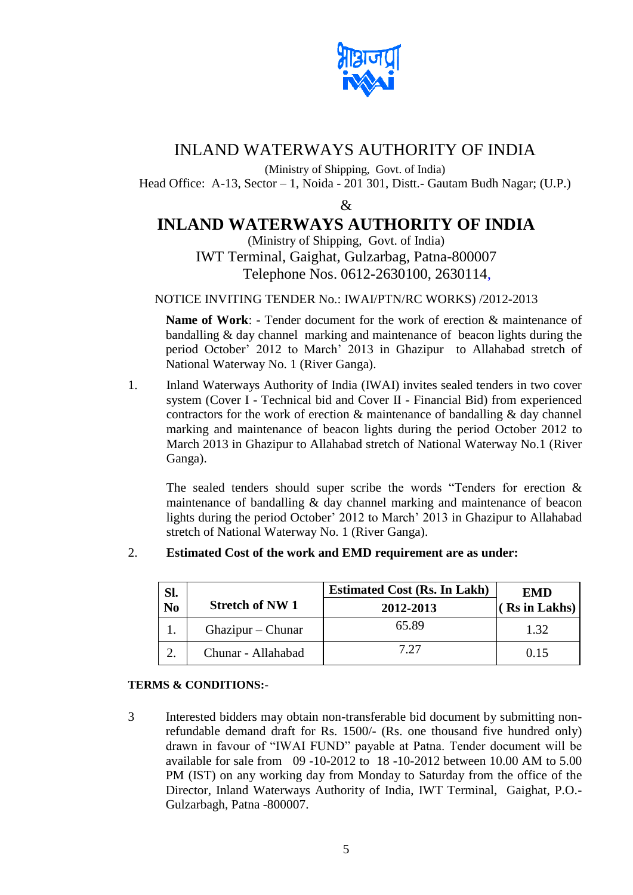# INLAND WATERWAYS AUTHORITY OF INDIA

(Ministry of Shipping, Govt. of India)
Head Office: A-13, Sector – 1, Noida - 201 301, Distt.- Gautam Budh Nagar; (U.P.)

&

# INLAND WATERWAYS AUTHORITY OF INDIA

(Ministry of Shipping, Govt. of India)
IWT Terminal, Gaighat, Gulzarbag, Patna-800007
Telephone Nos. 0612-2630100, 2630114,

NOTICE INVITING TENDER No.: IWAI/PTN/RC WORKS) /2012-2013

**Name of Work**: - Tender document for the work of erection & maintenance of bandalling & day channel marking and maintenance of beacon lights during the period October' 2012 to March' 2013 in Ghazipur to Allahabad stretch of National Waterway No. 1 (River Ganga).

1. Inland Waterways Authority of India (IWAI) invites sealed tenders in two cover system (Cover I - Technical bid and Cover II - Financial Bid) from experienced contractors for the work of erection & maintenance of bandalling & day channel marking and maintenance of beacon lights during the period October 2012 to March 2013 in Ghazipur to Allahabad stretch of National Waterway No.1 (River Ganga).

   The sealed tenders should super scribe the words "Tenders for erection & maintenance of bandalling & day channel marking and maintenance of beacon lights during the period October' 2012 to March' 2013 in Ghazipur to Allahabad stretch of National Waterway No. 1 (River Ganga).

2. **Estimated Cost of the work and EMD requirement are as under:**

| Sl. No | Stretch of NW 1 | Estimated Cost (Rs. In Lakh) 2012-2013 | EMD ( Rs in Lakhs) |
|---|---|---|---|
| 1. | Ghazipur – Chunar | 65.89 | 1.32 |
| 2. | Chunar - Allahabad | 7.27 | 0.15 |

**TERMS & CONDITIONS:-**

3 Interested bidders may obtain non-transferable bid document by submitting non-refundable demand draft for Rs. 1500/- (Rs. one thousand five hundred only) drawn in favour of "IWAI FUND" payable at Patna. Tender document will be available for sale from 09 -10-2012 to 18 -10-2012 between 10.00 AM to 5.00 PM (IST) on any working day from Monday to Saturday from the office of the Director, Inland Waterways Authority of India, IWT Terminal, Gaighat, P.O.- Gulzarbagh, Patna -800007.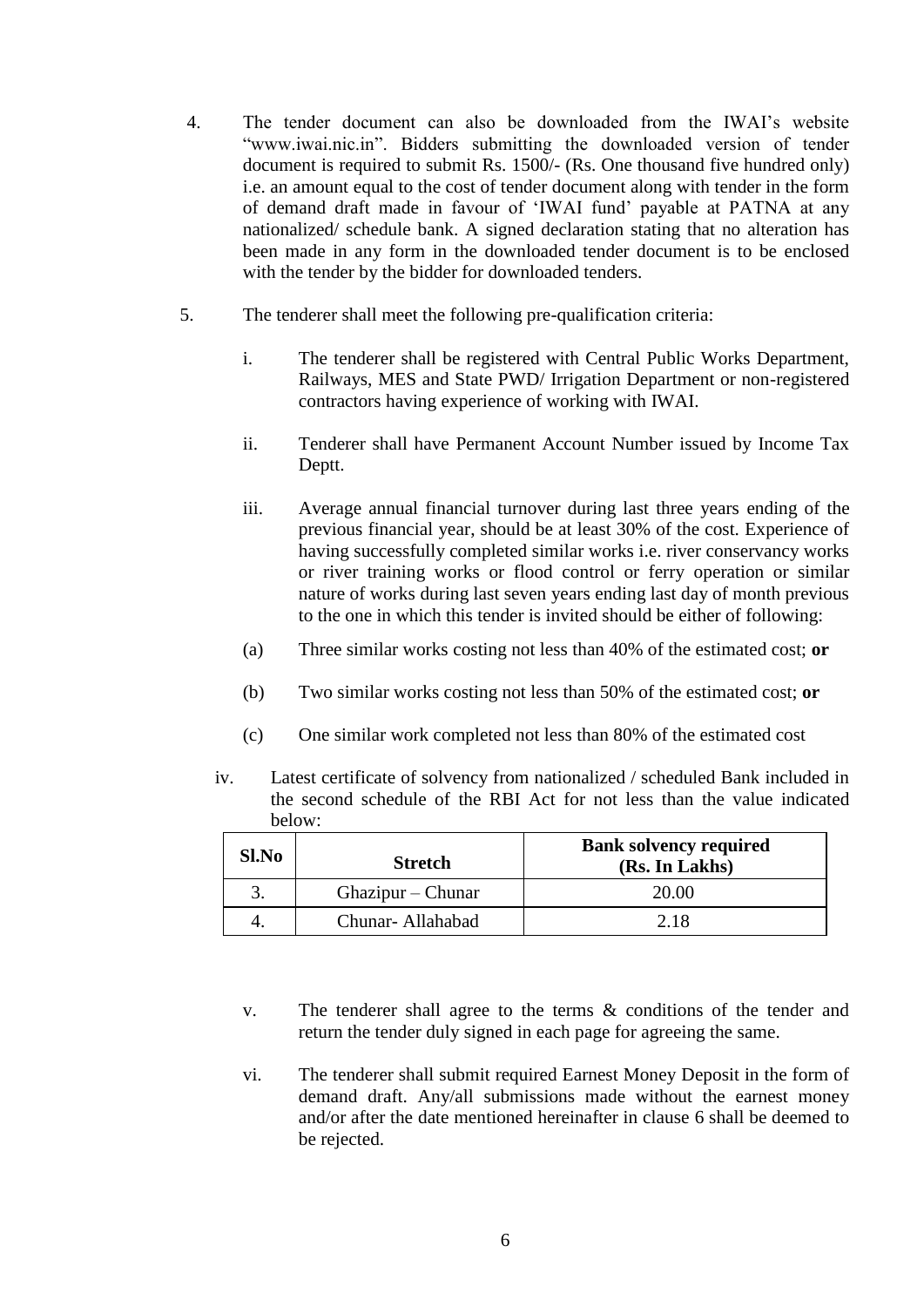4. The tender document can also be downloaded from the IWAI's website "www.iwai.nic.in". Bidders submitting the downloaded version of tender document is required to submit Rs. 1500/- (Rs. One thousand five hundred only) i.e. an amount equal to the cost of tender document along with tender in the form of demand draft made in favour of 'IWAI fund' payable at PATNA at any nationalized/ schedule bank. A signed declaration stating that no alteration has been made in any form in the downloaded tender document is to be enclosed with the tender by the bidder for downloaded tenders.

5. The tenderer shall meet the following pre-qualification criteria:

   i. The tenderer shall be registered with Central Public Works Department, Railways, MES and State PWD/ Irrigation Department or non-registered contractors having experience of working with IWAI.

   ii. Tenderer shall have Permanent Account Number issued by Income Tax Deptt.

   iii. Average annual financial turnover during last three years ending of the previous financial year, should be at least 30% of the cost. Experience of having successfully completed similar works i.e. river conservancy works or river training works or flood control or ferry operation or similar nature of works during last seven years ending last day of month previous to the one in which this tender is invited should be either of following:

   (a) Three similar works costing not less than 40% of the estimated cost; **or**

   (b) Two similar works costing not less than 50% of the estimated cost; **or**

   (c) One similar work completed not less than 80% of the estimated cost

   iv. Latest certificate of solvency from nationalized / scheduled Bank included in the second schedule of the RBI Act for not less than the value indicated below:

| Sl.No | Stretch | Bank solvency required (Rs. In Lakhs) |
|---|---|---|
| 3. | Ghazipur – Chunar | 20.00 |
| 4. | Chunar- Allahabad | 2.18 |

   v. The tenderer shall agree to the terms & conditions of the tender and return the tender duly signed in each page for agreeing the same.

   vi. The tenderer shall submit required Earnest Money Deposit in the form of demand draft. Any/all submissions made without the earnest money and/or after the date mentioned hereinafter in clause 6 shall be deemed to be rejected.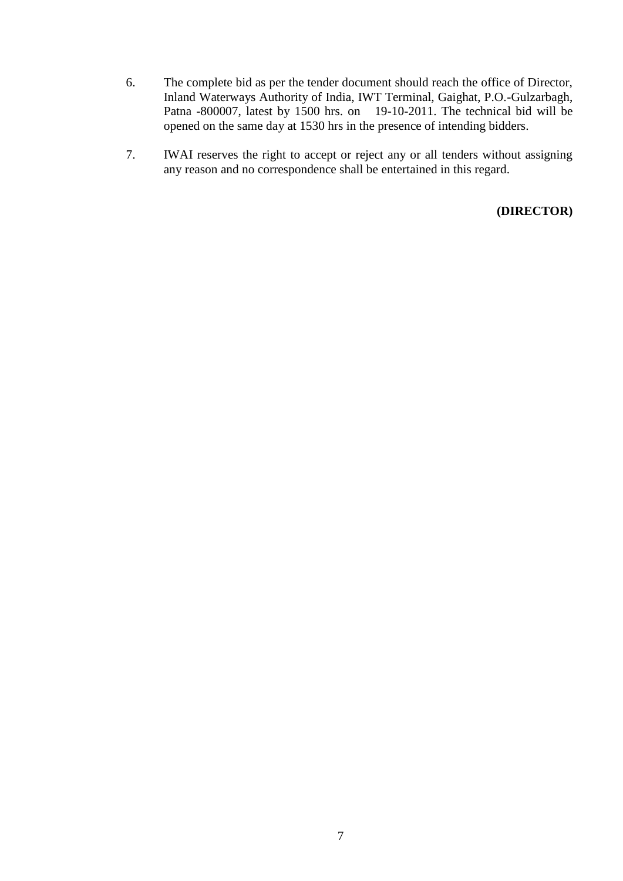6. The complete bid as per the tender document should reach the office of Director, Inland Waterways Authority of India, IWT Terminal, Gaighat, P.O.-Gulzarbagh, Patna -800007, latest by 1500 hrs. on 19-10-2011. The technical bid will be opened on the same day at 1530 hrs in the presence of intending bidders.

7. IWAI reserves the right to accept or reject any or all tenders without assigning any reason and no correspondence shall be entertained in this regard.

**(DIRECTOR)**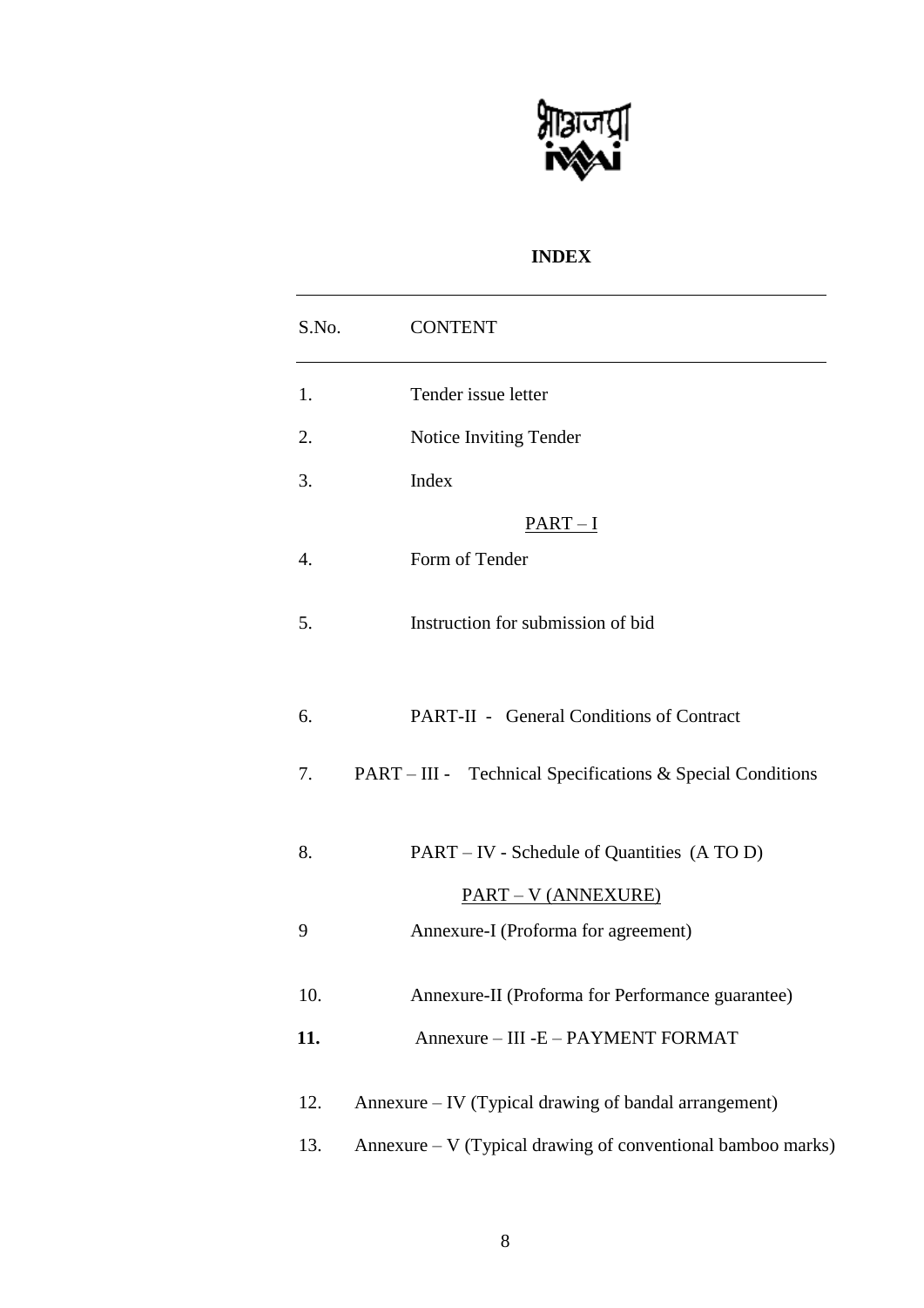# INDEX

| S.No. | CONTENT |
|---|---|
| 1. | Tender issue letter |
| 2. | Notice Inviting Tender |
| 3. | Index |
| | PART – I |
| 4. | Form of Tender |
| 5. | Instruction for submission of bid |
| 6. | PART-II - General Conditions of Contract |
| 7. | PART – III - Technical Specifications & Special Conditions |
| 8. | PART – IV - Schedule of Quantities (A TO D) |
| | PART – V (ANNEXURE) |
| 9 | Annexure-I (Proforma for agreement) |
| 10. | Annexure-II (Proforma for Performance guarantee) |
| **11.** | Annexure – III -E – PAYMENT FORMAT |
| 12. | Annexure – IV (Typical drawing of bandal arrangement) |
| 13. | Annexure – V (Typical drawing of conventional bamboo marks) |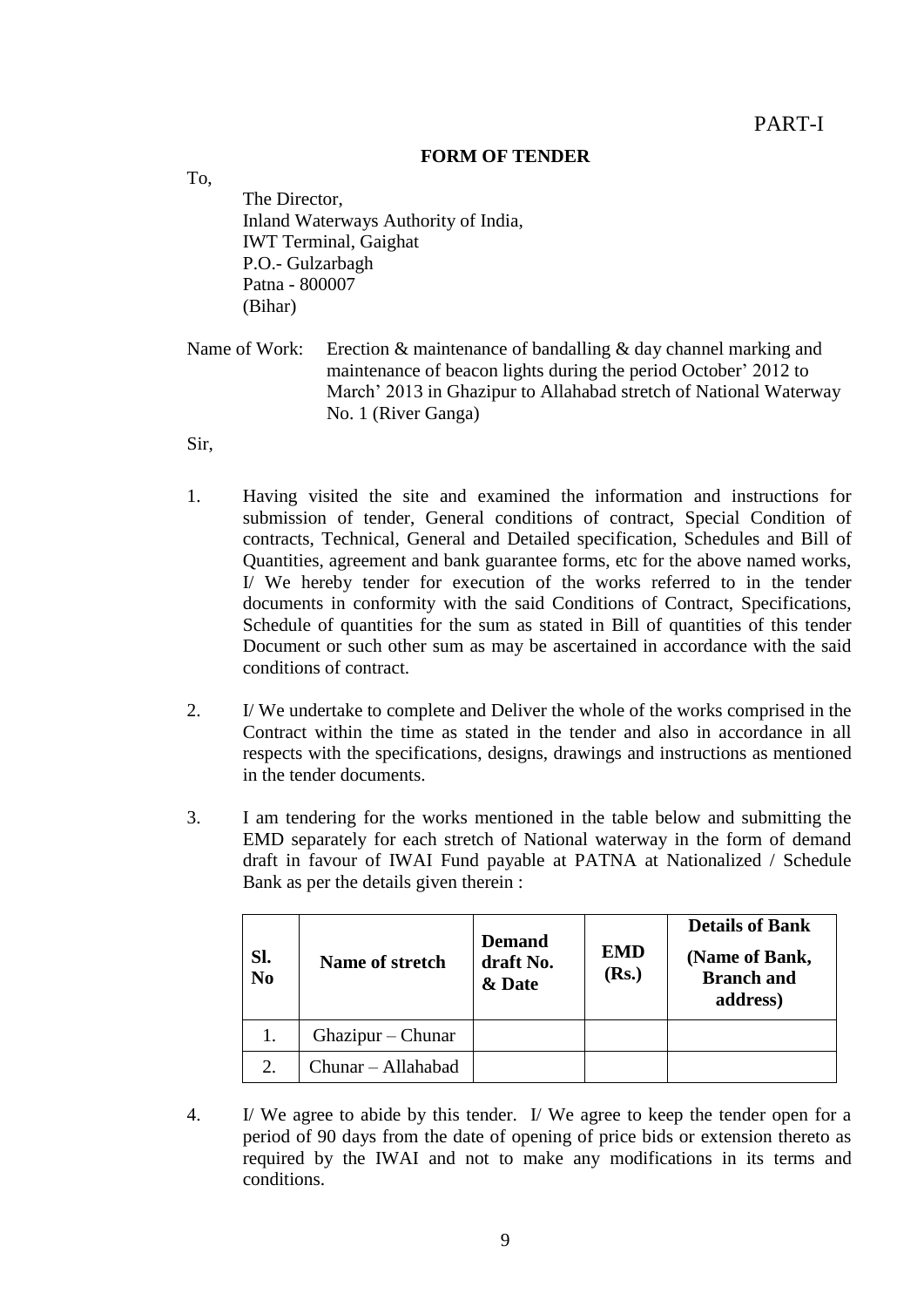PART-I

## FORM OF TENDER

To,

The Director,
Inland Waterways Authority of India,
IWT Terminal, Gaighat
P.O.- Gulzarbagh
Patna - 800007
(Bihar)

Name of Work: Erection & maintenance of bandalling & day channel marking and maintenance of beacon lights during the period October' 2012 to March' 2013 in Ghazipur to Allahabad stretch of National Waterway No. 1 (River Ganga)

Sir,

1. Having visited the site and examined the information and instructions for submission of tender, General conditions of contract, Special Condition of contracts, Technical, General and Detailed specification, Schedules and Bill of Quantities, agreement and bank guarantee forms, etc for the above named works, I/ We hereby tender for execution of the works referred to in the tender documents in conformity with the said Conditions of Contract, Specifications, Schedule of quantities for the sum as stated in Bill of quantities of this tender Document or such other sum as may be ascertained in accordance with the said conditions of contract.

2. I/ We undertake to complete and Deliver the whole of the works comprised in the Contract within the time as stated in the tender and also in accordance in all respects with the specifications, designs, drawings and instructions as mentioned in the tender documents.

3. I am tendering for the works mentioned in the table below and submitting the EMD separately for each stretch of National waterway in the form of demand draft in favour of IWAI Fund payable at PATNA at Nationalized / Schedule Bank as per the details given therein :

| Sl. No | Name of stretch | Demand draft No. & Date | EMD (Rs.) | Details of Bank (Name of Bank, Branch and address) |
|---|---|---|---|---|
| 1. | Ghazipur – Chunar | | | |
| 2. | Chunar – Allahabad | | | |

4. I/ We agree to abide by this tender. I/ We agree to keep the tender open for a period of 90 days from the date of opening of price bids or extension thereto as required by the IWAI and not to make any modifications in its terms and conditions.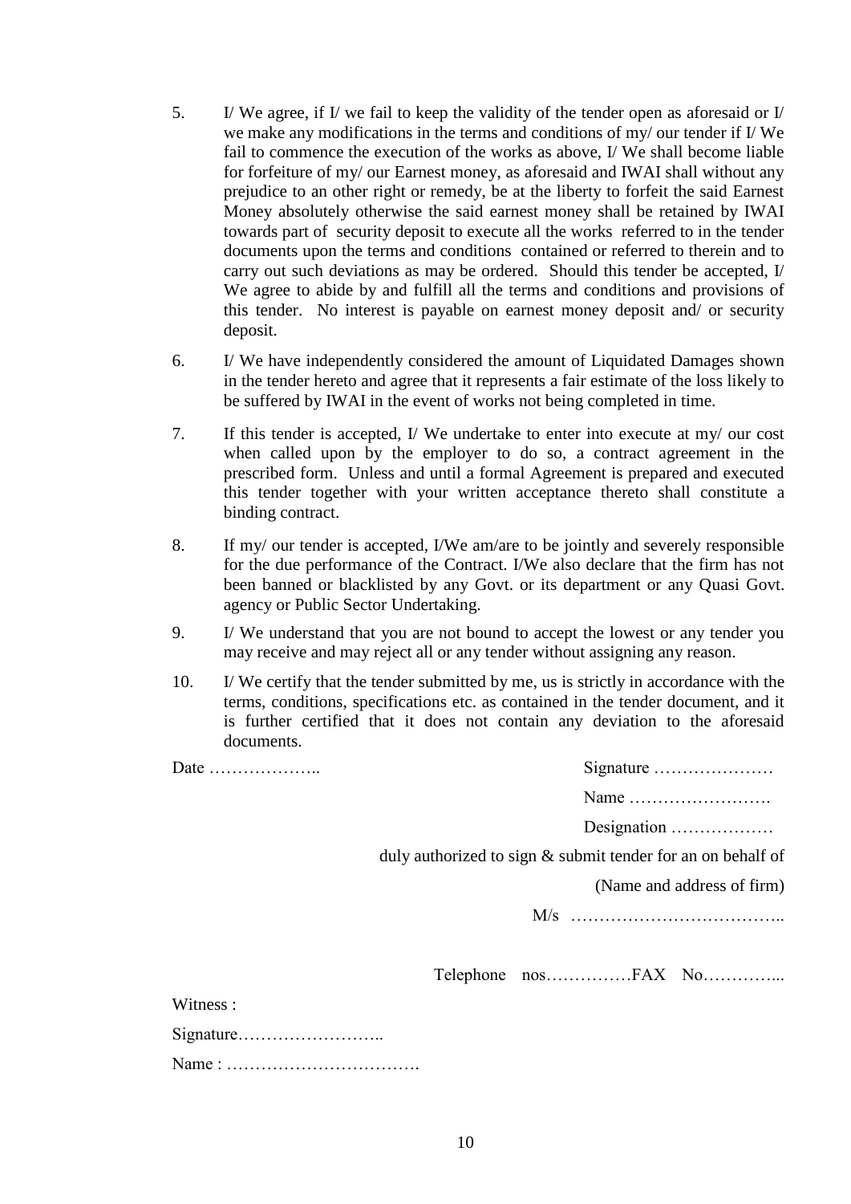5. I/ We agree, if I/ we fail to keep the validity of the tender open as aforesaid or I/ we make any modifications in the terms and conditions of my/ our tender if I/ We fail to commence the execution of the works as above, I/ We shall become liable for forfeiture of my/ our Earnest money, as aforesaid and IWAI shall without any prejudice to an other right or remedy, be at the liberty to forfeit the said Earnest Money absolutely otherwise the said earnest money shall be retained by IWAI towards part of security deposit to execute all the works referred to in the tender documents upon the terms and conditions contained or referred to therein and to carry out such deviations as may be ordered. Should this tender be accepted, I/ We agree to abide by and fulfill all the terms and conditions and provisions of this tender. No interest is payable on earnest money deposit and/ or security deposit.

6. I/ We have independently considered the amount of Liquidated Damages shown in the tender hereto and agree that it represents a fair estimate of the loss likely to be suffered by IWAI in the event of works not being completed in time.

7. If this tender is accepted, I/ We undertake to enter into execute at my/ our cost when called upon by the employer to do so, a contract agreement in the prescribed form. Unless and until a formal Agreement is prepared and executed this tender together with your written acceptance thereto shall constitute a binding contract.

8. If my/ our tender is accepted, I/We am/are to be jointly and severely responsible for the due performance of the Contract. I/We also declare that the firm has not been banned or blacklisted by any Govt. or its department or any Quasi Govt. agency or Public Sector Undertaking.

9. I/ We understand that you are not bound to accept the lowest or any tender you may receive and may reject all or any tender without assigning any reason.

10. I/ We certify that the tender submitted by me, us is strictly in accordance with the terms, conditions, specifications etc. as contained in the tender document, and it is further certified that it does not contain any deviation to the aforesaid documents.

Date ………………..

Signature …………………

Name …………………….

Designation ………………

duly authorized to sign & submit tender for an on behalf of

(Name and address of firm)

M/s ………………………………..

Telephone nos……………FAX No…………...

Witness :

Signature……………………..

Name : …………………………….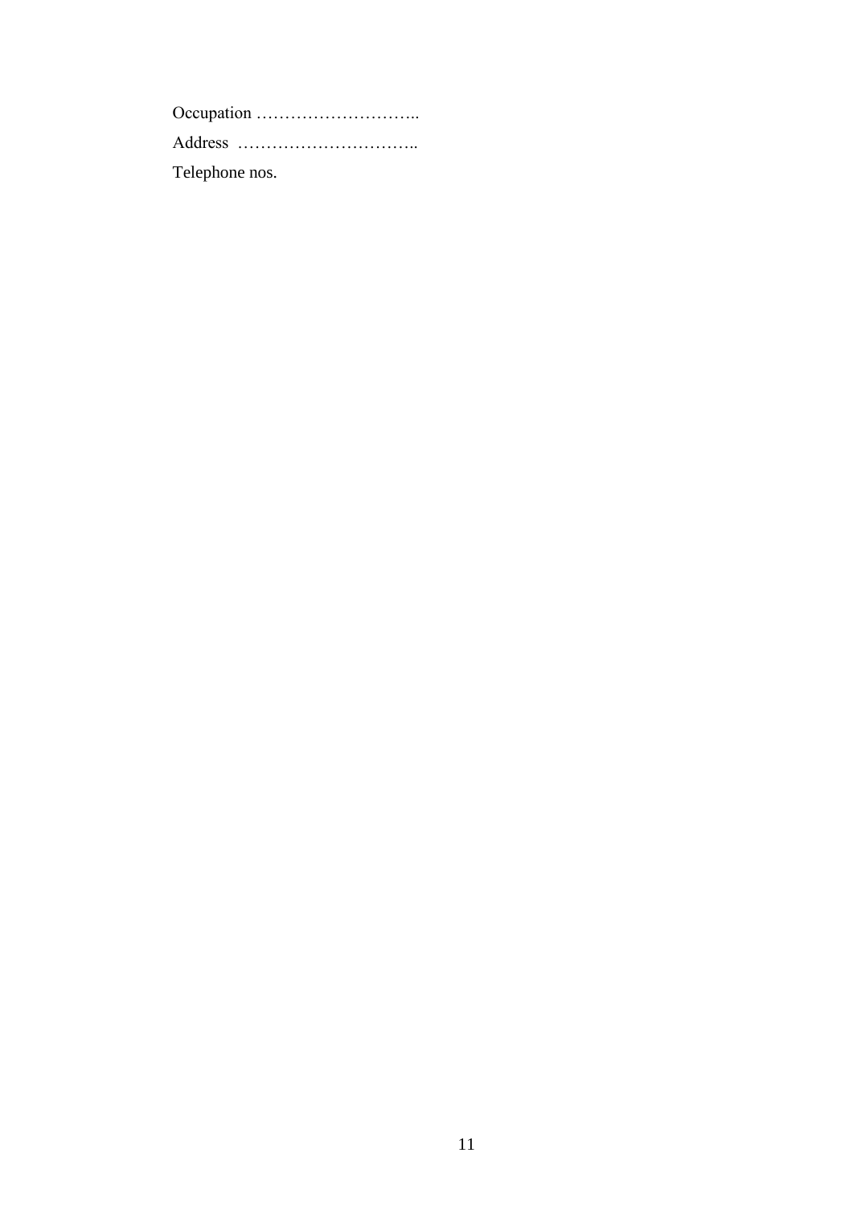Occupation ………………………..

Address …………………………..

Telephone nos.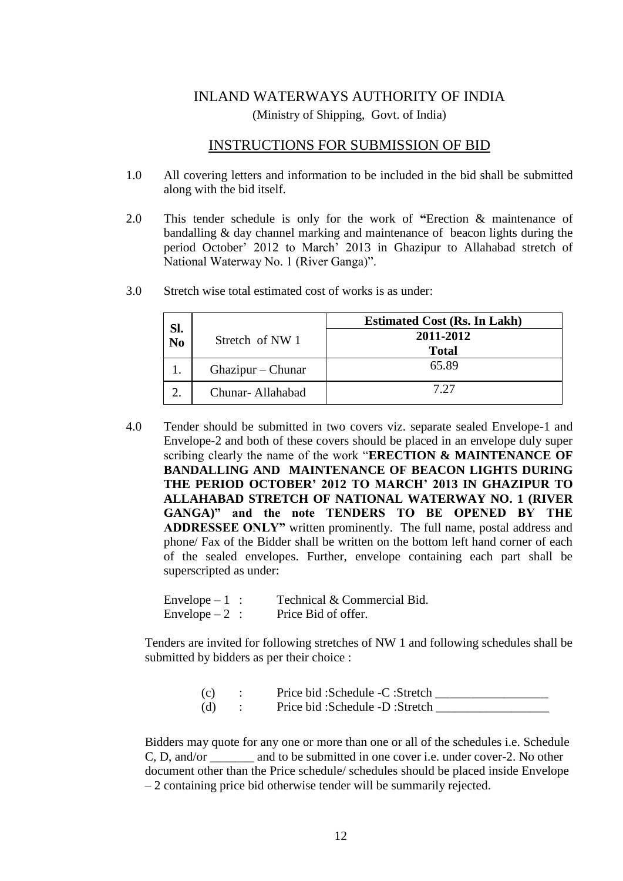# INLAND WATERWAYS AUTHORITY OF INDIA

(Ministry of Shipping, Govt. of India)

## INSTRUCTIONS FOR SUBMISSION OF BID

1.0 All covering letters and information to be included in the bid shall be submitted along with the bid itself.

2.0 This tender schedule is only for the work of **"**Erection & maintenance of bandalling & day channel marking and maintenance of beacon lights during the period October' 2012 to March' 2013 in Ghazipur to Allahabad stretch of National Waterway No. 1 (River Ganga)".

3.0 Stretch wise total estimated cost of works is as under:

| Sl. No | Stretch of NW 1 | Estimated Cost (Rs. In Lakh) |
|---|---|---|
| | | **2011-2012** **Total** |
| 1. | Ghazipur – Chunar | 65.89 |
| 2. | Chunar- Allahabad | 7.27 |

4.0 Tender should be submitted in two covers viz. separate sealed Envelope-1 and Envelope-2 and both of these covers should be placed in an envelope duly super scribing clearly the name of the work "**ERECTION & MAINTENANCE OF BANDALLING AND MAINTENANCE OF BEACON LIGHTS DURING THE PERIOD OCTOBER' 2012 TO MARCH' 2013 IN GHAZIPUR TO ALLAHABAD STRETCH OF NATIONAL WATERWAY NO. 1 (RIVER GANGA)" and the note TENDERS TO BE OPENED BY THE ADDRESSEE ONLY"** written prominently. The full name, postal address and phone/ Fax of the Bidder shall be written on the bottom left hand corner of each of the sealed envelopes. Further, envelope containing each part shall be superscripted as under:

Envelope – 1 : Technical & Commercial Bid.
Envelope – 2 : Price Bid of offer.

Tenders are invited for following stretches of NW 1 and following schedules shall be submitted by bidders as per their choice :

(c) : Price bid :Schedule -C :Stretch __________________
(d) : Price bid :Schedule -D :Stretch __________________

Bidders may quote for any one or more than one or all of the schedules i.e. Schedule C, D, and/or _______ and to be submitted in one cover i.e. under cover-2. No other document other than the Price schedule/ schedules should be placed inside Envelope – 2 containing price bid otherwise tender will be summarily rejected.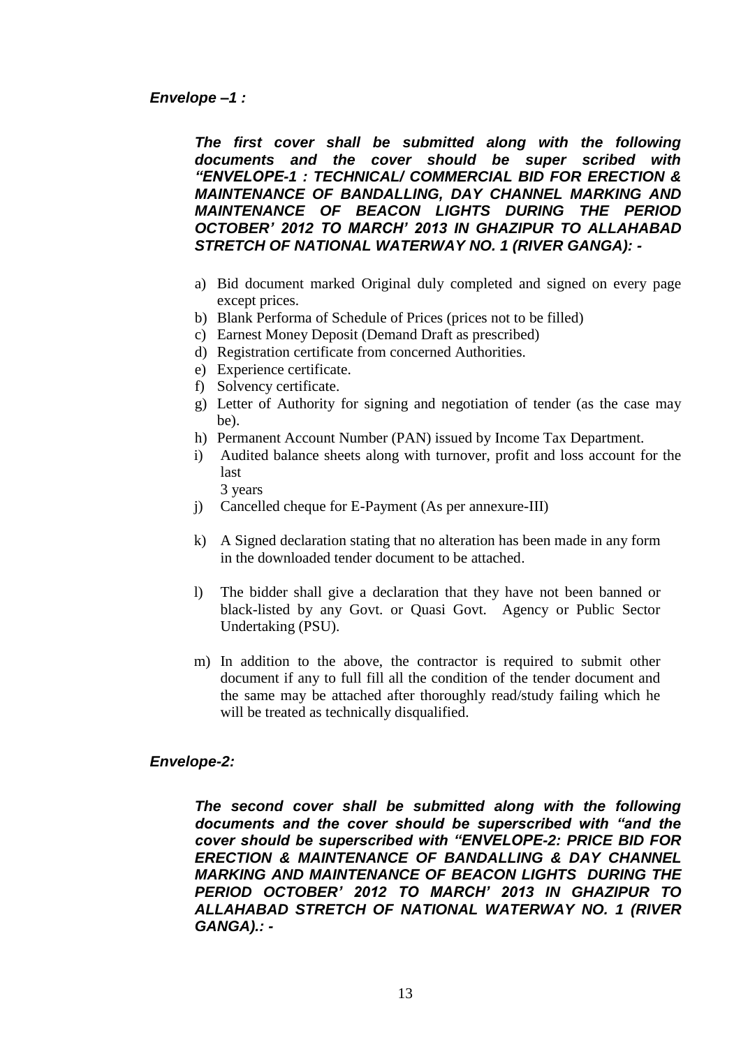***Envelope –1 :***

***The first cover shall be submitted along with the following documents and the cover should be super scribed with "ENVELOPE-1 : TECHNICAL/ COMMERCIAL BID FOR ERECTION & MAINTENANCE OF BANDALLING, DAY CHANNEL MARKING AND MAINTENANCE OF BEACON LIGHTS DURING THE PERIOD OCTOBER' 2012 TO MARCH' 2013 IN GHAZIPUR TO ALLAHABAD STRETCH OF NATIONAL WATERWAY NO. 1 (RIVER GANGA): -***

a) Bid document marked Original duly completed and signed on every page except prices.
b) Blank Performa of Schedule of Prices (prices not to be filled)
c) Earnest Money Deposit (Demand Draft as prescribed)
d) Registration certificate from concerned Authorities.
e) Experience certificate.
f) Solvency certificate.
g) Letter of Authority for signing and negotiation of tender (as the case may be).
h) Permanent Account Number (PAN) issued by Income Tax Department.
i) Audited balance sheets along with turnover, profit and loss account for the last 3 years
j) Cancelled cheque for E-Payment (As per annexure-III)
k) A Signed declaration stating that no alteration has been made in any form in the downloaded tender document to be attached.
l) The bidder shall give a declaration that they have not been banned or black-listed by any Govt. or Quasi Govt. Agency or Public Sector Undertaking (PSU).
m) In addition to the above, the contractor is required to submit other document if any to full fill all the condition of the tender document and the same may be attached after thoroughly read/study failing which he will be treated as technically disqualified.

***Envelope-2:***

***The second cover shall be submitted along with the following documents and the cover should be superscribed with "and the cover should be superscribed with "ENVELOPE-2: PRICE BID FOR ERECTION & MAINTENANCE OF BANDALLING & DAY CHANNEL MARKING AND MAINTENANCE OF BEACON LIGHTS DURING THE PERIOD OCTOBER' 2012 TO MARCH' 2013 IN GHAZIPUR TO ALLAHABAD STRETCH OF NATIONAL WATERWAY NO. 1 (RIVER GANGA).: -***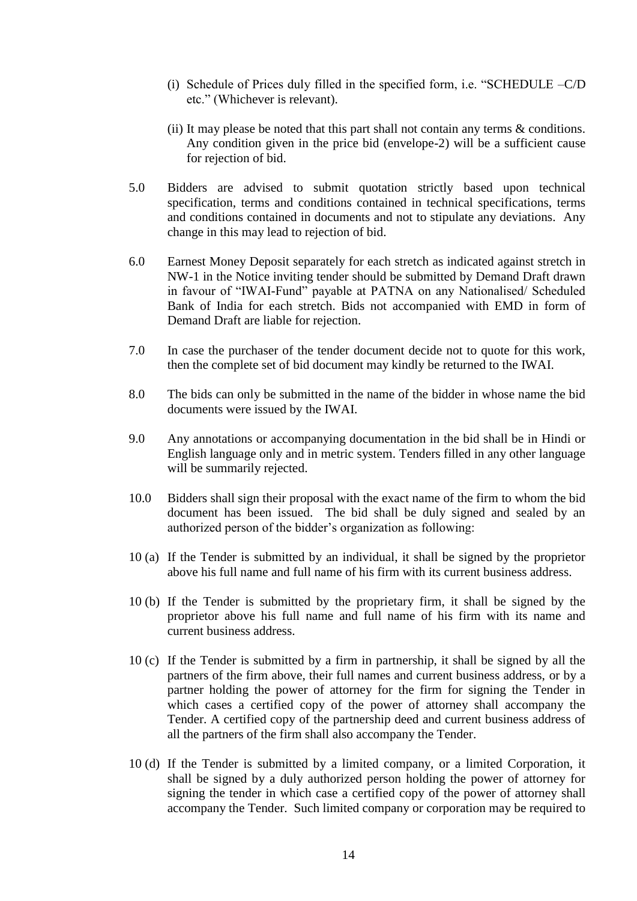(i) Schedule of Prices duly filled in the specified form, i.e. "SCHEDULE –C/D etc." (Whichever is relevant).

(ii) It may please be noted that this part shall not contain any terms & conditions. Any condition given in the price bid (envelope-2) will be a sufficient cause for rejection of bid.

5.0 Bidders are advised to submit quotation strictly based upon technical specification, terms and conditions contained in technical specifications, terms and conditions contained in documents and not to stipulate any deviations. Any change in this may lead to rejection of bid.

6.0 Earnest Money Deposit separately for each stretch as indicated against stretch in NW-1 in the Notice inviting tender should be submitted by Demand Draft drawn in favour of "IWAI-Fund" payable at PATNA on any Nationalised/ Scheduled Bank of India for each stretch. Bids not accompanied with EMD in form of Demand Draft are liable for rejection.

7.0 In case the purchaser of the tender document decide not to quote for this work, then the complete set of bid document may kindly be returned to the IWAI.

8.0 The bids can only be submitted in the name of the bidder in whose name the bid documents were issued by the IWAI.

9.0 Any annotations or accompanying documentation in the bid shall be in Hindi or English language only and in metric system. Tenders filled in any other language will be summarily rejected.

10.0 Bidders shall sign their proposal with the exact name of the firm to whom the bid document has been issued. The bid shall be duly signed and sealed by an authorized person of the bidder's organization as following:

10 (a) If the Tender is submitted by an individual, it shall be signed by the proprietor above his full name and full name of his firm with its current business address.

10 (b) If the Tender is submitted by the proprietary firm, it shall be signed by the proprietor above his full name and full name of his firm with its name and current business address.

10 (c) If the Tender is submitted by a firm in partnership, it shall be signed by all the partners of the firm above, their full names and current business address, or by a partner holding the power of attorney for the firm for signing the Tender in which cases a certified copy of the power of attorney shall accompany the Tender. A certified copy of the partnership deed and current business address of all the partners of the firm shall also accompany the Tender.

10 (d) If the Tender is submitted by a limited company, or a limited Corporation, it shall be signed by a duly authorized person holding the power of attorney for signing the tender in which case a certified copy of the power of attorney shall accompany the Tender. Such limited company or corporation may be required to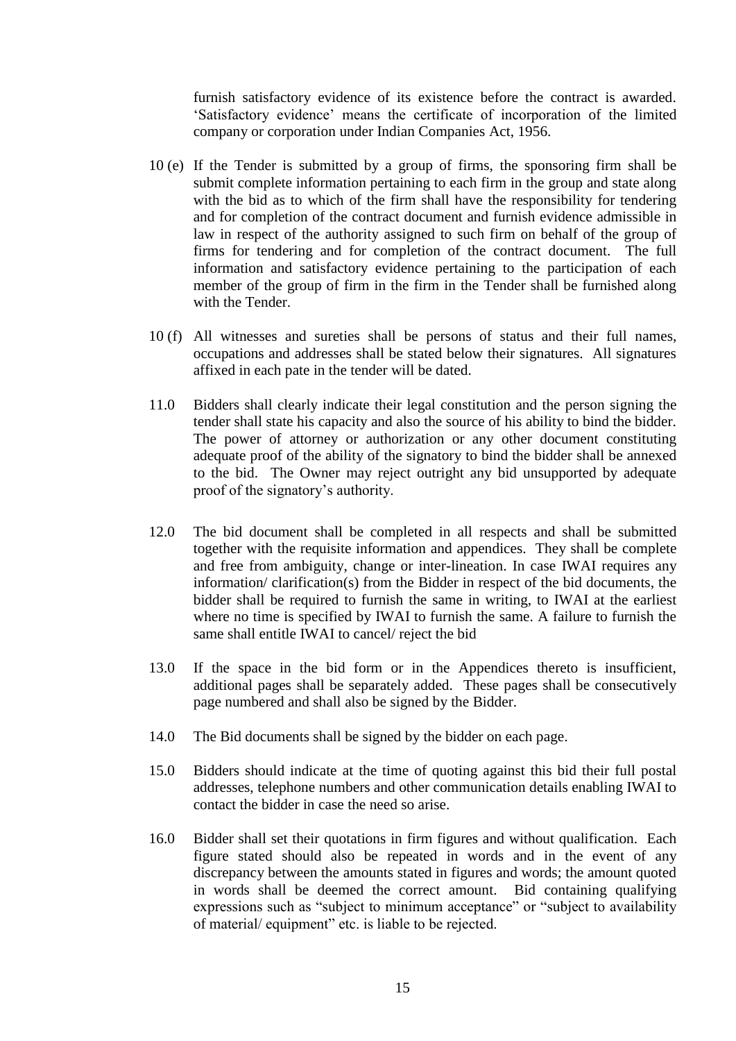furnish satisfactory evidence of its existence before the contract is awarded. 'Satisfactory evidence' means the certificate of incorporation of the limited company or corporation under Indian Companies Act, 1956.

10 (e) If the Tender is submitted by a group of firms, the sponsoring firm shall be submit complete information pertaining to each firm in the group and state along with the bid as to which of the firm shall have the responsibility for tendering and for completion of the contract document and furnish evidence admissible in law in respect of the authority assigned to such firm on behalf of the group of firms for tendering and for completion of the contract document. The full information and satisfactory evidence pertaining to the participation of each member of the group of firm in the firm in the Tender shall be furnished along with the Tender.

10 (f) All witnesses and sureties shall be persons of status and their full names, occupations and addresses shall be stated below their signatures. All signatures affixed in each pate in the tender will be dated.

11.0 Bidders shall clearly indicate their legal constitution and the person signing the tender shall state his capacity and also the source of his ability to bind the bidder. The power of attorney or authorization or any other document constituting adequate proof of the ability of the signatory to bind the bidder shall be annexed to the bid. The Owner may reject outright any bid unsupported by adequate proof of the signatory's authority.

12.0 The bid document shall be completed in all respects and shall be submitted together with the requisite information and appendices. They shall be complete and free from ambiguity, change or inter-lineation. In case IWAI requires any information/ clarification(s) from the Bidder in respect of the bid documents, the bidder shall be required to furnish the same in writing, to IWAI at the earliest where no time is specified by IWAI to furnish the same. A failure to furnish the same shall entitle IWAI to cancel/ reject the bid

13.0 If the space in the bid form or in the Appendices thereto is insufficient, additional pages shall be separately added. These pages shall be consecutively page numbered and shall also be signed by the Bidder.

14.0 The Bid documents shall be signed by the bidder on each page.

15.0 Bidders should indicate at the time of quoting against this bid their full postal addresses, telephone numbers and other communication details enabling IWAI to contact the bidder in case the need so arise.

16.0 Bidder shall set their quotations in firm figures and without qualification. Each figure stated should also be repeated in words and in the event of any discrepancy between the amounts stated in figures and words; the amount quoted in words shall be deemed the correct amount. Bid containing qualifying expressions such as "subject to minimum acceptance" or "subject to availability of material/ equipment" etc. is liable to be rejected.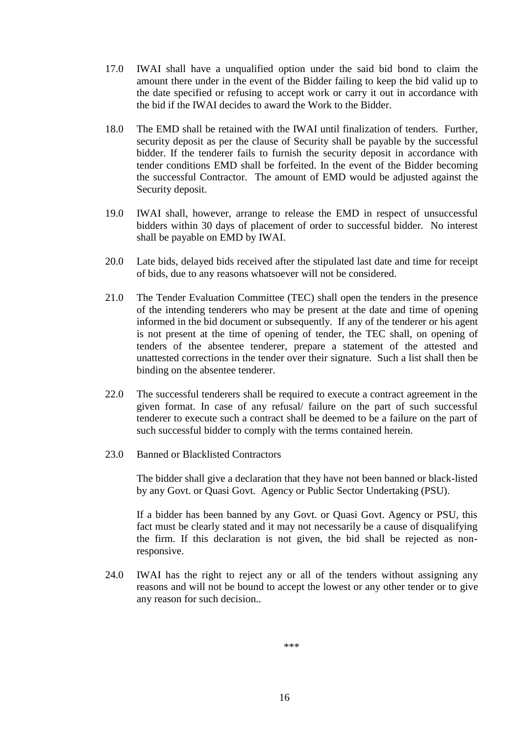17.0 IWAI shall have a unqualified option under the said bid bond to claim the amount there under in the event of the Bidder failing to keep the bid valid up to the date specified or refusing to accept work or carry it out in accordance with the bid if the IWAI decides to award the Work to the Bidder.

18.0 The EMD shall be retained with the IWAI until finalization of tenders. Further, security deposit as per the clause of Security shall be payable by the successful bidder. If the tenderer fails to furnish the security deposit in accordance with tender conditions EMD shall be forfeited. In the event of the Bidder becoming the successful Contractor. The amount of EMD would be adjusted against the Security deposit.

19.0 IWAI shall, however, arrange to release the EMD in respect of unsuccessful bidders within 30 days of placement of order to successful bidder. No interest shall be payable on EMD by IWAI.

20.0 Late bids, delayed bids received after the stipulated last date and time for receipt of bids, due to any reasons whatsoever will not be considered.

21.0 The Tender Evaluation Committee (TEC) shall open the tenders in the presence of the intending tenderers who may be present at the date and time of opening informed in the bid document or subsequently. If any of the tenderer or his agent is not present at the time of opening of tender, the TEC shall, on opening of tenders of the absentee tenderer, prepare a statement of the attested and unattested corrections in the tender over their signature. Such a list shall then be binding on the absentee tenderer.

22.0 The successful tenderers shall be required to execute a contract agreement in the given format. In case of any refusal/ failure on the part of such successful tenderer to execute such a contract shall be deemed to be a failure on the part of such successful bidder to comply with the terms contained herein.

23.0 Banned or Blacklisted Contractors

The bidder shall give a declaration that they have not been banned or black-listed by any Govt. or Quasi Govt. Agency or Public Sector Undertaking (PSU).

If a bidder has been banned by any Govt. or Quasi Govt. Agency or PSU, this fact must be clearly stated and it may not necessarily be a cause of disqualifying the firm. If this declaration is not given, the bid shall be rejected as non-responsive.

24.0 IWAI has the right to reject any or all of the tenders without assigning any reasons and will not be bound to accept the lowest or any other tender or to give any reason for such decision..

***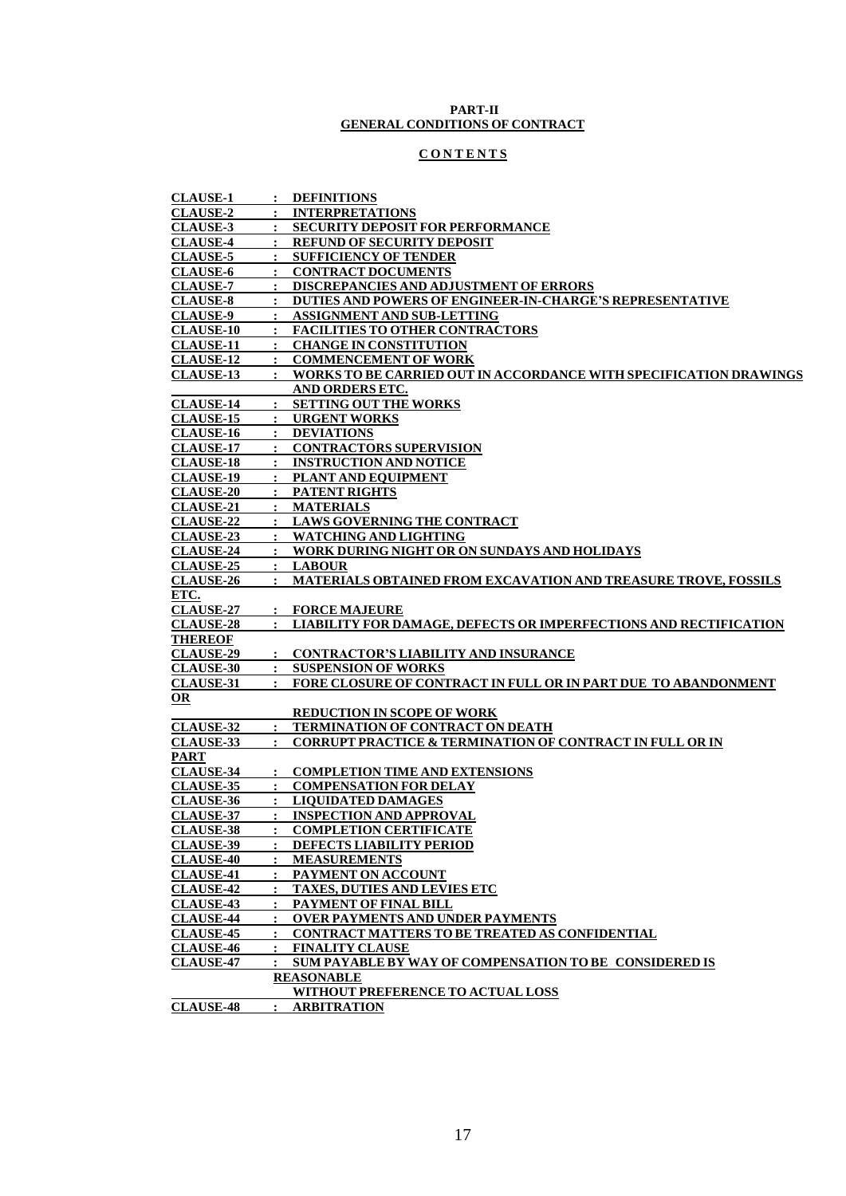**PART-II**
**GENERAL CONDITIONS OF CONTRACT**

**C O N T E N T S**

| | | |
|---|---|---|
| **CLAUSE-1** | **:** | **DEFINITIONS** |
| **CLAUSE-2** | **:** | **INTERPRETATIONS** |
| **CLAUSE-3** | **:** | **SECURITY DEPOSIT FOR PERFORMANCE** |
| **CLAUSE-4** | **:** | **REFUND OF SECURITY DEPOSIT** |
| **CLAUSE-5** | **:** | **SUFFICIENCY OF TENDER** |
| **CLAUSE-6** | **:** | **CONTRACT DOCUMENTS** |
| **CLAUSE-7** | **:** | **DISCREPANCIES AND ADJUSTMENT OF ERRORS** |
| **CLAUSE-8** | **:** | **DUTIES AND POWERS OF ENGINEER-IN-CHARGE'S REPRESENTATIVE** |
| **CLAUSE-9** | **:** | **ASSIGNMENT AND SUB-LETTING** |
| **CLAUSE-10** | **:** | **FACILITIES TO OTHER CONTRACTORS** |
| **CLAUSE-11** | **:** | **CHANGE IN CONSTITUTION** |
| **CLAUSE-12** | **:** | **COMMENCEMENT OF WORK** |
| **CLAUSE-13** | **:** | **WORKS TO BE CARRIED OUT IN ACCORDANCE WITH SPECIFICATION DRAWINGS AND ORDERS ETC.** |
| **CLAUSE-14** | **:** | **SETTING OUT THE WORKS** |
| **CLAUSE-15** | **:** | **URGENT WORKS** |
| **CLAUSE-16** | **:** | **DEVIATIONS** |
| **CLAUSE-17** | **:** | **CONTRACTORS SUPERVISION** |
| **CLAUSE-18** | **:** | **INSTRUCTION AND NOTICE** |
| **CLAUSE-19** | **:** | **PLANT AND EQUIPMENT** |
| **CLAUSE-20** | **:** | **PATENT RIGHTS** |
| **CLAUSE-21** | **:** | **MATERIALS** |
| **CLAUSE-22** | **:** | **LAWS GOVERNING THE CONTRACT** |
| **CLAUSE-23** | **:** | **WATCHING AND LIGHTING** |
| **CLAUSE-24** | **:** | **WORK DURING NIGHT OR ON SUNDAYS AND HOLIDAYS** |
| **CLAUSE-25** | **:** | **LABOUR** |
| **CLAUSE-26** | **:** | **MATERIALS OBTAINED FROM EXCAVATION AND TREASURE TROVE, FOSSILS ETC.** |
| **CLAUSE-27** | **:** | **FORCE MAJEURE** |
| **CLAUSE-28** | **:** | **LIABILITY FOR DAMAGE, DEFECTS OR IMPERFECTIONS AND RECTIFICATION THEREOF** |
| **CLAUSE-29** | **:** | **CONTRACTOR'S LIABILITY AND INSURANCE** |
| **CLAUSE-30** | **:** | **SUSPENSION OF WORKS** |
| **CLAUSE-31** | **:** | **FORE CLOSURE OF CONTRACT IN FULL OR IN PART DUE TO ABANDONMENT OR REDUCTION IN SCOPE OF WORK** |
| **CLAUSE-32** | **:** | **TERMINATION OF CONTRACT ON DEATH** |
| **CLAUSE-33** | **:** | **CORRUPT PRACTICE & TERMINATION OF CONTRACT IN FULL OR IN PART** |
| **CLAUSE-34** | **:** | **COMPLETION TIME AND EXTENSIONS** |
| **CLAUSE-35** | **:** | **COMPENSATION FOR DELAY** |
| **CLAUSE-36** | **:** | **LIQUIDATED DAMAGES** |
| **CLAUSE-37** | **:** | **INSPECTION AND APPROVAL** |
| **CLAUSE-38** | **:** | **COMPLETION CERTIFICATE** |
| **CLAUSE-39** | **:** | **DEFECTS LIABILITY PERIOD** |
| **CLAUSE-40** | **:** | **MEASUREMENTS** |
| **CLAUSE-41** | **:** | **PAYMENT ON ACCOUNT** |
| **CLAUSE-42** | **:** | **TAXES, DUTIES AND LEVIES ETC** |
| **CLAUSE-43** | **:** | **PAYMENT OF FINAL BILL** |
| **CLAUSE-44** | **:** | **OVER PAYMENTS AND UNDER PAYMENTS** |
| **CLAUSE-45** | **:** | **CONTRACT MATTERS TO BE TREATED AS CONFIDENTIAL** |
| **CLAUSE-46** | **:** | **FINALITY CLAUSE** |
| **CLAUSE-47** | **:** | **SUM PAYABLE BY WAY OF COMPENSATION TO BE CONSIDERED IS REASONABLE WITHOUT PREFERENCE TO ACTUAL LOSS** |
| **CLAUSE-48** | **:** | **ARBITRATION** |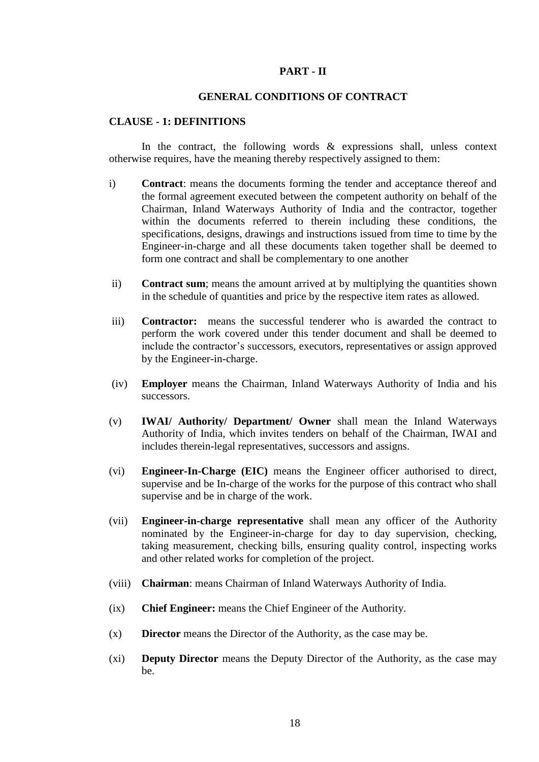## PART - II

## GENERAL CONDITIONS OF CONTRACT

### CLAUSE - 1: DEFINITIONS

In the contract, the following words & expressions shall, unless context otherwise requires, have the meaning thereby respectively assigned to them:

i) **Contract**: means the documents forming the tender and acceptance thereof and the formal agreement executed between the competent authority on behalf of the Chairman, Inland Waterways Authority of India and the contractor, together within the documents referred to therein including these conditions, the specifications, designs, drawings and instructions issued from time to time by the Engineer-in-charge and all these documents taken together shall be deemed to form one contract and shall be complementary to one another

ii) **Contract sum**; means the amount arrived at by multiplying the quantities shown in the schedule of quantities and price by the respective item rates as allowed.

iii) **Contractor:** means the successful tenderer who is awarded the contract to perform the work covered under this tender document and shall be deemed to include the contractor's successors, executors, representatives or assign approved by the Engineer-in-charge.

(iv) **Employer** means the Chairman, Inland Waterways Authority of India and his successors.

(v) **IWAI/ Authority/ Department/ Owner** shall mean the Inland Waterways Authority of India, which invites tenders on behalf of the Chairman, IWAI and includes therein-legal representatives, successors and assigns.

(vi) **Engineer-In-Charge (EIC)** means the Engineer officer authorised to direct, supervise and be In-charge of the works for the purpose of this contract who shall supervise and be in charge of the work.

(vii) **Engineer-in-charge representative** shall mean any officer of the Authority nominated by the Engineer-in-charge for day to day supervision, checking, taking measurement, checking bills, ensuring quality control, inspecting works and other related works for completion of the project.

(viii) **Chairman**: means Chairman of Inland Waterways Authority of India.

(ix) **Chief Engineer:** means the Chief Engineer of the Authority.

(x) **Director** means the Director of the Authority, as the case may be.

(xi) **Deputy Director** means the Deputy Director of the Authority, as the case may be.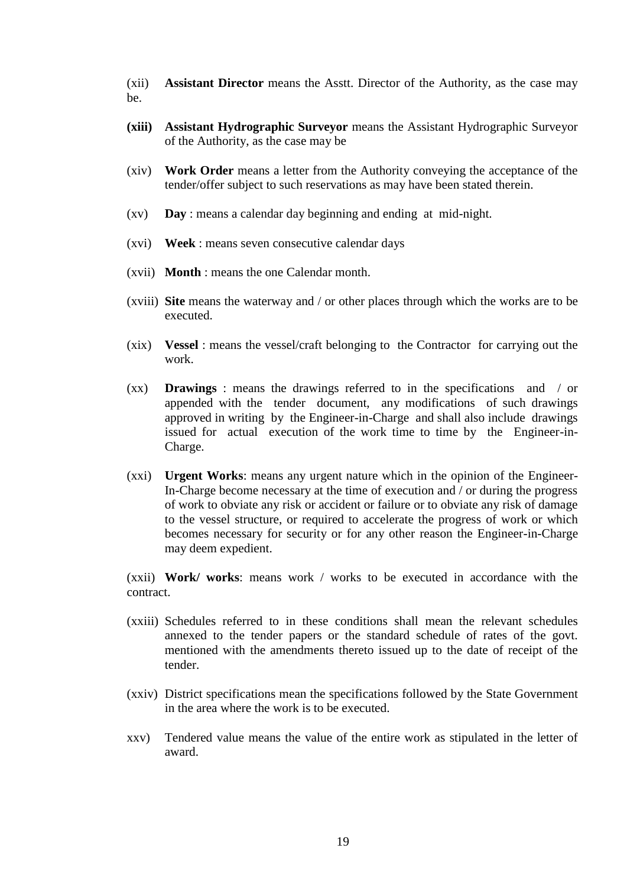(xii) **Assistant Director** means the Asstt. Director of the Authority, as the case may be.

**(xiii)** **Assistant Hydrographic Surveyor** means the Assistant Hydrographic Surveyor of the Authority, as the case may be

(xiv) **Work Order** means a letter from the Authority conveying the acceptance of the tender/offer subject to such reservations as may have been stated therein.

(xv) **Day** : means a calendar day beginning and ending at mid-night.

(xvi) **Week** : means seven consecutive calendar days

(xvii) **Month** : means the one Calendar month.

(xviii) **Site** means the waterway and / or other places through which the works are to be executed.

(xix) **Vessel** : means the vessel/craft belonging to the Contractor for carrying out the work.

(xx) **Drawings** : means the drawings referred to in the specifications and / or appended with the tender document, any modifications of such drawings approved in writing by the Engineer-in-Charge and shall also include drawings issued for actual execution of the work time to time by the Engineer-in-Charge.

(xxi) **Urgent Works**: means any urgent nature which in the opinion of the Engineer-In-Charge become necessary at the time of execution and / or during the progress of work to obviate any risk or accident or failure or to obviate any risk of damage to the vessel structure, or required to accelerate the progress of work or which becomes necessary for security or for any other reason the Engineer-in-Charge may deem expedient.

(xxii) **Work/ works**: means work / works to be executed in accordance with the contract.

(xxiii) Schedules referred to in these conditions shall mean the relevant schedules annexed to the tender papers or the standard schedule of rates of the govt. mentioned with the amendments thereto issued up to the date of receipt of the tender.

(xxiv) District specifications mean the specifications followed by the State Government in the area where the work is to be executed.

xxv) Tendered value means the value of the entire work as stipulated in the letter of award.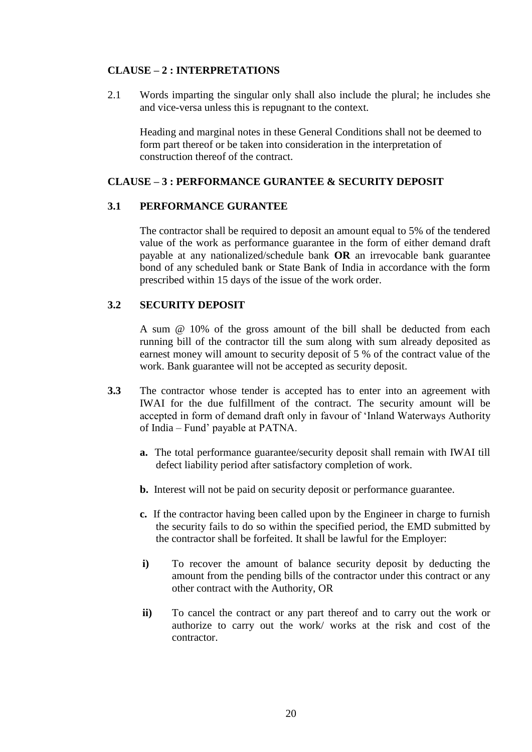## CLAUSE – 2 : INTERPRETATIONS

2.1 Words imparting the singular only shall also include the plural; he includes she and vice-versa unless this is repugnant to the context.

Heading and marginal notes in these General Conditions shall not be deemed to form part thereof or be taken into consideration in the interpretation of construction thereof of the contract.

## CLAUSE – 3 : PERFORMANCE GURANTEE & SECURITY DEPOSIT

### 3.1 PERFORMANCE GURANTEE

The contractor shall be required to deposit an amount equal to 5% of the tendered value of the work as performance guarantee in the form of either demand draft payable at any nationalized/schedule bank **OR** an irrevocable bank guarantee bond of any scheduled bank or State Bank of India in accordance with the form prescribed within 15 days of the issue of the work order.

### 3.2 SECURITY DEPOSIT

A sum @ 10% of the gross amount of the bill shall be deducted from each running bill of the contractor till the sum along with sum already deposited as earnest money will amount to security deposit of 5 % of the contract value of the work. Bank guarantee will not be accepted as security deposit.

**3.3** The contractor whose tender is accepted has to enter into an agreement with IWAI for the due fulfillment of the contract. The security amount will be accepted in form of demand draft only in favour of 'Inland Waterways Authority of India – Fund' payable at PATNA.

**a.** The total performance guarantee/security deposit shall remain with IWAI till defect liability period after satisfactory completion of work.

**b.** Interest will not be paid on security deposit or performance guarantee.

**c.** If the contractor having been called upon by the Engineer in charge to furnish the security fails to do so within the specified period, the EMD submitted by the contractor shall be forfeited. It shall be lawful for the Employer:

**i)** To recover the amount of balance security deposit by deducting the amount from the pending bills of the contractor under this contract or any other contract with the Authority, OR

**ii)** To cancel the contract or any part thereof and to carry out the work or authorize to carry out the work/ works at the risk and cost of the contractor.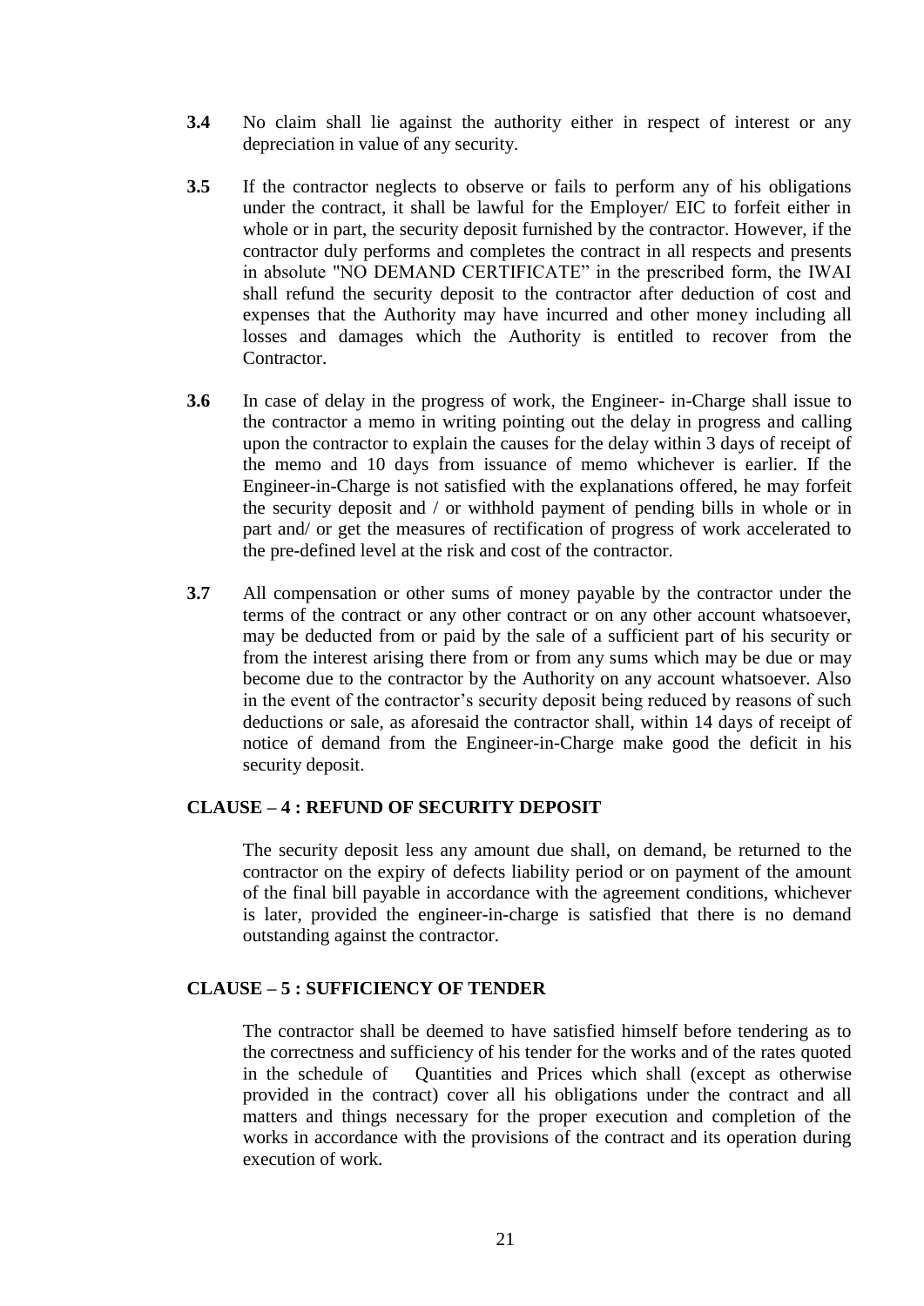**3.4** No claim shall lie against the authority either in respect of interest or any depreciation in value of any security.

**3.5** If the contractor neglects to observe or fails to perform any of his obligations under the contract, it shall be lawful for the Employer/ EIC to forfeit either in whole or in part, the security deposit furnished by the contractor. However, if the contractor duly performs and completes the contract in all respects and presents in absolute "NO DEMAND CERTIFICATE" in the prescribed form, the IWAI shall refund the security deposit to the contractor after deduction of cost and expenses that the Authority may have incurred and other money including all losses and damages which the Authority is entitled to recover from the Contractor.

**3.6** In case of delay in the progress of work, the Engineer- in-Charge shall issue to the contractor a memo in writing pointing out the delay in progress and calling upon the contractor to explain the causes for the delay within 3 days of receipt of the memo and 10 days from issuance of memo whichever is earlier. If the Engineer-in-Charge is not satisfied with the explanations offered, he may forfeit the security deposit and / or withhold payment of pending bills in whole or in part and/ or get the measures of rectification of progress of work accelerated to the pre-defined level at the risk and cost of the contractor.

**3.7** All compensation or other sums of money payable by the contractor under the terms of the contract or any other contract or on any other account whatsoever, may be deducted from or paid by the sale of a sufficient part of his security or from the interest arising there from or from any sums which may be due or may become due to the contractor by the Authority on any account whatsoever. Also in the event of the contractor's security deposit being reduced by reasons of such deductions or sale, as aforesaid the contractor shall, within 14 days of receipt of notice of demand from the Engineer-in-Charge make good the deficit in his security deposit.

## CLAUSE – 4 : REFUND OF SECURITY DEPOSIT

The security deposit less any amount due shall, on demand, be returned to the contractor on the expiry of defects liability period or on payment of the amount of the final bill payable in accordance with the agreement conditions, whichever is later, provided the engineer-in-charge is satisfied that there is no demand outstanding against the contractor.

## CLAUSE – 5 : SUFFICIENCY OF TENDER

The contractor shall be deemed to have satisfied himself before tendering as to the correctness and sufficiency of his tender for the works and of the rates quoted in the schedule of Quantities and Prices which shall (except as otherwise provided in the contract) cover all his obligations under the contract and all matters and things necessary for the proper execution and completion of the works in accordance with the provisions of the contract and its operation during execution of work.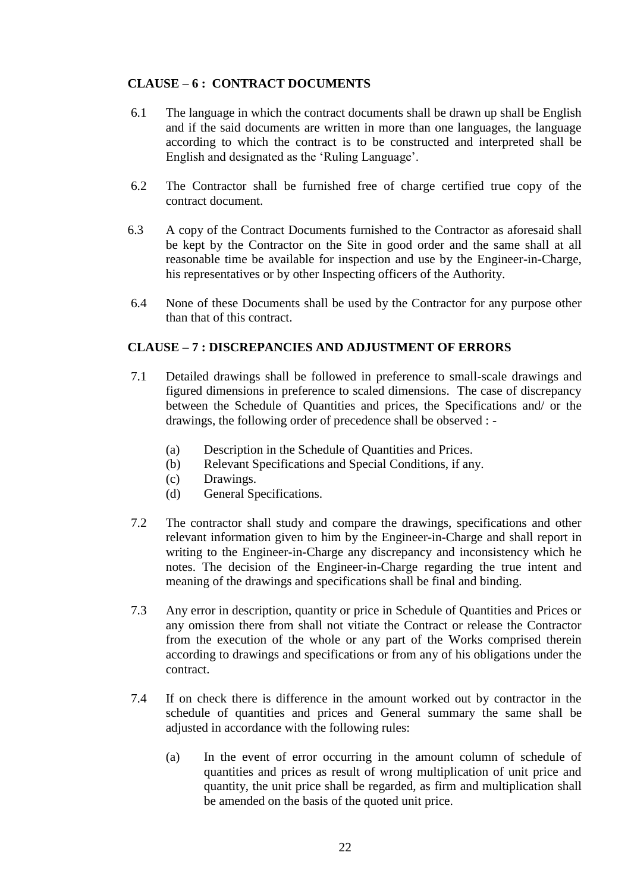### CLAUSE – 6 : CONTRACT DOCUMENTS

6.1 The language in which the contract documents shall be drawn up shall be English and if the said documents are written in more than one languages, the language according to which the contract is to be constructed and interpreted shall be English and designated as the 'Ruling Language'.

6.2 The Contractor shall be furnished free of charge certified true copy of the contract document.

6.3 A copy of the Contract Documents furnished to the Contractor as aforesaid shall be kept by the Contractor on the Site in good order and the same shall at all reasonable time be available for inspection and use by the Engineer-in-Charge, his representatives or by other Inspecting officers of the Authority.

6.4 None of these Documents shall be used by the Contractor for any purpose other than that of this contract.

### CLAUSE – 7 : DISCREPANCIES AND ADJUSTMENT OF ERRORS

7.1 Detailed drawings shall be followed in preference to small-scale drawings and figured dimensions in preference to scaled dimensions. The case of discrepancy between the Schedule of Quantities and prices, the Specifications and/ or the drawings, the following order of precedence shall be observed : -

- (a) Description in the Schedule of Quantities and Prices.
- (b) Relevant Specifications and Special Conditions, if any.
- (c) Drawings.
- (d) General Specifications.

7.2 The contractor shall study and compare the drawings, specifications and other relevant information given to him by the Engineer-in-Charge and shall report in writing to the Engineer-in-Charge any discrepancy and inconsistency which he notes. The decision of the Engineer-in-Charge regarding the true intent and meaning of the drawings and specifications shall be final and binding.

7.3 Any error in description, quantity or price in Schedule of Quantities and Prices or any omission there from shall not vitiate the Contract or release the Contractor from the execution of the whole or any part of the Works comprised therein according to drawings and specifications or from any of his obligations under the contract.

7.4 If on check there is difference in the amount worked out by contractor in the schedule of quantities and prices and General summary the same shall be adjusted in accordance with the following rules:

- (a) In the event of error occurring in the amount column of schedule of quantities and prices as result of wrong multiplication of unit price and quantity, the unit price shall be regarded, as firm and multiplication shall be amended on the basis of the quoted unit price.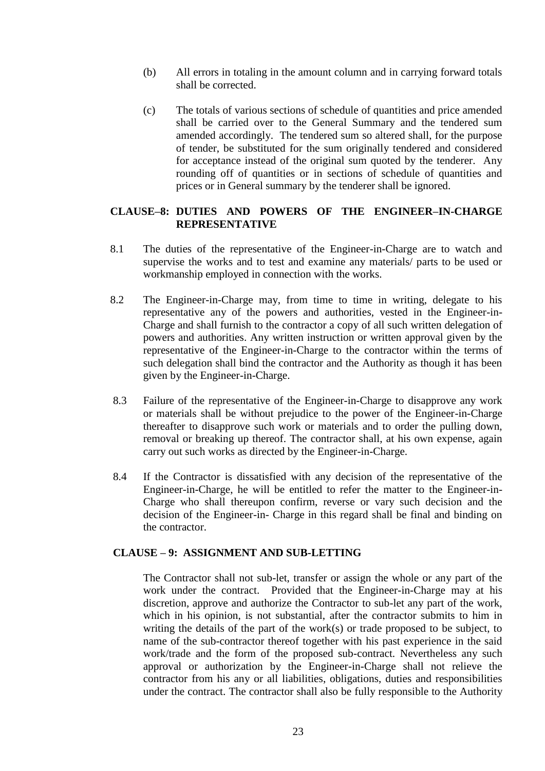(b) All errors in totaling in the amount column and in carrying forward totals shall be corrected.

(c) The totals of various sections of schedule of quantities and price amended shall be carried over to the General Summary and the tendered sum amended accordingly. The tendered sum so altered shall, for the purpose of tender, be substituted for the sum originally tendered and considered for acceptance instead of the original sum quoted by the tenderer. Any rounding off of quantities or in sections of schedule of quantities and prices or in General summary by the tenderer shall be ignored.

**CLAUSE–8: DUTIES AND POWERS OF THE ENGINEER–IN-CHARGE REPRESENTATIVE**

8.1 The duties of the representative of the Engineer-in-Charge are to watch and supervise the works and to test and examine any materials/ parts to be used or workmanship employed in connection with the works.

8.2 The Engineer-in-Charge may, from time to time in writing, delegate to his representative any of the powers and authorities, vested in the Engineer-in-Charge and shall furnish to the contractor a copy of all such written delegation of powers and authorities. Any written instruction or written approval given by the representative of the Engineer-in-Charge to the contractor within the terms of such delegation shall bind the contractor and the Authority as though it has been given by the Engineer-in-Charge.

8.3 Failure of the representative of the Engineer-in-Charge to disapprove any work or materials shall be without prejudice to the power of the Engineer-in-Charge thereafter to disapprove such work or materials and to order the pulling down, removal or breaking up thereof. The contractor shall, at his own expense, again carry out such works as directed by the Engineer-in-Charge.

8.4 If the Contractor is dissatisfied with any decision of the representative of the Engineer-in-Charge, he will be entitled to refer the matter to the Engineer-in-Charge who shall thereupon confirm, reverse or vary such decision and the decision of the Engineer-in- Charge in this regard shall be final and binding on the contractor.

**CLAUSE – 9: ASSIGNMENT AND SUB-LETTING**

The Contractor shall not sub-let, transfer or assign the whole or any part of the work under the contract. Provided that the Engineer-in-Charge may at his discretion, approve and authorize the Contractor to sub-let any part of the work, which in his opinion, is not substantial, after the contractor submits to him in writing the details of the part of the work(s) or trade proposed to be subject, to name of the sub-contractor thereof together with his past experience in the said work/trade and the form of the proposed sub-contract. Nevertheless any such approval or authorization by the Engineer-in-Charge shall not relieve the contractor from his any or all liabilities, obligations, duties and responsibilities under the contract. The contractor shall also be fully responsible to the Authority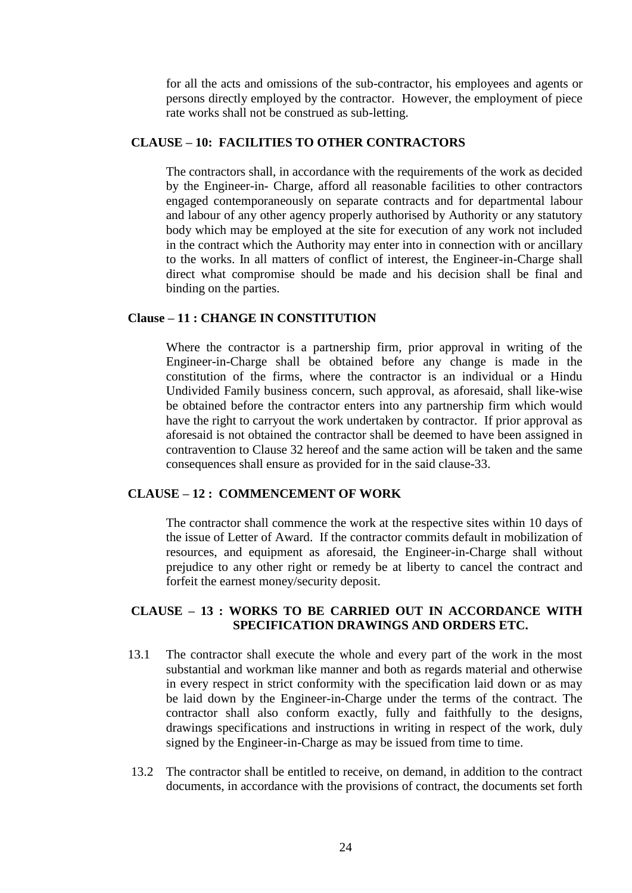for all the acts and omissions of the sub-contractor, his employees and agents or persons directly employed by the contractor. However, the employment of piece rate works shall not be construed as sub-letting.

## CLAUSE – 10: FACILITIES TO OTHER CONTRACTORS

The contractors shall, in accordance with the requirements of the work as decided by the Engineer-in- Charge, afford all reasonable facilities to other contractors engaged contemporaneously on separate contracts and for departmental labour and labour of any other agency properly authorised by Authority or any statutory body which may be employed at the site for execution of any work not included in the contract which the Authority may enter into in connection with or ancillary to the works. In all matters of conflict of interest, the Engineer-in-Charge shall direct what compromise should be made and his decision shall be final and binding on the parties.

## Clause – 11 : CHANGE IN CONSTITUTION

Where the contractor is a partnership firm, prior approval in writing of the Engineer-in-Charge shall be obtained before any change is made in the constitution of the firms, where the contractor is an individual or a Hindu Undivided Family business concern, such approval, as aforesaid, shall like-wise be obtained before the contractor enters into any partnership firm which would have the right to carryout the work undertaken by contractor. If prior approval as aforesaid is not obtained the contractor shall be deemed to have been assigned in contravention to Clause 32 hereof and the same action will be taken and the same consequences shall ensure as provided for in the said clause-33.

## CLAUSE – 12 : COMMENCEMENT OF WORK

The contractor shall commence the work at the respective sites within 10 days of the issue of Letter of Award. If the contractor commits default in mobilization of resources, and equipment as aforesaid, the Engineer-in-Charge shall without prejudice to any other right or remedy be at liberty to cancel the contract and forfeit the earnest money/security deposit.

## CLAUSE – 13 : WORKS TO BE CARRIED OUT IN ACCORDANCE WITH SPECIFICATION DRAWINGS AND ORDERS ETC.

13.1 The contractor shall execute the whole and every part of the work in the most substantial and workman like manner and both as regards material and otherwise in every respect in strict conformity with the specification laid down or as may be laid down by the Engineer-in-Charge under the terms of the contract. The contractor shall also conform exactly, fully and faithfully to the designs, drawings specifications and instructions in writing in respect of the work, duly signed by the Engineer-in-Charge as may be issued from time to time.

13.2 The contractor shall be entitled to receive, on demand, in addition to the contract documents, in accordance with the provisions of contract, the documents set forth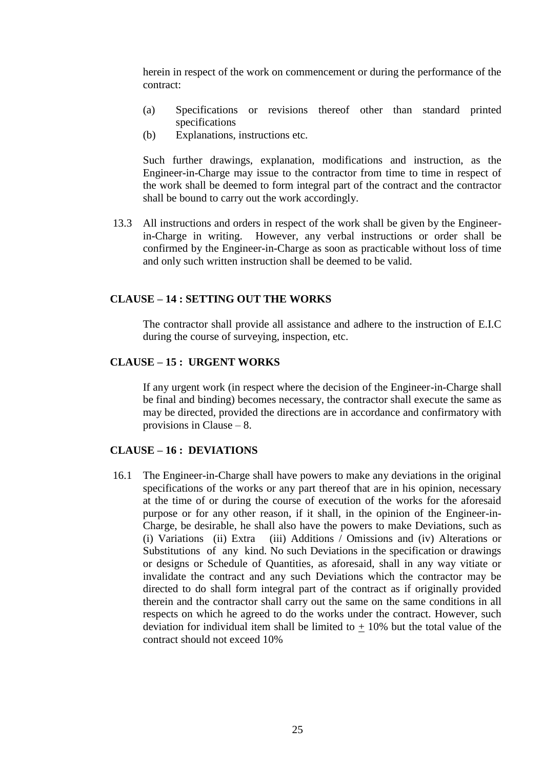herein in respect of the work on commencement or during the performance of the contract:

(a) Specifications or revisions thereof other than standard printed specifications
(b) Explanations, instructions etc.

Such further drawings, explanation, modifications and instruction, as the Engineer-in-Charge may issue to the contractor from time to time in respect of the work shall be deemed to form integral part of the contract and the contractor shall be bound to carry out the work accordingly.

13.3 All instructions and orders in respect of the work shall be given by the Engineer-in-Charge in writing. However, any verbal instructions or order shall be confirmed by the Engineer-in-Charge as soon as practicable without loss of time and only such written instruction shall be deemed to be valid.

## CLAUSE – 14 : SETTING OUT THE WORKS

The contractor shall provide all assistance and adhere to the instruction of E.I.C during the course of surveying, inspection, etc.

## CLAUSE – 15 : URGENT WORKS

If any urgent work (in respect where the decision of the Engineer-in-Charge shall be final and binding) becomes necessary, the contractor shall execute the same as may be directed, provided the directions are in accordance and confirmatory with provisions in Clause – 8.

## CLAUSE – 16 : DEVIATIONS

16.1 The Engineer-in-Charge shall have powers to make any deviations in the original specifications of the works or any part thereof that are in his opinion, necessary at the time of or during the course of execution of the works for the aforesaid purpose or for any other reason, if it shall, in the opinion of the Engineer-in-Charge, be desirable, he shall also have the powers to make Deviations, such as (i) Variations (ii) Extra (iii) Additions / Omissions and (iv) Alterations or Substitutions of any kind. No such Deviations in the specification or drawings or designs or Schedule of Quantities, as aforesaid, shall in any way vitiate or invalidate the contract and any such Deviations which the contractor may be directed to do shall form integral part of the contract as if originally provided therein and the contractor shall carry out the same on the same conditions in all respects on which he agreed to do the works under the contract. However, such deviation for individual item shall be limited to ± 10% but the total value of the contract should not exceed 10%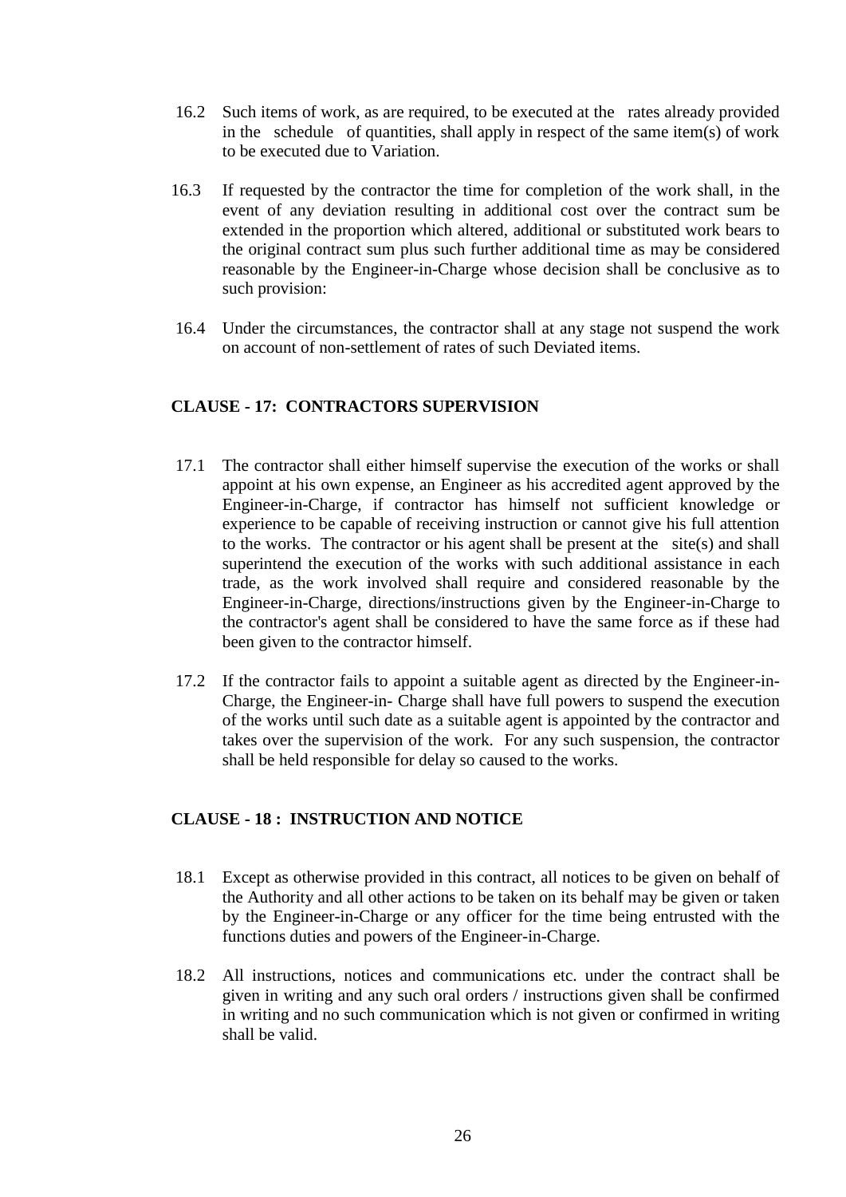16.2 Such items of work, as are required, to be executed at the rates already provided in the schedule of quantities, shall apply in respect of the same item(s) of work to be executed due to Variation.

16.3 If requested by the contractor the time for completion of the work shall, in the event of any deviation resulting in additional cost over the contract sum be extended in the proportion which altered, additional or substituted work bears to the original contract sum plus such further additional time as may be considered reasonable by the Engineer-in-Charge whose decision shall be conclusive as to such provision:

16.4 Under the circumstances, the contractor shall at any stage not suspend the work on account of non-settlement of rates of such Deviated items.

## CLAUSE - 17: CONTRACTORS SUPERVISION

17.1 The contractor shall either himself supervise the execution of the works or shall appoint at his own expense, an Engineer as his accredited agent approved by the Engineer-in-Charge, if contractor has himself not sufficient knowledge or experience to be capable of receiving instruction or cannot give his full attention to the works. The contractor or his agent shall be present at the site(s) and shall superintend the execution of the works with such additional assistance in each trade, as the work involved shall require and considered reasonable by the Engineer-in-Charge, directions/instructions given by the Engineer-in-Charge to the contractor's agent shall be considered to have the same force as if these had been given to the contractor himself.

17.2 If the contractor fails to appoint a suitable agent as directed by the Engineer-in-Charge, the Engineer-in- Charge shall have full powers to suspend the execution of the works until such date as a suitable agent is appointed by the contractor and takes over the supervision of the work. For any such suspension, the contractor shall be held responsible for delay so caused to the works.

## CLAUSE - 18 : INSTRUCTION AND NOTICE

18.1 Except as otherwise provided in this contract, all notices to be given on behalf of the Authority and all other actions to be taken on its behalf may be given or taken by the Engineer-in-Charge or any officer for the time being entrusted with the functions duties and powers of the Engineer-in-Charge.

18.2 All instructions, notices and communications etc. under the contract shall be given in writing and any such oral orders / instructions given shall be confirmed in writing and no such communication which is not given or confirmed in writing shall be valid.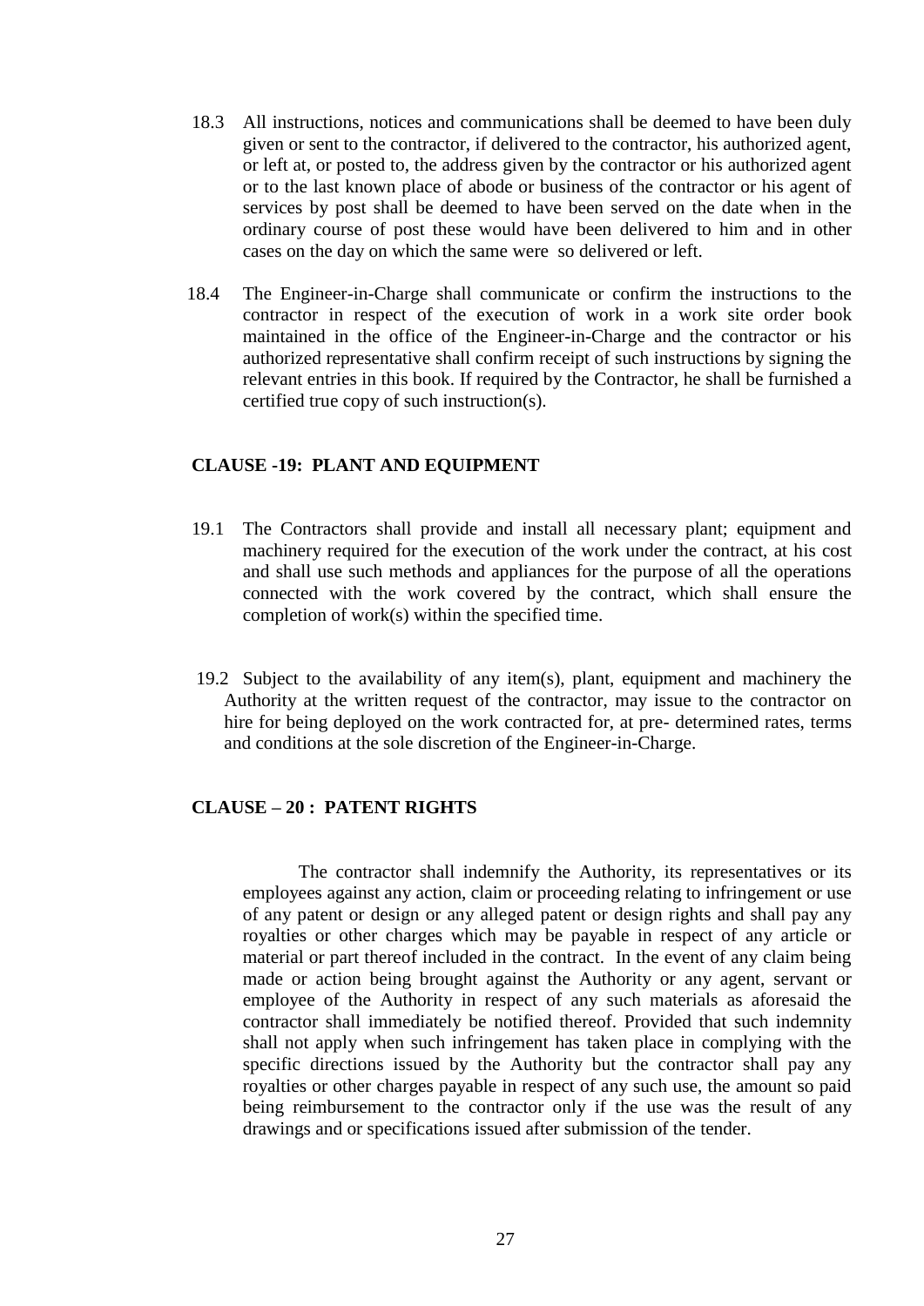18.3 All instructions, notices and communications shall be deemed to have been duly given or sent to the contractor, if delivered to the contractor, his authorized agent, or left at, or posted to, the address given by the contractor or his authorized agent or to the last known place of abode or business of the contractor or his agent of services by post shall be deemed to have been served on the date when in the ordinary course of post these would have been delivered to him and in other cases on the day on which the same were so delivered or left.

18.4 The Engineer-in-Charge shall communicate or confirm the instructions to the contractor in respect of the execution of work in a work site order book maintained in the office of the Engineer-in-Charge and the contractor or his authorized representative shall confirm receipt of such instructions by signing the relevant entries in this book. If required by the Contractor, he shall be furnished a certified true copy of such instruction(s).

## CLAUSE -19: PLANT AND EQUIPMENT

19.1 The Contractors shall provide and install all necessary plant; equipment and machinery required for the execution of the work under the contract, at his cost and shall use such methods and appliances for the purpose of all the operations connected with the work covered by the contract, which shall ensure the completion of work(s) within the specified time.

19.2 Subject to the availability of any item(s), plant, equipment and machinery the Authority at the written request of the contractor, may issue to the contractor on hire for being deployed on the work contracted for, at pre- determined rates, terms and conditions at the sole discretion of the Engineer-in-Charge.

## CLAUSE – 20 : PATENT RIGHTS

The contractor shall indemnify the Authority, its representatives or its employees against any action, claim or proceeding relating to infringement or use of any patent or design or any alleged patent or design rights and shall pay any royalties or other charges which may be payable in respect of any article or material or part thereof included in the contract. In the event of any claim being made or action being brought against the Authority or any agent, servant or employee of the Authority in respect of any such materials as aforesaid the contractor shall immediately be notified thereof. Provided that such indemnity shall not apply when such infringement has taken place in complying with the specific directions issued by the Authority but the contractor shall pay any royalties or other charges payable in respect of any such use, the amount so paid being reimbursement to the contractor only if the use was the result of any drawings and or specifications issued after submission of the tender.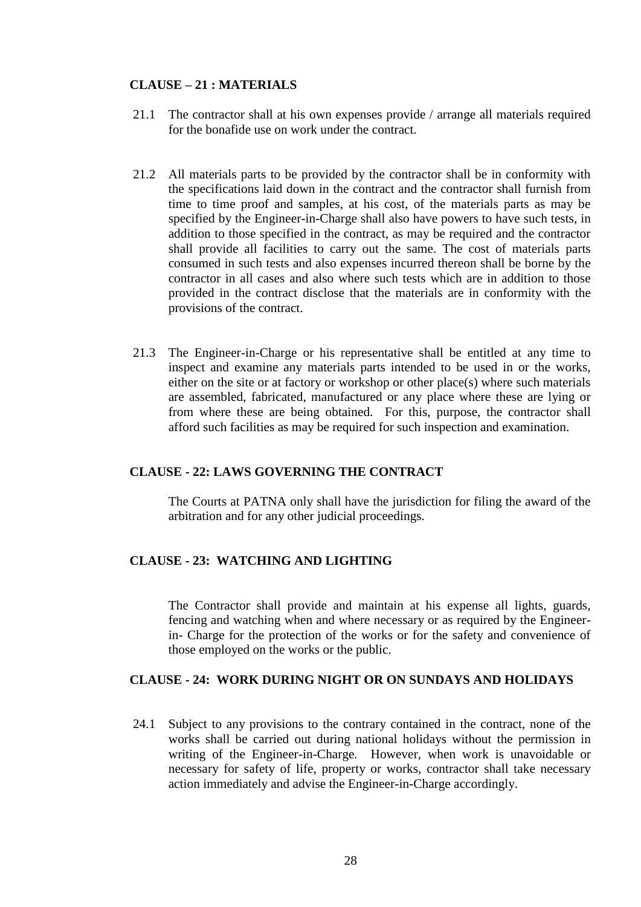**CLAUSE – 21 : MATERIALS**

21.1 The contractor shall at his own expenses provide / arrange all materials required for the bonafide use on work under the contract.

21.2 All materials parts to be provided by the contractor shall be in conformity with the specifications laid down in the contract and the contractor shall furnish from time to time proof and samples, at his cost, of the materials parts as may be specified by the Engineer-in-Charge shall also have powers to have such tests, in addition to those specified in the contract, as may be required and the contractor shall provide all facilities to carry out the same. The cost of materials parts consumed in such tests and also expenses incurred thereon shall be borne by the contractor in all cases and also where such tests which are in addition to those provided in the contract disclose that the materials are in conformity with the provisions of the contract.

21.3 The Engineer-in-Charge or his representative shall be entitled at any time to inspect and examine any materials parts intended to be used in or the works, either on the site or at factory or workshop or other place(s) where such materials are assembled, fabricated, manufactured or any place where these are lying or from where these are being obtained. For this, purpose, the contractor shall afford such facilities as may be required for such inspection and examination.

**CLAUSE - 22: LAWS GOVERNING THE CONTRACT**

The Courts at PATNA only shall have the jurisdiction for filing the award of the arbitration and for any other judicial proceedings.

**CLAUSE - 23: WATCHING AND LIGHTING**

The Contractor shall provide and maintain at his expense all lights, guards, fencing and watching when and where necessary or as required by the Engineer-in- Charge for the protection of the works or for the safety and convenience of those employed on the works or the public.

**CLAUSE - 24: WORK DURING NIGHT OR ON SUNDAYS AND HOLIDAYS**

24.1 Subject to any provisions to the contrary contained in the contract, none of the works shall be carried out during national holidays without the permission in writing of the Engineer-in-Charge. However, when work is unavoidable or necessary for safety of life, property or works, contractor shall take necessary action immediately and advise the Engineer-in-Charge accordingly.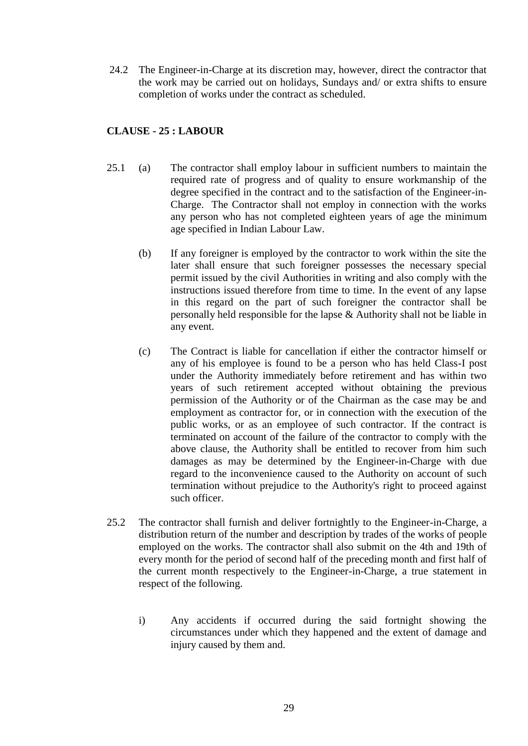24.2 The Engineer-in-Charge at its discretion may, however, direct the contractor that the work may be carried out on holidays, Sundays and/ or extra shifts to ensure completion of works under the contract as scheduled.

**CLAUSE - 25 : LABOUR**

25.1 (a) The contractor shall employ labour in sufficient numbers to maintain the required rate of progress and of quality to ensure workmanship of the degree specified in the contract and to the satisfaction of the Engineer-in-Charge. The Contractor shall not employ in connection with the works any person who has not completed eighteen years of age the minimum age specified in Indian Labour Law.

(b) If any foreigner is employed by the contractor to work within the site the later shall ensure that such foreigner possesses the necessary special permit issued by the civil Authorities in writing and also comply with the instructions issued therefore from time to time. In the event of any lapse in this regard on the part of such foreigner the contractor shall be personally held responsible for the lapse & Authority shall not be liable in any event.

(c) The Contract is liable for cancellation if either the contractor himself or any of his employee is found to be a person who has held Class-I post under the Authority immediately before retirement and has within two years of such retirement accepted without obtaining the previous permission of the Authority or of the Chairman as the case may be and employment as contractor for, or in connection with the execution of the public works, or as an employee of such contractor. If the contract is terminated on account of the failure of the contractor to comply with the above clause, the Authority shall be entitled to recover from him such damages as may be determined by the Engineer-in-Charge with due regard to the inconvenience caused to the Authority on account of such termination without prejudice to the Authority's right to proceed against such officer.

25.2 The contractor shall furnish and deliver fortnightly to the Engineer-in-Charge, a distribution return of the number and description by trades of the works of people employed on the works. The contractor shall also submit on the 4th and 19th of every month for the period of second half of the preceding month and first half of the current month respectively to the Engineer-in-Charge, a true statement in respect of the following.

i) Any accidents if occurred during the said fortnight showing the circumstances under which they happened and the extent of damage and injury caused by them and.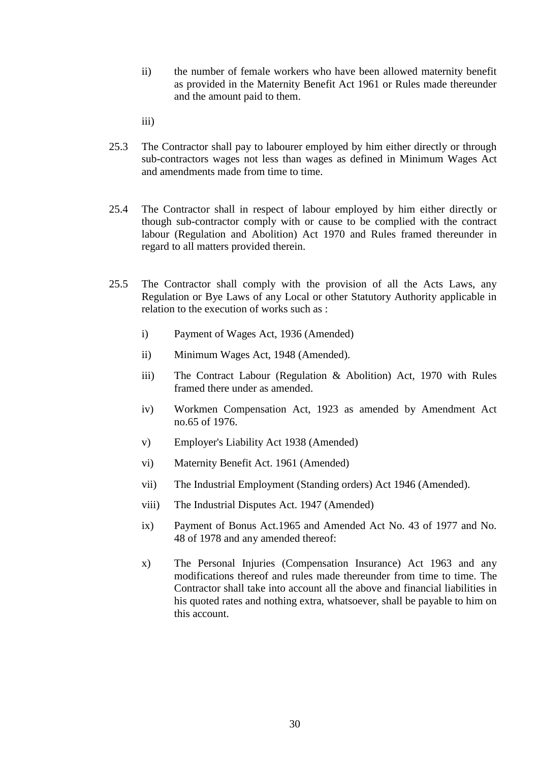ii) the number of female workers who have been allowed maternity benefit as provided in the Maternity Benefit Act 1961 or Rules made thereunder and the amount paid to them.

iii)

25.3 The Contractor shall pay to labourer employed by him either directly or through sub-contractors wages not less than wages as defined in Minimum Wages Act and amendments made from time to time.

25.4 The Contractor shall in respect of labour employed by him either directly or though sub-contractor comply with or cause to be complied with the contract labour (Regulation and Abolition) Act 1970 and Rules framed thereunder in regard to all matters provided therein.

25.5 The Contractor shall comply with the provision of all the Acts Laws, any Regulation or Bye Laws of any Local or other Statutory Authority applicable in relation to the execution of works such as :

i) Payment of Wages Act, 1936 (Amended)

ii) Minimum Wages Act, 1948 (Amended).

iii) The Contract Labour (Regulation & Abolition) Act, 1970 with Rules framed there under as amended.

iv) Workmen Compensation Act, 1923 as amended by Amendment Act no.65 of 1976.

v) Employer's Liability Act 1938 (Amended)

vi) Maternity Benefit Act. 1961 (Amended)

vii) The Industrial Employment (Standing orders) Act 1946 (Amended).

viii) The Industrial Disputes Act. 1947 (Amended)

ix) Payment of Bonus Act.1965 and Amended Act No. 43 of 1977 and No. 48 of 1978 and any amended thereof:

x) The Personal Injuries (Compensation Insurance) Act 1963 and any modifications thereof and rules made thereunder from time to time. The Contractor shall take into account all the above and financial liabilities in his quoted rates and nothing extra, whatsoever, shall be payable to him on this account.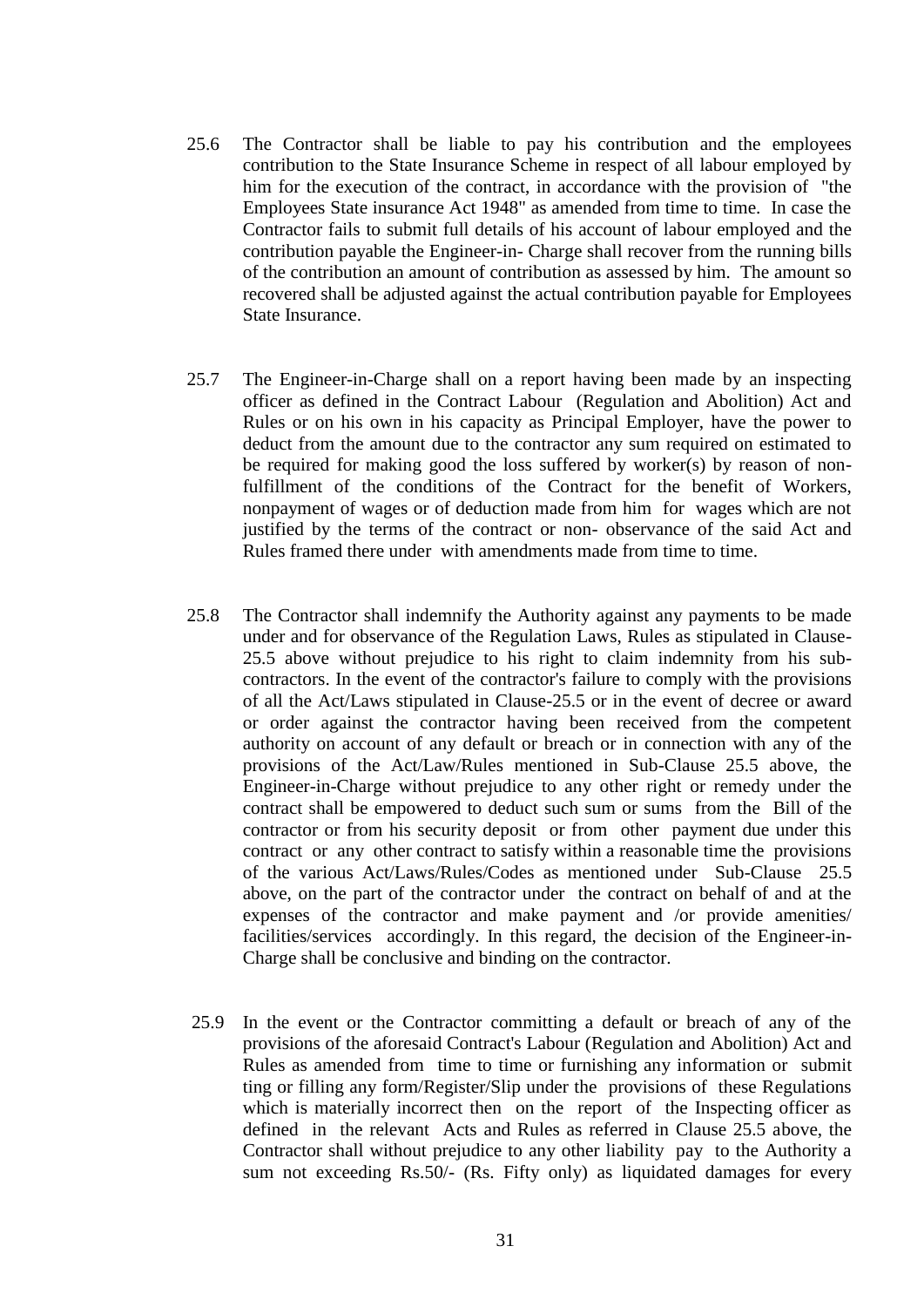25.6 The Contractor shall be liable to pay his contribution and the employees contribution to the State Insurance Scheme in respect of all labour employed by him for the execution of the contract, in accordance with the provision of "the Employees State insurance Act 1948" as amended from time to time. In case the Contractor fails to submit full details of his account of labour employed and the contribution payable the Engineer-in- Charge shall recover from the running bills of the contribution an amount of contribution as assessed by him. The amount so recovered shall be adjusted against the actual contribution payable for Employees State Insurance.

25.7 The Engineer-in-Charge shall on a report having been made by an inspecting officer as defined in the Contract Labour (Regulation and Abolition) Act and Rules or on his own in his capacity as Principal Employer, have the power to deduct from the amount due to the contractor any sum required on estimated to be required for making good the loss suffered by worker(s) by reason of non-fulfillment of the conditions of the Contract for the benefit of Workers, nonpayment of wages or of deduction made from him for wages which are not justified by the terms of the contract or non- observance of the said Act and Rules framed there under with amendments made from time to time.

25.8 The Contractor shall indemnify the Authority against any payments to be made under and for observance of the Regulation Laws, Rules as stipulated in Clause-25.5 above without prejudice to his right to claim indemnity from his sub-contractors. In the event of the contractor's failure to comply with the provisions of all the Act/Laws stipulated in Clause-25.5 or in the event of decree or award or order against the contractor having been received from the competent authority on account of any default or breach or in connection with any of the provisions of the Act/Law/Rules mentioned in Sub-Clause 25.5 above, the Engineer-in-Charge without prejudice to any other right or remedy under the contract shall be empowered to deduct such sum or sums from the Bill of the contractor or from his security deposit or from other payment due under this contract or any other contract to satisfy within a reasonable time the provisions of the various Act/Laws/Rules/Codes as mentioned under Sub-Clause 25.5 above, on the part of the contractor under the contract on behalf of and at the expenses of the contractor and make payment and /or provide amenities/ facilities/services accordingly. In this regard, the decision of the Engineer-in-Charge shall be conclusive and binding on the contractor.

25.9 In the event or the Contractor committing a default or breach of any of the provisions of the aforesaid Contract's Labour (Regulation and Abolition) Act and Rules as amended from time to time or furnishing any information or submit ting or filling any form/Register/Slip under the provisions of these Regulations which is materially incorrect then on the report of the Inspecting officer as defined in the relevant Acts and Rules as referred in Clause 25.5 above, the Contractor shall without prejudice to any other liability pay to the Authority a sum not exceeding Rs.50/- (Rs. Fifty only) as liquidated damages for every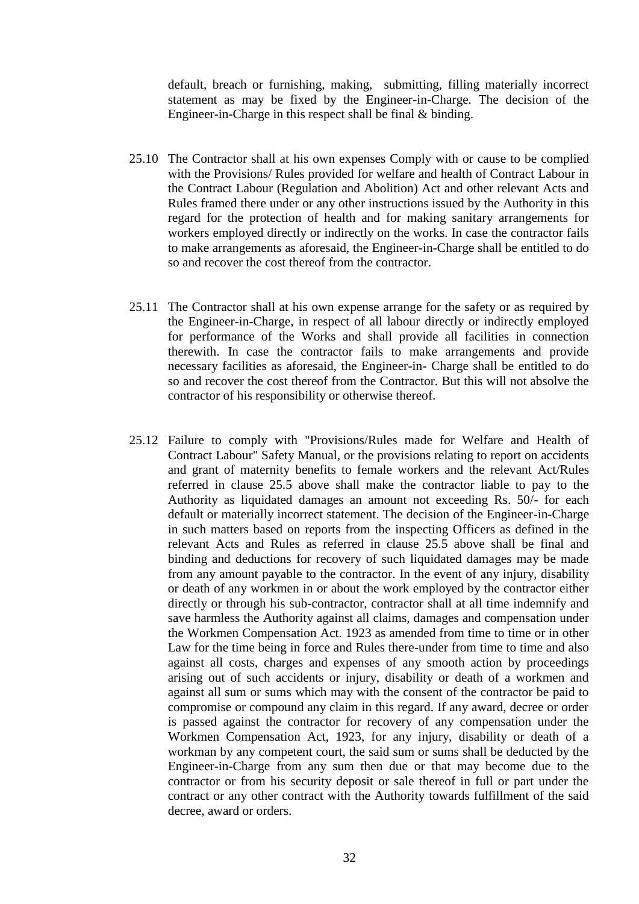default, breach or furnishing, making, submitting, filling materially incorrect statement as may be fixed by the Engineer-in-Charge. The decision of the Engineer-in-Charge in this respect shall be final & binding.

25.10 The Contractor shall at his own expenses Comply with or cause to be complied with the Provisions/ Rules provided for welfare and health of Contract Labour in the Contract Labour (Regulation and Abolition) Act and other relevant Acts and Rules framed there under or any other instructions issued by the Authority in this regard for the protection of health and for making sanitary arrangements for workers employed directly or indirectly on the works. In case the contractor fails to make arrangements as aforesaid, the Engineer-in-Charge shall be entitled to do so and recover the cost thereof from the contractor.

25.11 The Contractor shall at his own expense arrange for the safety or as required by the Engineer-in-Charge, in respect of all labour directly or indirectly employed for performance of the Works and shall provide all facilities in connection therewith. In case the contractor fails to make arrangements and provide necessary facilities as aforesaid, the Engineer-in- Charge shall be entitled to do so and recover the cost thereof from the Contractor. But this will not absolve the contractor of his responsibility or otherwise thereof.

25.12 Failure to comply with "Provisions/Rules made for Welfare and Health of Contract Labour" Safety Manual, or the provisions relating to report on accidents and grant of maternity benefits to female workers and the relevant Act/Rules referred in clause 25.5 above shall make the contractor liable to pay to the Authority as liquidated damages an amount not exceeding Rs. 50/- for each default or materially incorrect statement. The decision of the Engineer-in-Charge in such matters based on reports from the inspecting Officers as defined in the relevant Acts and Rules as referred in clause 25.5 above shall be final and binding and deductions for recovery of such liquidated damages may be made from any amount payable to the contractor. In the event of any injury, disability or death of any workmen in or about the work employed by the contractor either directly or through his sub-contractor, contractor shall at all time indemnify and save harmless the Authority against all claims, damages and compensation under the Workmen Compensation Act. 1923 as amended from time to time or in other Law for the time being in force and Rules there-under from time to time and also against all costs, charges and expenses of any smooth action by proceedings arising out of such accidents or injury, disability or death of a workmen and against all sum or sums which may with the consent of the contractor be paid to compromise or compound any claim in this regard. If any award, decree or order is passed against the contractor for recovery of any compensation under the Workmen Compensation Act, 1923, for any injury, disability or death of a workman by any competent court, the said sum or sums shall be deducted by the Engineer-in-Charge from any sum then due or that may become due to the contractor or from his security deposit or sale thereof in full or part under the contract or any other contract with the Authority towards fulfillment of the said decree, award or orders.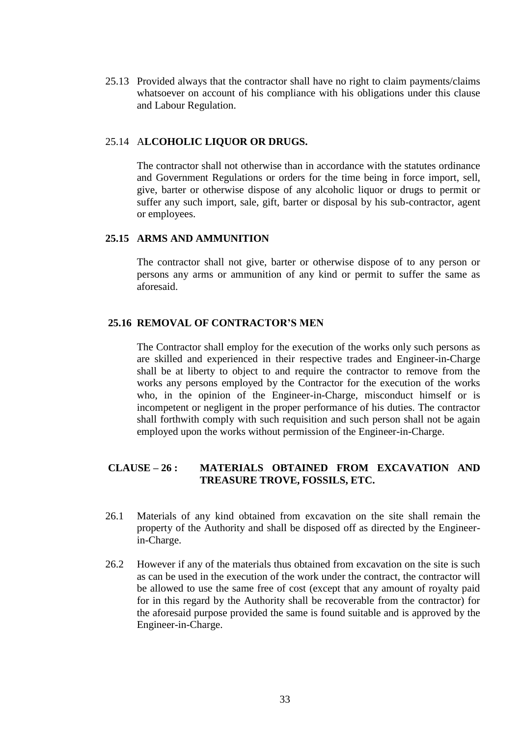25.13 Provided always that the contractor shall have no right to claim payments/claims whatsoever on account of his compliance with his obligations under this clause and Labour Regulation.

### 25.14 ALCOHOLIC LIQUOR OR DRUGS.

The contractor shall not otherwise than in accordance with the statutes ordinance and Government Regulations or orders for the time being in force import, sell, give, barter or otherwise dispose of any alcoholic liquor or drugs to permit or suffer any such import, sale, gift, barter or disposal by his sub-contractor, agent or employees.

### 25.15 ARMS AND AMMUNITION

The contractor shall not give, barter or otherwise dispose of to any person or persons any arms or ammunition of any kind or permit to suffer the same as aforesaid.

### 25.16 REMOVAL OF CONTRACTOR'S MEN

The Contractor shall employ for the execution of the works only such persons as are skilled and experienced in their respective trades and Engineer-in-Charge shall be at liberty to object to and require the contractor to remove from the works any persons employed by the Contractor for the execution of the works who, in the opinion of the Engineer-in-Charge, misconduct himself or is incompetent or negligent in the proper performance of his duties. The contractor shall forthwith comply with such requisition and such person shall not be again employed upon the works without permission of the Engineer-in-Charge.

## CLAUSE – 26 : MATERIALS OBTAINED FROM EXCAVATION AND TREASURE TROVE, FOSSILS, ETC.

26.1 Materials of any kind obtained from excavation on the site shall remain the property of the Authority and shall be disposed off as directed by the Engineer-in-Charge.

26.2 However if any of the materials thus obtained from excavation on the site is such as can be used in the execution of the work under the contract, the contractor will be allowed to use the same free of cost (except that any amount of royalty paid for in this regard by the Authority shall be recoverable from the contractor) for the aforesaid purpose provided the same is found suitable and is approved by the Engineer-in-Charge.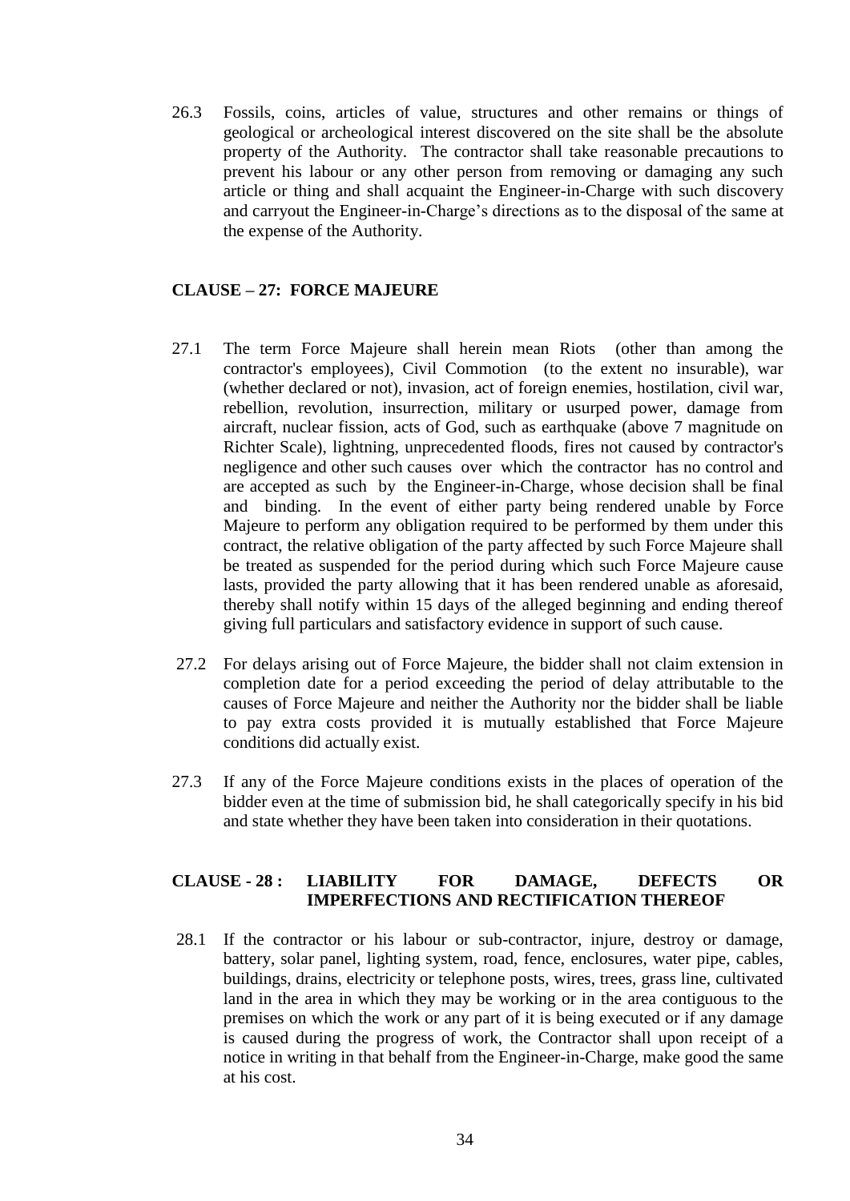26.3 Fossils, coins, articles of value, structures and other remains or things of geological or archeological interest discovered on the site shall be the absolute property of the Authority. The contractor shall take reasonable precautions to prevent his labour or any other person from removing or damaging any such article or thing and shall acquaint the Engineer-in-Charge with such discovery and carryout the Engineer-in-Charge's directions as to the disposal of the same at the expense of the Authority.

## CLAUSE – 27: FORCE MAJEURE

27.1 The term Force Majeure shall herein mean Riots (other than among the contractor's employees), Civil Commotion (to the extent no insurable), war (whether declared or not), invasion, act of foreign enemies, hostilation, civil war, rebellion, revolution, insurrection, military or usurped power, damage from aircraft, nuclear fission, acts of God, such as earthquake (above 7 magnitude on Richter Scale), lightning, unprecedented floods, fires not caused by contractor's negligence and other such causes over which the contractor has no control and are accepted as such by the Engineer-in-Charge, whose decision shall be final and binding. In the event of either party being rendered unable by Force Majeure to perform any obligation required to be performed by them under this contract, the relative obligation of the party affected by such Force Majeure shall be treated as suspended for the period during which such Force Majeure cause lasts, provided the party allowing that it has been rendered unable as aforesaid, thereby shall notify within 15 days of the alleged beginning and ending thereof giving full particulars and satisfactory evidence in support of such cause.

27.2 For delays arising out of Force Majeure, the bidder shall not claim extension in completion date for a period exceeding the period of delay attributable to the causes of Force Majeure and neither the Authority nor the bidder shall be liable to pay extra costs provided it is mutually established that Force Majeure conditions did actually exist.

27.3 If any of the Force Majeure conditions exists in the places of operation of the bidder even at the time of submission bid, he shall categorically specify in his bid and state whether they have been taken into consideration in their quotations.

## CLAUSE - 28 : LIABILITY FOR DAMAGE, DEFECTS OR IMPERFECTIONS AND RECTIFICATION THEREOF

28.1 If the contractor or his labour or sub-contractor, injure, destroy or damage, battery, solar panel, lighting system, road, fence, enclosures, water pipe, cables, buildings, drains, electricity or telephone posts, wires, trees, grass line, cultivated land in the area in which they may be working or in the area contiguous to the premises on which the work or any part of it is being executed or if any damage is caused during the progress of work, the Contractor shall upon receipt of a notice in writing in that behalf from the Engineer-in-Charge, make good the same at his cost.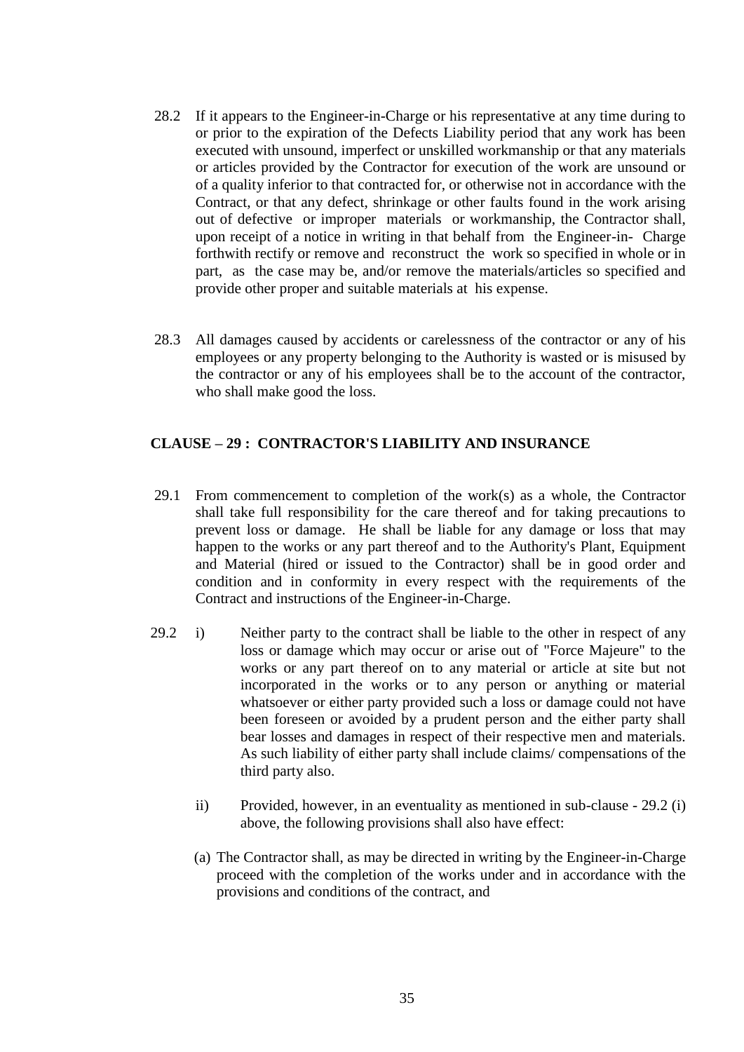28.2 If it appears to the Engineer-in-Charge or his representative at any time during to or prior to the expiration of the Defects Liability period that any work has been executed with unsound, imperfect or unskilled workmanship or that any materials or articles provided by the Contractor for execution of the work are unsound or of a quality inferior to that contracted for, or otherwise not in accordance with the Contract, or that any defect, shrinkage or other faults found in the work arising out of defective or improper materials or workmanship, the Contractor shall, upon receipt of a notice in writing in that behalf from the Engineer-in- Charge forthwith rectify or remove and reconstruct the work so specified in whole or in part, as the case may be, and/or remove the materials/articles so specified and provide other proper and suitable materials at his expense.

28.3 All damages caused by accidents or carelessness of the contractor or any of his employees or any property belonging to the Authority is wasted or is misused by the contractor or any of his employees shall be to the account of the contractor, who shall make good the loss.

## CLAUSE – 29 : CONTRACTOR'S LIABILITY AND INSURANCE

29.1 From commencement to completion of the work(s) as a whole, the Contractor shall take full responsibility for the care thereof and for taking precautions to prevent loss or damage. He shall be liable for any damage or loss that may happen to the works or any part thereof and to the Authority's Plant, Equipment and Material (hired or issued to the Contractor) shall be in good order and condition and in conformity in every respect with the requirements of the Contract and instructions of the Engineer-in-Charge.

29.2 i) Neither party to the contract shall be liable to the other in respect of any loss or damage which may occur or arise out of "Force Majeure" to the works or any part thereof on to any material or article at site but not incorporated in the works or to any person or anything or material whatsoever or either party provided such a loss or damage could not have been foreseen or avoided by a prudent person and the either party shall bear losses and damages in respect of their respective men and materials. As such liability of either party shall include claims/ compensations of the third party also.

ii) Provided, however, in an eventuality as mentioned in sub-clause - 29.2 (i) above, the following provisions shall also have effect:

(a) The Contractor shall, as may be directed in writing by the Engineer-in-Charge proceed with the completion of the works under and in accordance with the provisions and conditions of the contract, and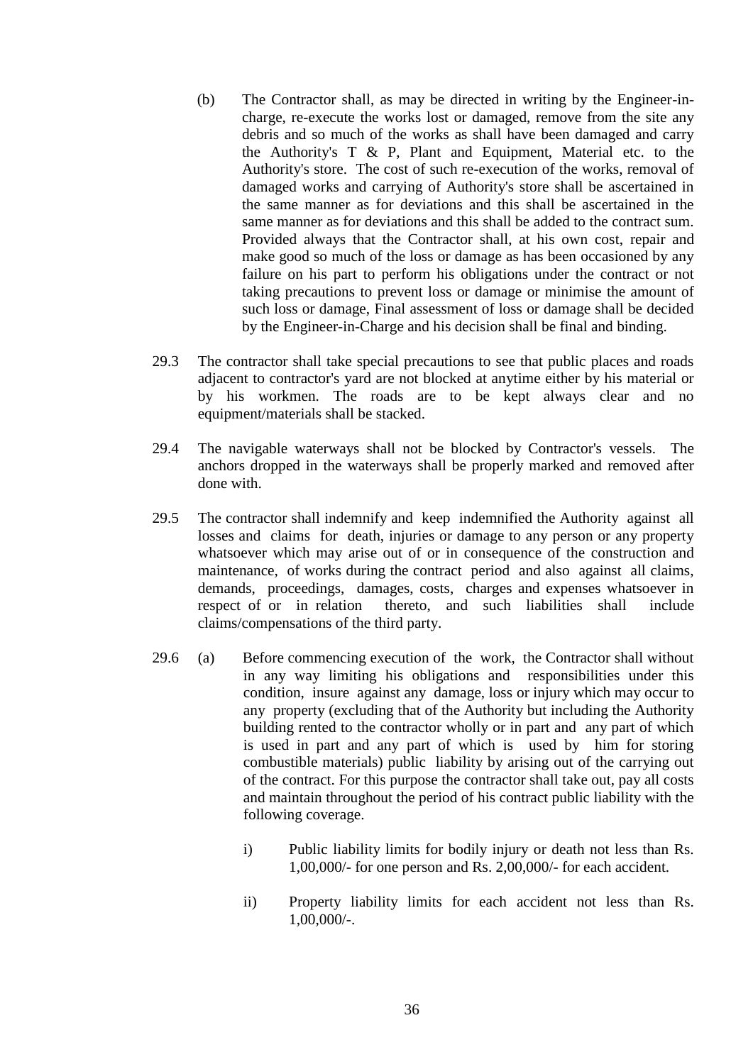(b) The Contractor shall, as may be directed in writing by the Engineer-in-charge, re-execute the works lost or damaged, remove from the site any debris and so much of the works as shall have been damaged and carry the Authority's T & P, Plant and Equipment, Material etc. to the Authority's store. The cost of such re-execution of the works, removal of damaged works and carrying of Authority's store shall be ascertained in the same manner as for deviations and this shall be ascertained in the same manner as for deviations and this shall be added to the contract sum. Provided always that the Contractor shall, at his own cost, repair and make good so much of the loss or damage as has been occasioned by any failure on his part to perform his obligations under the contract or not taking precautions to prevent loss or damage or minimise the amount of such loss or damage, Final assessment of loss or damage shall be decided by the Engineer-in-Charge and his decision shall be final and binding.

29.3 The contractor shall take special precautions to see that public places and roads adjacent to contractor's yard are not blocked at anytime either by his material or by his workmen. The roads are to be kept always clear and no equipment/materials shall be stacked.

29.4 The navigable waterways shall not be blocked by Contractor's vessels. The anchors dropped in the waterways shall be properly marked and removed after done with.

29.5 The contractor shall indemnify and keep indemnified the Authority against all losses and claims for death, injuries or damage to any person or any property whatsoever which may arise out of or in consequence of the construction and maintenance, of works during the contract period and also against all claims, demands, proceedings, damages, costs, charges and expenses whatsoever in respect of or in relation thereto, and such liabilities shall include claims/compensations of the third party.

29.6 (a) Before commencing execution of the work, the Contractor shall without in any way limiting his obligations and responsibilities under this condition, insure against any damage, loss or injury which may occur to any property (excluding that of the Authority but including the Authority building rented to the contractor wholly or in part and any part of which is used in part and any part of which is used by him for storing combustible materials) public liability by arising out of the carrying out of the contract. For this purpose the contractor shall take out, pay all costs and maintain throughout the period of his contract public liability with the following coverage.

i) Public liability limits for bodily injury or death not less than Rs. 1,00,000/- for one person and Rs. 2,00,000/- for each accident.

ii) Property liability limits for each accident not less than Rs. 1,00,000/-.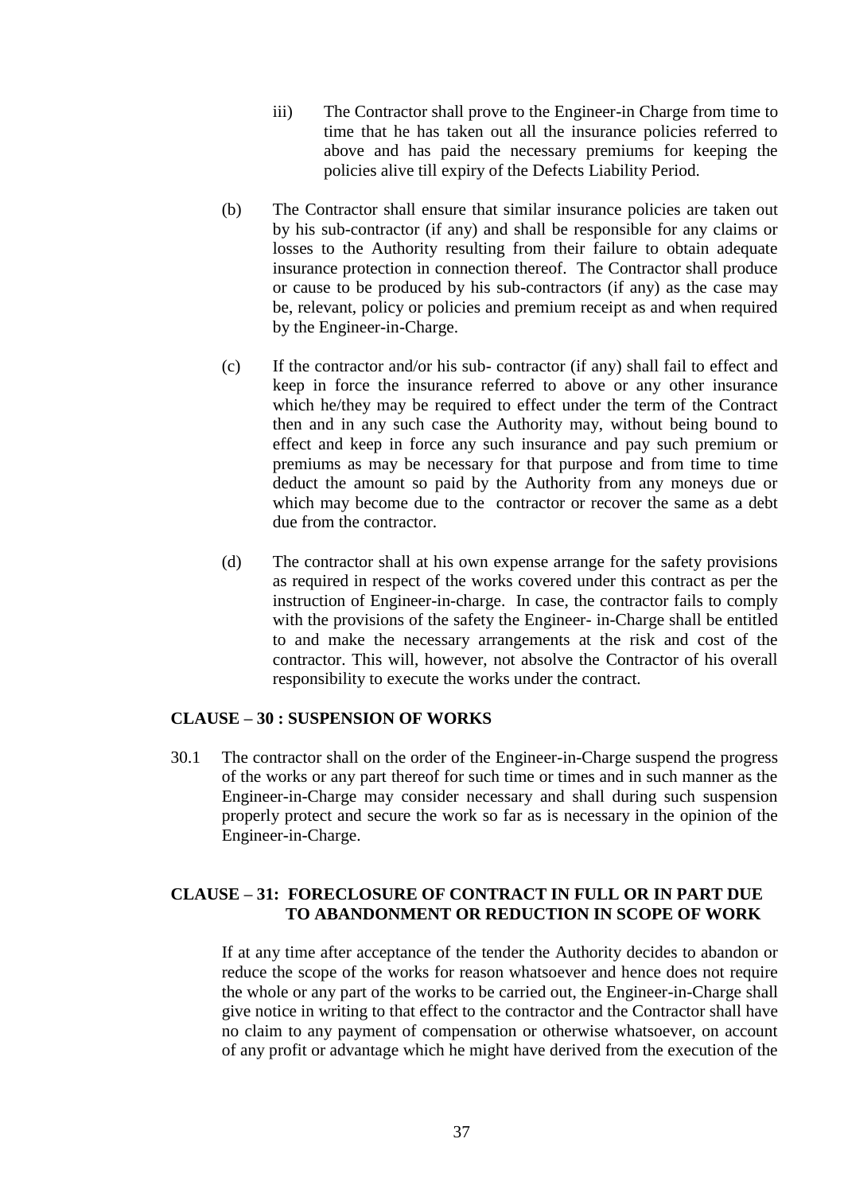iii) The Contractor shall prove to the Engineer-in Charge from time to time that he has taken out all the insurance policies referred to above and has paid the necessary premiums for keeping the policies alive till expiry of the Defects Liability Period.

(b) The Contractor shall ensure that similar insurance policies are taken out by his sub-contractor (if any) and shall be responsible for any claims or losses to the Authority resulting from their failure to obtain adequate insurance protection in connection thereof. The Contractor shall produce or cause to be produced by his sub-contractors (if any) as the case may be, relevant, policy or policies and premium receipt as and when required by the Engineer-in-Charge.

(c) If the contractor and/or his sub- contractor (if any) shall fail to effect and keep in force the insurance referred to above or any other insurance which he/they may be required to effect under the term of the Contract then and in any such case the Authority may, without being bound to effect and keep in force any such insurance and pay such premium or premiums as may be necessary for that purpose and from time to time deduct the amount so paid by the Authority from any moneys due or which may become due to the contractor or recover the same as a debt due from the contractor.

(d) The contractor shall at his own expense arrange for the safety provisions as required in respect of the works covered under this contract as per the instruction of Engineer-in-charge. In case, the contractor fails to comply with the provisions of the safety the Engineer- in-Charge shall be entitled to and make the necessary arrangements at the risk and cost of the contractor. This will, however, not absolve the Contractor of his overall responsibility to execute the works under the contract.

## CLAUSE – 30 : SUSPENSION OF WORKS

30.1 The contractor shall on the order of the Engineer-in-Charge suspend the progress of the works or any part thereof for such time or times and in such manner as the Engineer-in-Charge may consider necessary and shall during such suspension properly protect and secure the work so far as is necessary in the opinion of the Engineer-in-Charge.

## CLAUSE – 31: FORECLOSURE OF CONTRACT IN FULL OR IN PART DUE TO ABANDONMENT OR REDUCTION IN SCOPE OF WORK

If at any time after acceptance of the tender the Authority decides to abandon or reduce the scope of the works for reason whatsoever and hence does not require the whole or any part of the works to be carried out, the Engineer-in-Charge shall give notice in writing to that effect to the contractor and the Contractor shall have no claim to any payment of compensation or otherwise whatsoever, on account of any profit or advantage which he might have derived from the execution of the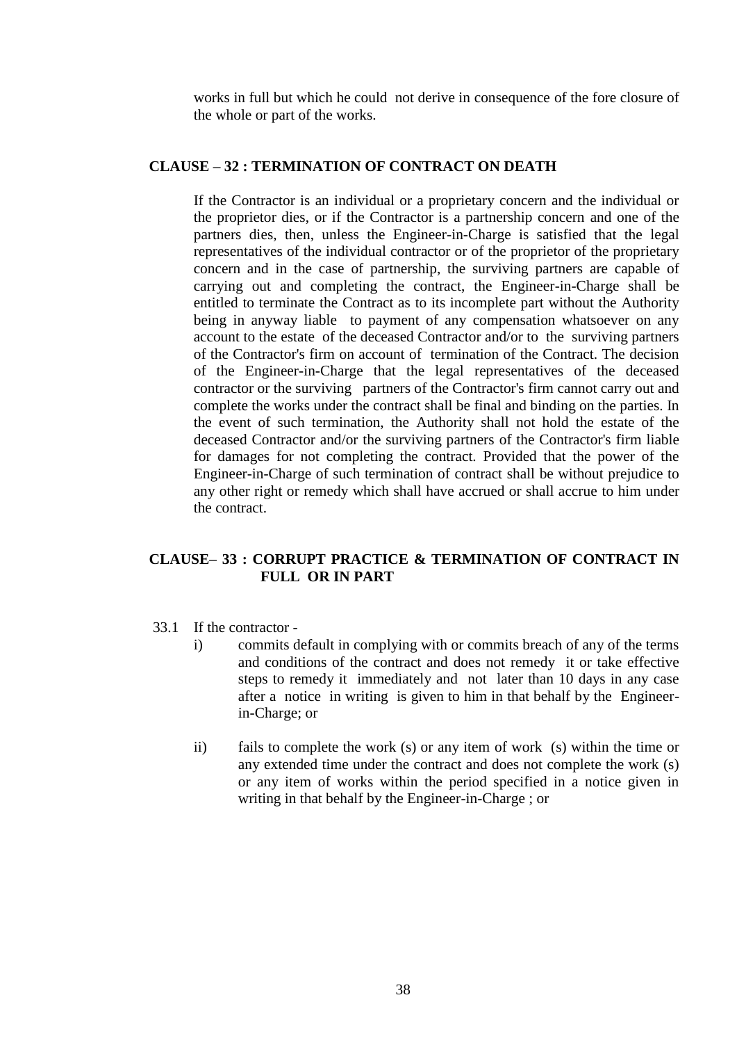works in full but which he could not derive in consequence of the fore closure of the whole or part of the works.

## CLAUSE – 32 : TERMINATION OF CONTRACT ON DEATH

If the Contractor is an individual or a proprietary concern and the individual or the proprietor dies, or if the Contractor is a partnership concern and one of the partners dies, then, unless the Engineer-in-Charge is satisfied that the legal representatives of the individual contractor or of the proprietor of the proprietary concern and in the case of partnership, the surviving partners are capable of carrying out and completing the contract, the Engineer-in-Charge shall be entitled to terminate the Contract as to its incomplete part without the Authority being in anyway liable to payment of any compensation whatsoever on any account to the estate of the deceased Contractor and/or to the surviving partners of the Contractor's firm on account of termination of the Contract. The decision of the Engineer-in-Charge that the legal representatives of the deceased contractor or the surviving partners of the Contractor's firm cannot carry out and complete the works under the contract shall be final and binding on the parties. In the event of such termination, the Authority shall not hold the estate of the deceased Contractor and/or the surviving partners of the Contractor's firm liable for damages for not completing the contract. Provided that the power of the Engineer-in-Charge of such termination of contract shall be without prejudice to any other right or remedy which shall have accrued or shall accrue to him under the contract.

## CLAUSE– 33 : CORRUPT PRACTICE & TERMINATION OF CONTRACT IN FULL OR IN PART

33.1 If the contractor -

i) commits default in complying with or commits breach of any of the terms and conditions of the contract and does not remedy it or take effective steps to remedy it immediately and not later than 10 days in any case after a notice in writing is given to him in that behalf by the Engineer-in-Charge; or

ii) fails to complete the work (s) or any item of work (s) within the time or any extended time under the contract and does not complete the work (s) or any item of works within the period specified in a notice given in writing in that behalf by the Engineer-in-Charge ; or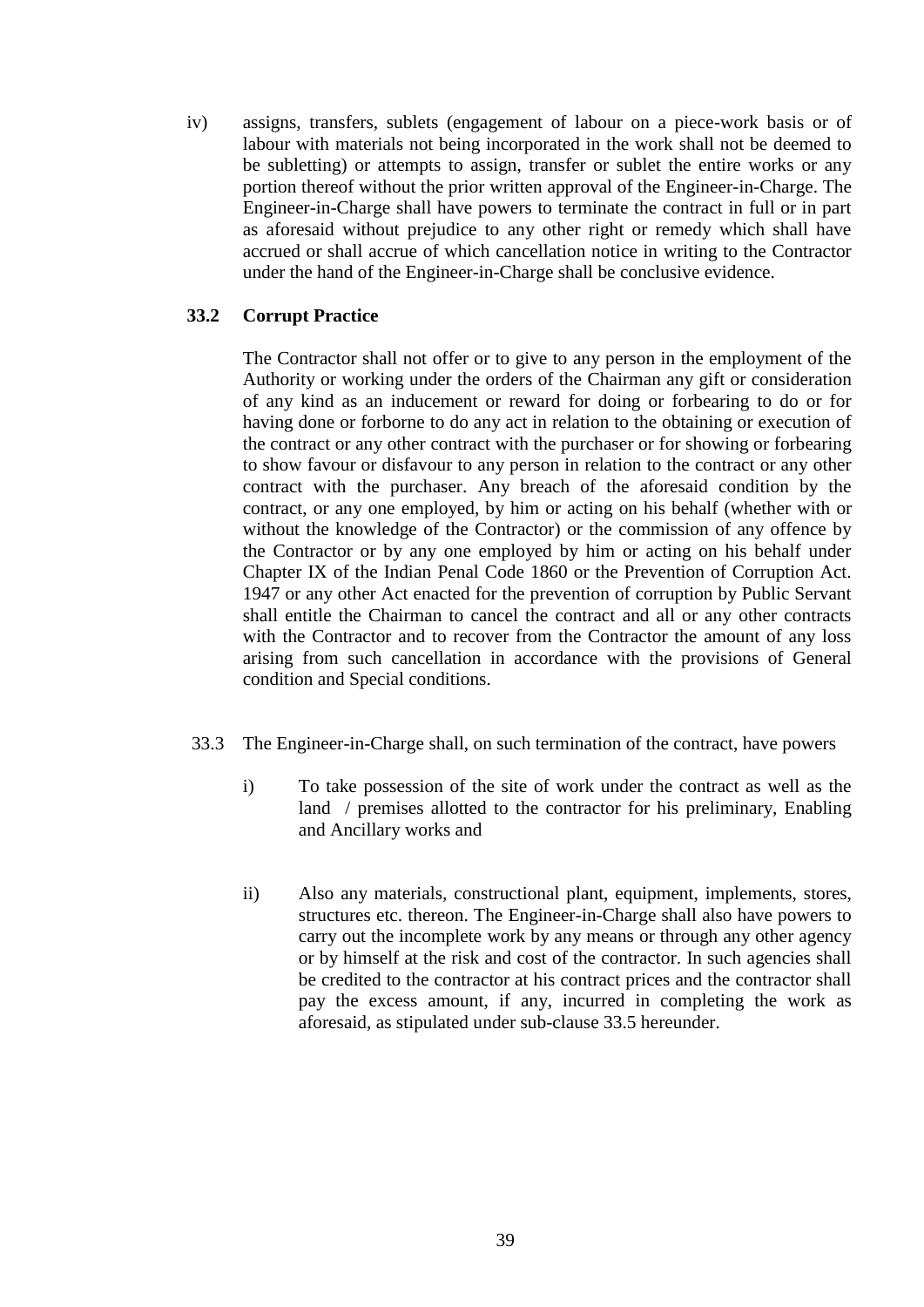iv) assigns, transfers, sublets (engagement of labour on a piece-work basis or of labour with materials not being incorporated in the work shall not be deemed to be subletting) or attempts to assign, transfer or sublet the entire works or any portion thereof without the prior written approval of the Engineer-in-Charge. The Engineer-in-Charge shall have powers to terminate the contract in full or in part as aforesaid without prejudice to any other right or remedy which shall have accrued or shall accrue of which cancellation notice in writing to the Contractor under the hand of the Engineer-in-Charge shall be conclusive evidence.

### 33.2 Corrupt Practice

The Contractor shall not offer or to give to any person in the employment of the Authority or working under the orders of the Chairman any gift or consideration of any kind as an inducement or reward for doing or forbearing to do or for having done or forborne to do any act in relation to the obtaining or execution of the contract or any other contract with the purchaser or for showing or forbearing to show favour or disfavour to any person in relation to the contract or any other contract with the purchaser. Any breach of the aforesaid condition by the contract, or any one employed, by him or acting on his behalf (whether with or without the knowledge of the Contractor) or the commission of any offence by the Contractor or by any one employed by him or acting on his behalf under Chapter IX of the Indian Penal Code 1860 or the Prevention of Corruption Act. 1947 or any other Act enacted for the prevention of corruption by Public Servant shall entitle the Chairman to cancel the contract and all or any other contracts with the Contractor and to recover from the Contractor the amount of any loss arising from such cancellation in accordance with the provisions of General condition and Special conditions.

33.3 The Engineer-in-Charge shall, on such termination of the contract, have powers

i) To take possession of the site of work under the contract as well as the land / premises allotted to the contractor for his preliminary, Enabling and Ancillary works and

ii) Also any materials, constructional plant, equipment, implements, stores, structures etc. thereon. The Engineer-in-Charge shall also have powers to carry out the incomplete work by any means or through any other agency or by himself at the risk and cost of the contractor. In such agencies shall be credited to the contractor at his contract prices and the contractor shall pay the excess amount, if any, incurred in completing the work as aforesaid, as stipulated under sub-clause 33.5 hereunder.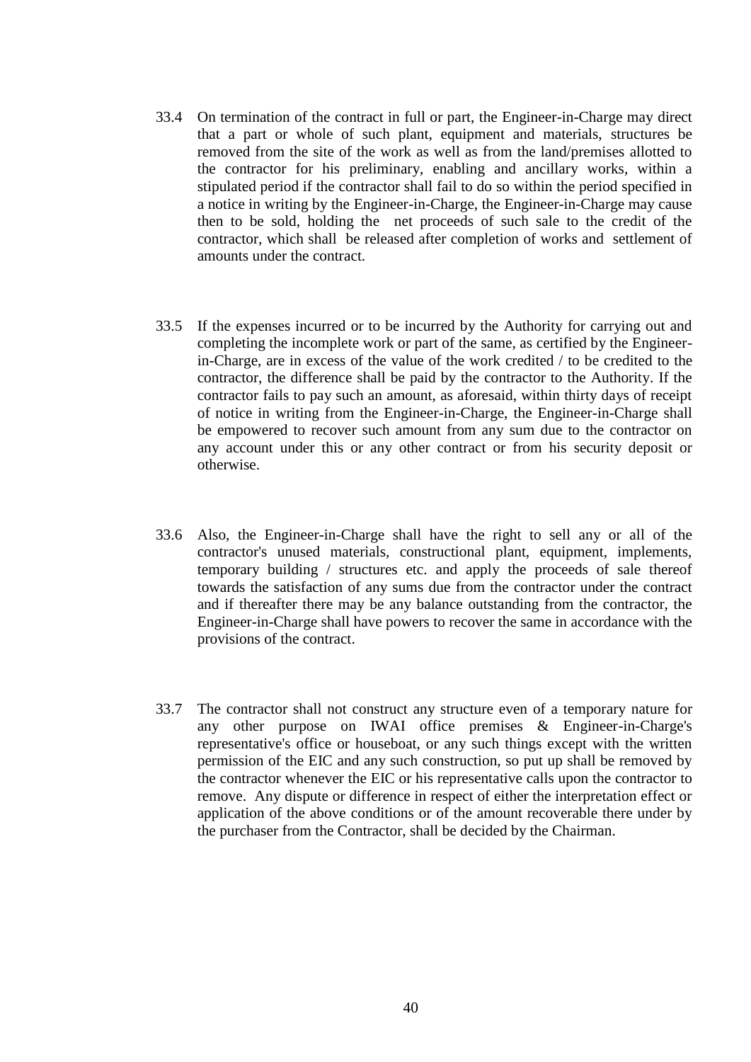33.4 On termination of the contract in full or part, the Engineer-in-Charge may direct that a part or whole of such plant, equipment and materials, structures be removed from the site of the work as well as from the land/premises allotted to the contractor for his preliminary, enabling and ancillary works, within a stipulated period if the contractor shall fail to do so within the period specified in a notice in writing by the Engineer-in-Charge, the Engineer-in-Charge may cause then to be sold, holding the net proceeds of such sale to the credit of the contractor, which shall be released after completion of works and settlement of amounts under the contract.

33.5 If the expenses incurred or to be incurred by the Authority for carrying out and completing the incomplete work or part of the same, as certified by the Engineer-in-Charge, are in excess of the value of the work credited / to be credited to the contractor, the difference shall be paid by the contractor to the Authority. If the contractor fails to pay such an amount, as aforesaid, within thirty days of receipt of notice in writing from the Engineer-in-Charge, the Engineer-in-Charge shall be empowered to recover such amount from any sum due to the contractor on any account under this or any other contract or from his security deposit or otherwise.

33.6 Also, the Engineer-in-Charge shall have the right to sell any or all of the contractor's unused materials, constructional plant, equipment, implements, temporary building / structures etc. and apply the proceeds of sale thereof towards the satisfaction of any sums due from the contractor under the contract and if thereafter there may be any balance outstanding from the contractor, the Engineer-in-Charge shall have powers to recover the same in accordance with the provisions of the contract.

33.7 The contractor shall not construct any structure even of a temporary nature for any other purpose on IWAI office premises & Engineer-in-Charge's representative's office or houseboat, or any such things except with the written permission of the EIC and any such construction, so put up shall be removed by the contractor whenever the EIC or his representative calls upon the contractor to remove. Any dispute or difference in respect of either the interpretation effect or application of the above conditions or of the amount recoverable there under by the purchaser from the Contractor, shall be decided by the Chairman.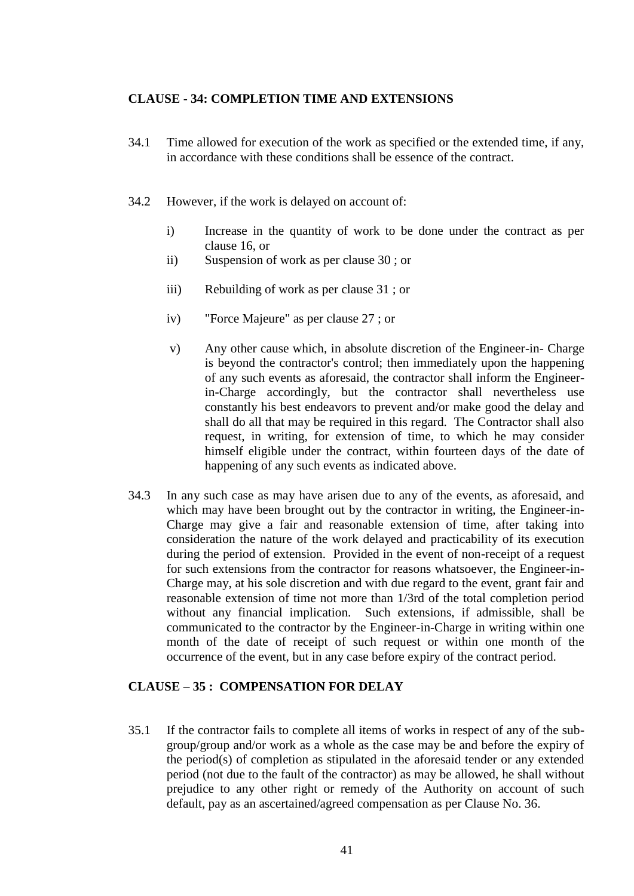## CLAUSE - 34: COMPLETION TIME AND EXTENSIONS

34.1 Time allowed for execution of the work as specified or the extended time, if any, in accordance with these conditions shall be essence of the contract.

34.2 However, if the work is delayed on account of:

i) Increase in the quantity of work to be done under the contract as per clause 16, or
ii) Suspension of work as per clause 30 ; or
iii) Rebuilding of work as per clause 31 ; or
iv) "Force Majeure" as per clause 27 ; or
v) Any other cause which, in absolute discretion of the Engineer-in- Charge is beyond the contractor's control; then immediately upon the happening of any such events as aforesaid, the contractor shall inform the Engineer-in-Charge accordingly, but the contractor shall nevertheless use constantly his best endeavors to prevent and/or make good the delay and shall do all that may be required in this regard. The Contractor shall also request, in writing, for extension of time, to which he may consider himself eligible under the contract, within fourteen days of the date of happening of any such events as indicated above.

34.3 In any such case as may have arisen due to any of the events, as aforesaid, and which may have been brought out by the contractor in writing, the Engineer-in-Charge may give a fair and reasonable extension of time, after taking into consideration the nature of the work delayed and practicability of its execution during the period of extension. Provided in the event of non-receipt of a request for such extensions from the contractor for reasons whatsoever, the Engineer-in-Charge may, at his sole discretion and with due regard to the event, grant fair and reasonable extension of time not more than 1/3rd of the total completion period without any financial implication. Such extensions, if admissible, shall be communicated to the contractor by the Engineer-in-Charge in writing within one month of the date of receipt of such request or within one month of the occurrence of the event, but in any case before expiry of the contract period.

## CLAUSE – 35 : COMPENSATION FOR DELAY

35.1 If the contractor fails to complete all items of works in respect of any of the sub-group/group and/or work as a whole as the case may be and before the expiry of the period(s) of completion as stipulated in the aforesaid tender or any extended period (not due to the fault of the contractor) as may be allowed, he shall without prejudice to any other right or remedy of the Authority on account of such default, pay as an ascertained/agreed compensation as per Clause No. 36.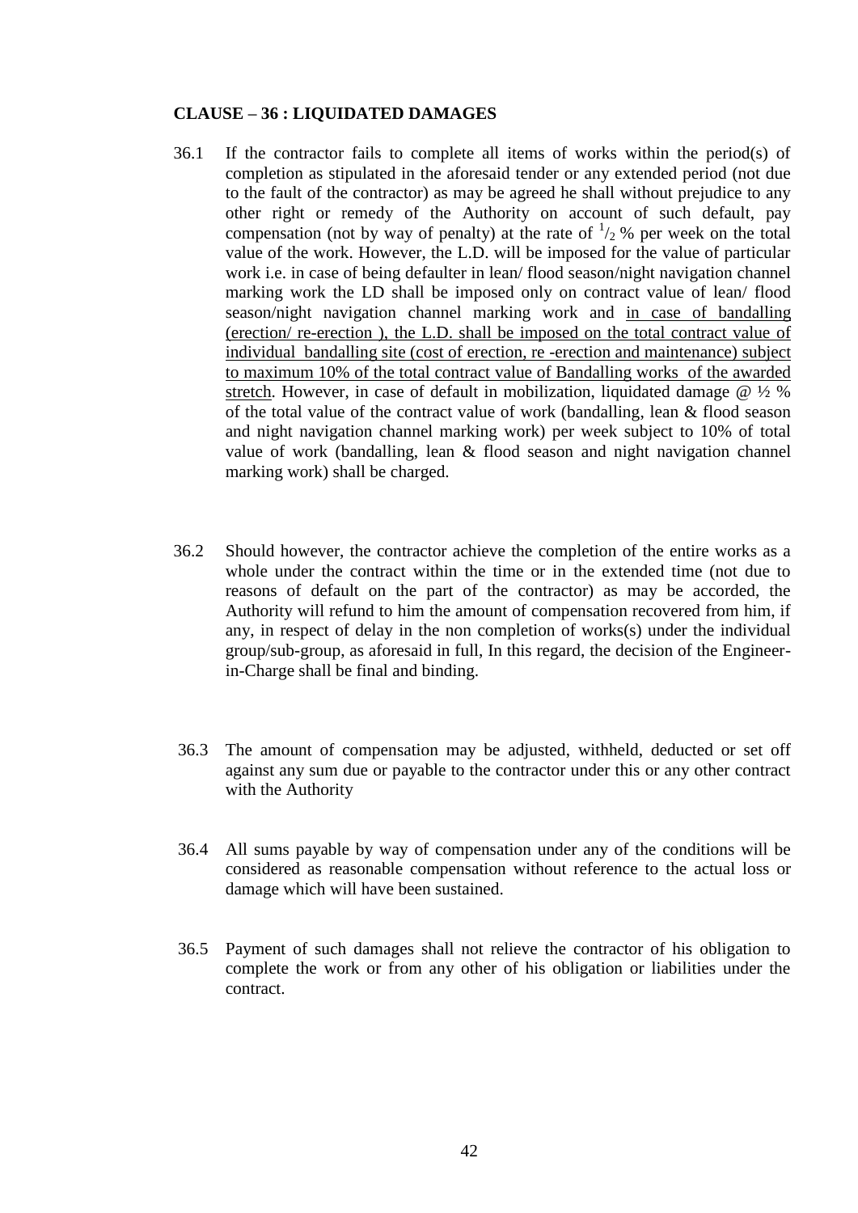**CLAUSE – 36 : LIQUIDATED DAMAGES**

36.1 If the contractor fails to complete all items of works within the period(s) of completion as stipulated in the aforesaid tender or any extended period (not due to the fault of the contractor) as may be agreed he shall without prejudice to any other right or remedy of the Authority on account of such default, pay compensation (not by way of penalty) at the rate of $^{1}/_{2}$ % per week on the total value of the work. However, the L.D. will be imposed for the value of particular work i.e. in case of being defaulter in lean/ flood season/night navigation channel marking work the LD shall be imposed only on contract value of lean/ flood season/night navigation channel marking work and <u>in case of bandalling (erection/ re-erection ), the L.D. shall be imposed on the total contract value of individual bandalling site (cost of erection, re -erection and maintenance) subject to maximum 10% of the total contract value of Bandalling works of the awarded stretch</u>. However, in case of default in mobilization, liquidated damage @ ½ % of the total value of the contract value of work (bandalling, lean & flood season and night navigation channel marking work) per week subject to 10% of total value of work (bandalling, lean & flood season and night navigation channel marking work) shall be charged.

36.2 Should however, the contractor achieve the completion of the entire works as a whole under the contract within the time or in the extended time (not due to reasons of default on the part of the contractor) as may be accorded, the Authority will refund to him the amount of compensation recovered from him, if any, in respect of delay in the non completion of works(s) under the individual group/sub-group, as aforesaid in full, In this regard, the decision of the Engineer-in-Charge shall be final and binding.

36.3 The amount of compensation may be adjusted, withheld, deducted or set off against any sum due or payable to the contractor under this or any other contract with the Authority

36.4 All sums payable by way of compensation under any of the conditions will be considered as reasonable compensation without reference to the actual loss or damage which will have been sustained.

36.5 Payment of such damages shall not relieve the contractor of his obligation to complete the work or from any other of his obligation or liabilities under the contract.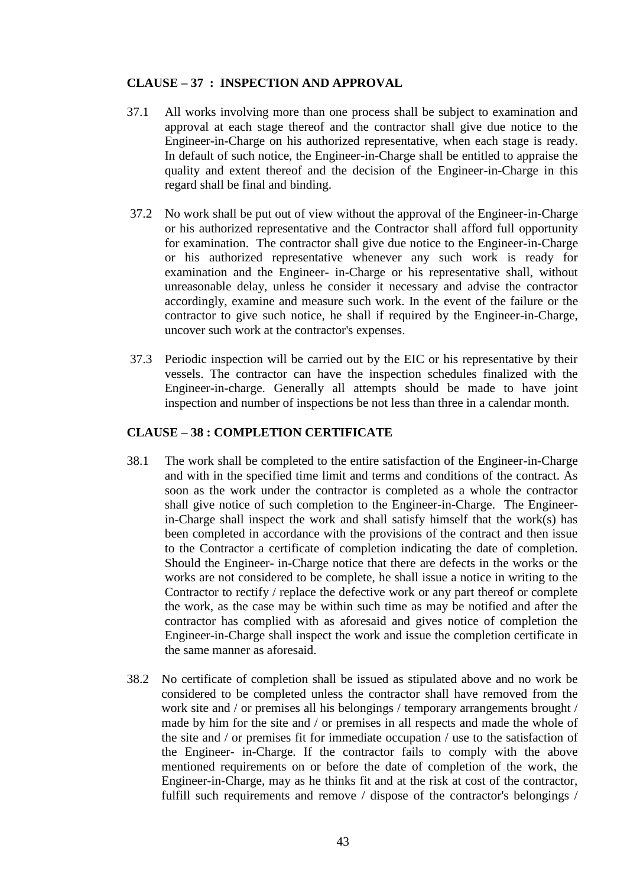**CLAUSE – 37 : INSPECTION AND APPROVAL**

37.1 All works involving more than one process shall be subject to examination and approval at each stage thereof and the contractor shall give due notice to the Engineer-in-Charge on his authorized representative, when each stage is ready. In default of such notice, the Engineer-in-Charge shall be entitled to appraise the quality and extent thereof and the decision of the Engineer-in-Charge in this regard shall be final and binding.

37.2 No work shall be put out of view without the approval of the Engineer-in-Charge or his authorized representative and the Contractor shall afford full opportunity for examination. The contractor shall give due notice to the Engineer-in-Charge or his authorized representative whenever any such work is ready for examination and the Engineer- in-Charge or his representative shall, without unreasonable delay, unless he consider it necessary and advise the contractor accordingly, examine and measure such work. In the event of the failure or the contractor to give such notice, he shall if required by the Engineer-in-Charge, uncover such work at the contractor's expenses.

37.3 Periodic inspection will be carried out by the EIC or his representative by their vessels. The contractor can have the inspection schedules finalized with the Engineer-in-charge. Generally all attempts should be made to have joint inspection and number of inspections be not less than three in a calendar month.

**CLAUSE – 38 : COMPLETION CERTIFICATE**

38.1 The work shall be completed to the entire satisfaction of the Engineer-in-Charge and with in the specified time limit and terms and conditions of the contract. As soon as the work under the contractor is completed as a whole the contractor shall give notice of such completion to the Engineer-in-Charge. The Engineer-in-Charge shall inspect the work and shall satisfy himself that the work(s) has been completed in accordance with the provisions of the contract and then issue to the Contractor a certificate of completion indicating the date of completion. Should the Engineer- in-Charge notice that there are defects in the works or the works are not considered to be complete, he shall issue a notice in writing to the Contractor to rectify / replace the defective work or any part thereof or complete the work, as the case may be within such time as may be notified and after the contractor has complied with as aforesaid and gives notice of completion the Engineer-in-Charge shall inspect the work and issue the completion certificate in the same manner as aforesaid.

38.2 No certificate of completion shall be issued as stipulated above and no work be considered to be completed unless the contractor shall have removed from the work site and / or premises all his belongings / temporary arrangements brought / made by him for the site and / or premises in all respects and made the whole of the site and / or premises fit for immediate occupation / use to the satisfaction of the Engineer- in-Charge. If the contractor fails to comply with the above mentioned requirements on or before the date of completion of the work, the Engineer-in-Charge, may as he thinks fit and at the risk at cost of the contractor, fulfill such requirements and remove / dispose of the contractor's belongings /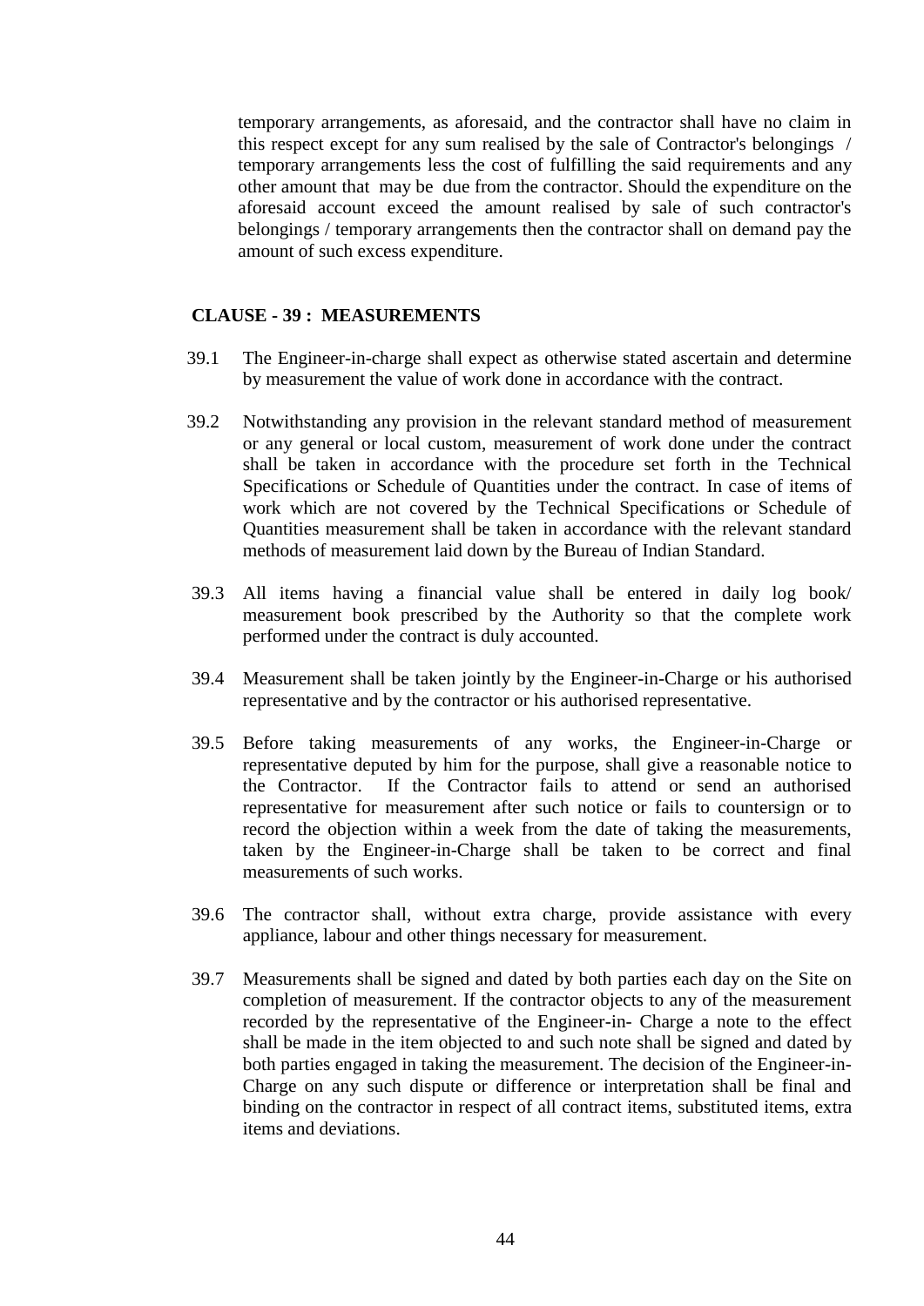temporary arrangements, as aforesaid, and the contractor shall have no claim in this respect except for any sum realised by the sale of Contractor's belongings / temporary arrangements less the cost of fulfilling the said requirements and any other amount that may be due from the contractor. Should the expenditure on the aforesaid account exceed the amount realised by sale of such contractor's belongings / temporary arrangements then the contractor shall on demand pay the amount of such excess expenditure.

## CLAUSE - 39 : MEASUREMENTS

39.1 The Engineer-in-charge shall expect as otherwise stated ascertain and determine by measurement the value of work done in accordance with the contract.

39.2 Notwithstanding any provision in the relevant standard method of measurement or any general or local custom, measurement of work done under the contract shall be taken in accordance with the procedure set forth in the Technical Specifications or Schedule of Quantities under the contract. In case of items of work which are not covered by the Technical Specifications or Schedule of Quantities measurement shall be taken in accordance with the relevant standard methods of measurement laid down by the Bureau of Indian Standard.

39.3 All items having a financial value shall be entered in daily log book/ measurement book prescribed by the Authority so that the complete work performed under the contract is duly accounted.

39.4 Measurement shall be taken jointly by the Engineer-in-Charge or his authorised representative and by the contractor or his authorised representative.

39.5 Before taking measurements of any works, the Engineer-in-Charge or representative deputed by him for the purpose, shall give a reasonable notice to the Contractor. If the Contractor fails to attend or send an authorised representative for measurement after such notice or fails to countersign or to record the objection within a week from the date of taking the measurements, taken by the Engineer-in-Charge shall be taken to be correct and final measurements of such works.

39.6 The contractor shall, without extra charge, provide assistance with every appliance, labour and other things necessary for measurement.

39.7 Measurements shall be signed and dated by both parties each day on the Site on completion of measurement. If the contractor objects to any of the measurement recorded by the representative of the Engineer-in- Charge a note to the effect shall be made in the item objected to and such note shall be signed and dated by both parties engaged in taking the measurement. The decision of the Engineer-in-Charge on any such dispute or difference or interpretation shall be final and binding on the contractor in respect of all contract items, substituted items, extra items and deviations.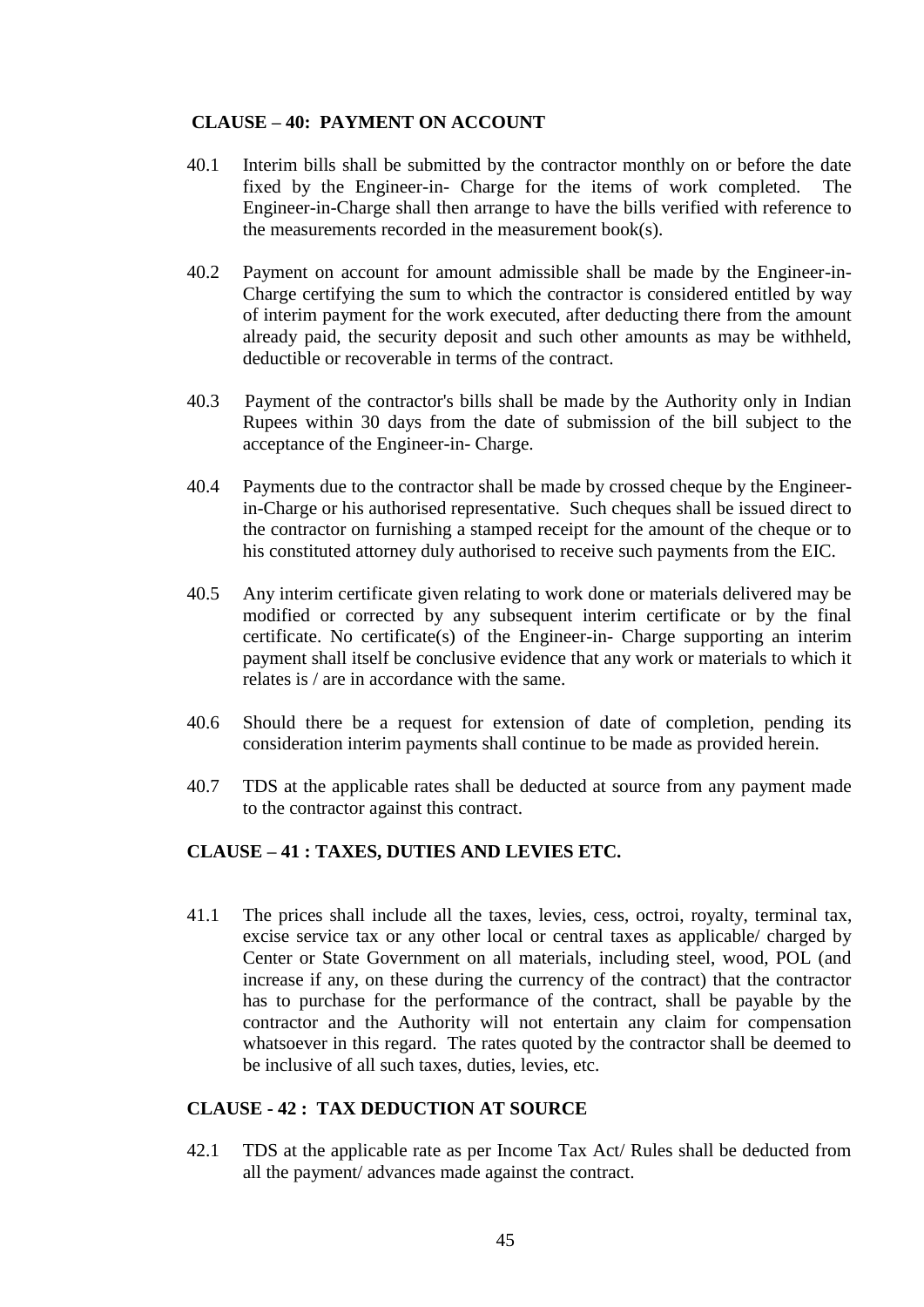## CLAUSE – 40: PAYMENT ON ACCOUNT

40.1 Interim bills shall be submitted by the contractor monthly on or before the date fixed by the Engineer-in- Charge for the items of work completed. The Engineer-in-Charge shall then arrange to have the bills verified with reference to the measurements recorded in the measurement book(s).

40.2 Payment on account for amount admissible shall be made by the Engineer-in-Charge certifying the sum to which the contractor is considered entitled by way of interim payment for the work executed, after deducting there from the amount already paid, the security deposit and such other amounts as may be withheld, deductible or recoverable in terms of the contract.

40.3 Payment of the contractor's bills shall be made by the Authority only in Indian Rupees within 30 days from the date of submission of the bill subject to the acceptance of the Engineer-in- Charge.

40.4 Payments due to the contractor shall be made by crossed cheque by the Engineer-in-Charge or his authorised representative. Such cheques shall be issued direct to the contractor on furnishing a stamped receipt for the amount of the cheque or to his constituted attorney duly authorised to receive such payments from the EIC.

40.5 Any interim certificate given relating to work done or materials delivered may be modified or corrected by any subsequent interim certificate or by the final certificate. No certificate(s) of the Engineer-in- Charge supporting an interim payment shall itself be conclusive evidence that any work or materials to which it relates is / are in accordance with the same.

40.6 Should there be a request for extension of date of completion, pending its consideration interim payments shall continue to be made as provided herein.

40.7 TDS at the applicable rates shall be deducted at source from any payment made to the contractor against this contract.

## CLAUSE – 41 : TAXES, DUTIES AND LEVIES ETC.

41.1 The prices shall include all the taxes, levies, cess, octroi, royalty, terminal tax, excise service tax or any other local or central taxes as applicable/ charged by Center or State Government on all materials, including steel, wood, POL (and increase if any, on these during the currency of the contract) that the contractor has to purchase for the performance of the contract, shall be payable by the contractor and the Authority will not entertain any claim for compensation whatsoever in this regard. The rates quoted by the contractor shall be deemed to be inclusive of all such taxes, duties, levies, etc.

## CLAUSE - 42 : TAX DEDUCTION AT SOURCE

42.1 TDS at the applicable rate as per Income Tax Act/ Rules shall be deducted from all the payment/ advances made against the contract.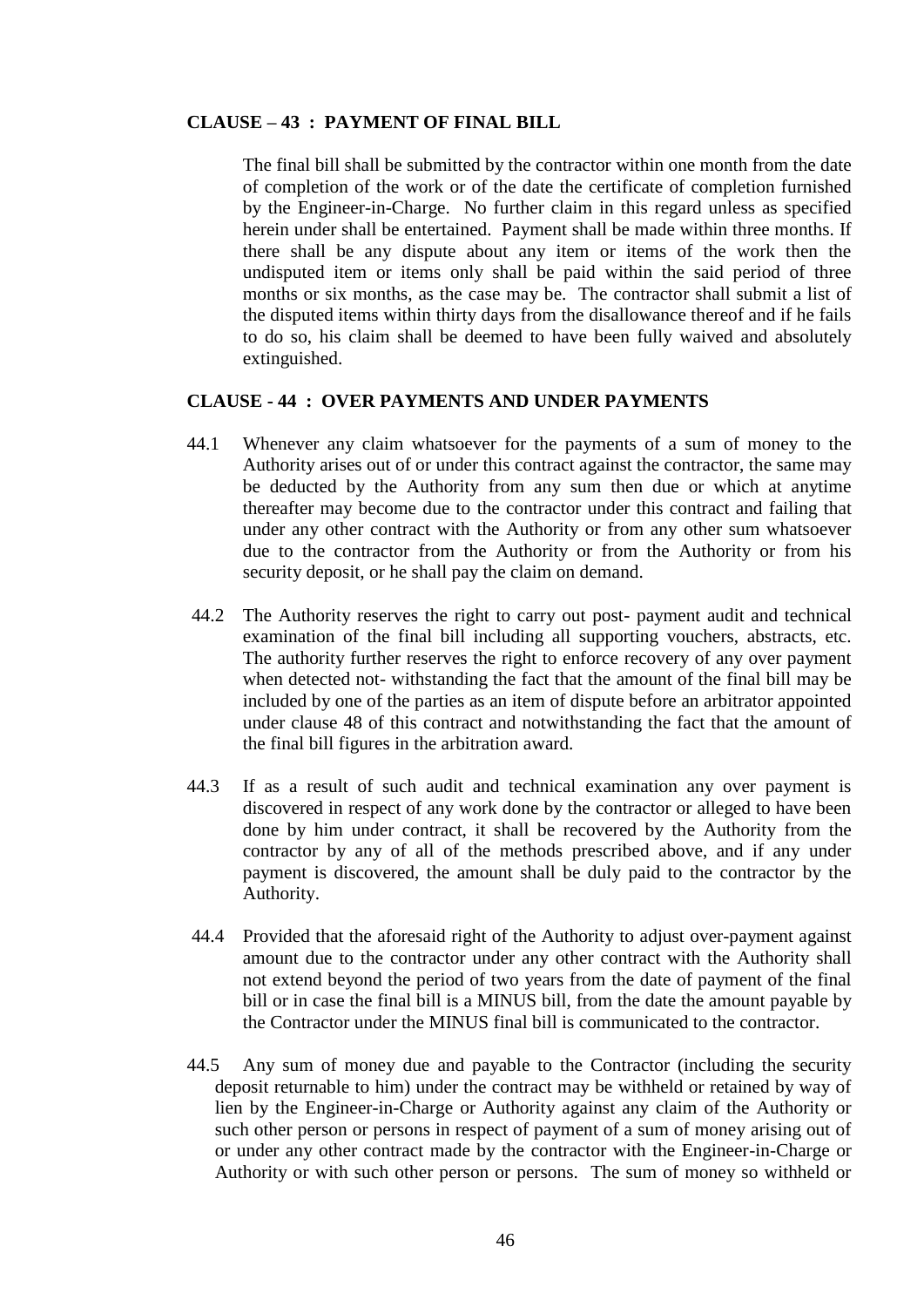### CLAUSE – 43 : PAYMENT OF FINAL BILL

The final bill shall be submitted by the contractor within one month from the date of completion of the work or of the date the certificate of completion furnished by the Engineer-in-Charge. No further claim in this regard unless as specified herein under shall be entertained. Payment shall be made within three months. If there shall be any dispute about any item or items of the work then the undisputed item or items only shall be paid within the said period of three months or six months, as the case may be. The contractor shall submit a list of the disputed items within thirty days from the disallowance thereof and if he fails to do so, his claim shall be deemed to have been fully waived and absolutely extinguished.

### CLAUSE - 44 : OVER PAYMENTS AND UNDER PAYMENTS

44.1 Whenever any claim whatsoever for the payments of a sum of money to the Authority arises out of or under this contract against the contractor, the same may be deducted by the Authority from any sum then due or which at anytime thereafter may become due to the contractor under this contract and failing that under any other contract with the Authority or from any other sum whatsoever due to the contractor from the Authority or from the Authority or from his security deposit, or he shall pay the claim on demand.

44.2 The Authority reserves the right to carry out post- payment audit and technical examination of the final bill including all supporting vouchers, abstracts, etc. The authority further reserves the right to enforce recovery of any over payment when detected not- withstanding the fact that the amount of the final bill may be included by one of the parties as an item of dispute before an arbitrator appointed under clause 48 of this contract and notwithstanding the fact that the amount of the final bill figures in the arbitration award.

44.3 If as a result of such audit and technical examination any over payment is discovered in respect of any work done by the contractor or alleged to have been done by him under contract, it shall be recovered by the Authority from the contractor by any of all of the methods prescribed above, and if any under payment is discovered, the amount shall be duly paid to the contractor by the Authority.

44.4 Provided that the aforesaid right of the Authority to adjust over-payment against amount due to the contractor under any other contract with the Authority shall not extend beyond the period of two years from the date of payment of the final bill or in case the final bill is a MINUS bill, from the date the amount payable by the Contractor under the MINUS final bill is communicated to the contractor.

44.5 Any sum of money due and payable to the Contractor (including the security deposit returnable to him) under the contract may be withheld or retained by way of lien by the Engineer-in-Charge or Authority against any claim of the Authority or such other person or persons in respect of payment of a sum of money arising out of or under any other contract made by the contractor with the Engineer-in-Charge or Authority or with such other person or persons. The sum of money so withheld or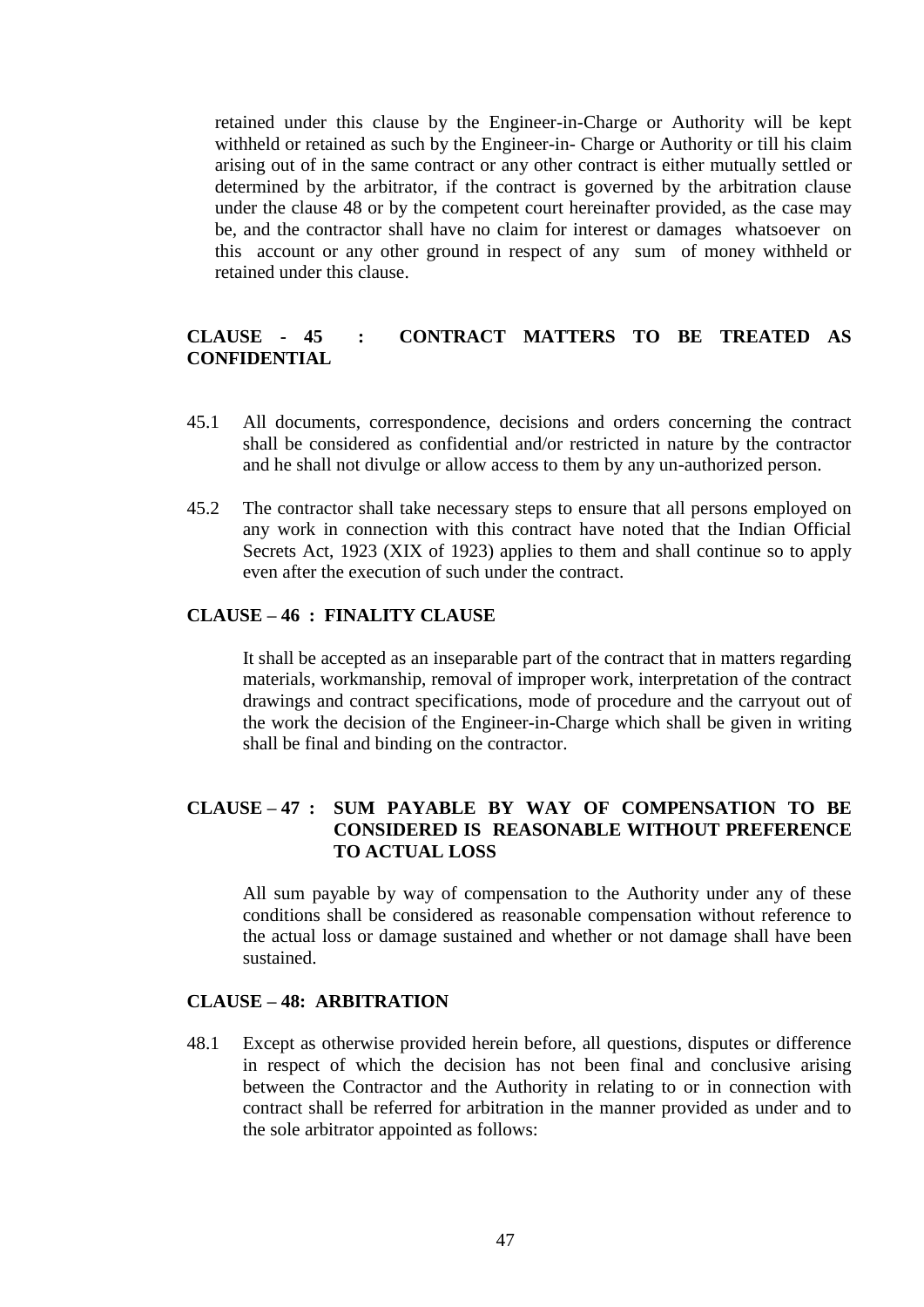retained under this clause by the Engineer-in-Charge or Authority will be kept withheld or retained as such by the Engineer-in- Charge or Authority or till his claim arising out of in the same contract or any other contract is either mutually settled or determined by the arbitrator, if the contract is governed by the arbitration clause under the clause 48 or by the competent court hereinafter provided, as the case may be, and the contractor shall have no claim for interest or damages whatsoever on this account or any other ground in respect of any sum of money withheld or retained under this clause.

### CLAUSE - 45 : CONTRACT MATTERS TO BE TREATED AS CONFIDENTIAL

45.1 All documents, correspondence, decisions and orders concerning the contract shall be considered as confidential and/or restricted in nature by the contractor and he shall not divulge or allow access to them by any un-authorized person.

45.2 The contractor shall take necessary steps to ensure that all persons employed on any work in connection with this contract have noted that the Indian Official Secrets Act, 1923 (XIX of 1923) applies to them and shall continue so to apply even after the execution of such under the contract.

### CLAUSE – 46 : FINALITY CLAUSE

It shall be accepted as an inseparable part of the contract that in matters regarding materials, workmanship, removal of improper work, interpretation of the contract drawings and contract specifications, mode of procedure and the carryout out of the work the decision of the Engineer-in-Charge which shall be given in writing shall be final and binding on the contractor.

### CLAUSE – 47 : SUM PAYABLE BY WAY OF COMPENSATION TO BE CONSIDERED IS REASONABLE WITHOUT PREFERENCE TO ACTUAL LOSS

All sum payable by way of compensation to the Authority under any of these conditions shall be considered as reasonable compensation without reference to the actual loss or damage sustained and whether or not damage shall have been sustained.

### CLAUSE – 48: ARBITRATION

48.1 Except as otherwise provided herein before, all questions, disputes or difference in respect of which the decision has not been final and conclusive arising between the Contractor and the Authority in relating to or in connection with contract shall be referred for arbitration in the manner provided as under and to the sole arbitrator appointed as follows: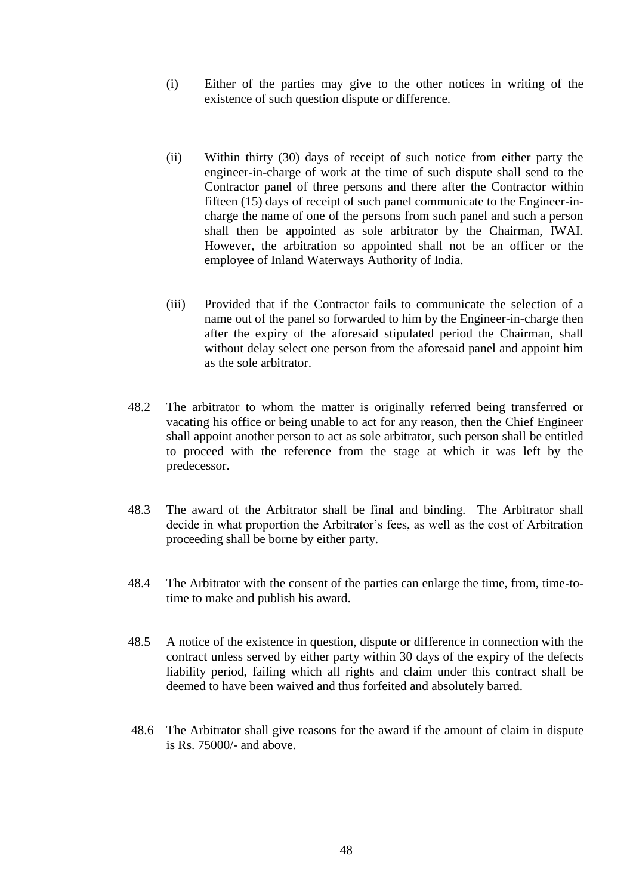(i) Either of the parties may give to the other notices in writing of the existence of such question dispute or difference.

(ii) Within thirty (30) days of receipt of such notice from either party the engineer-in-charge of work at the time of such dispute shall send to the Contractor panel of three persons and there after the Contractor within fifteen (15) days of receipt of such panel communicate to the Engineer-in-charge the name of one of the persons from such panel and such a person shall then be appointed as sole arbitrator by the Chairman, IWAI. However, the arbitration so appointed shall not be an officer or the employee of Inland Waterways Authority of India.

(iii) Provided that if the Contractor fails to communicate the selection of a name out of the panel so forwarded to him by the Engineer-in-charge then after the expiry of the aforesaid stipulated period the Chairman, shall without delay select one person from the aforesaid panel and appoint him as the sole arbitrator.

48.2 The arbitrator to whom the matter is originally referred being transferred or vacating his office or being unable to act for any reason, then the Chief Engineer shall appoint another person to act as sole arbitrator, such person shall be entitled to proceed with the reference from the stage at which it was left by the predecessor.

48.3 The award of the Arbitrator shall be final and binding. The Arbitrator shall decide in what proportion the Arbitrator's fees, as well as the cost of Arbitration proceeding shall be borne by either party.

48.4 The Arbitrator with the consent of the parties can enlarge the time, from, time-to-time to make and publish his award.

48.5 A notice of the existence in question, dispute or difference in connection with the contract unless served by either party within 30 days of the expiry of the defects liability period, failing which all rights and claim under this contract shall be deemed to have been waived and thus forfeited and absolutely barred.

48.6 The Arbitrator shall give reasons for the award if the amount of claim in dispute is Rs. 75000/- and above.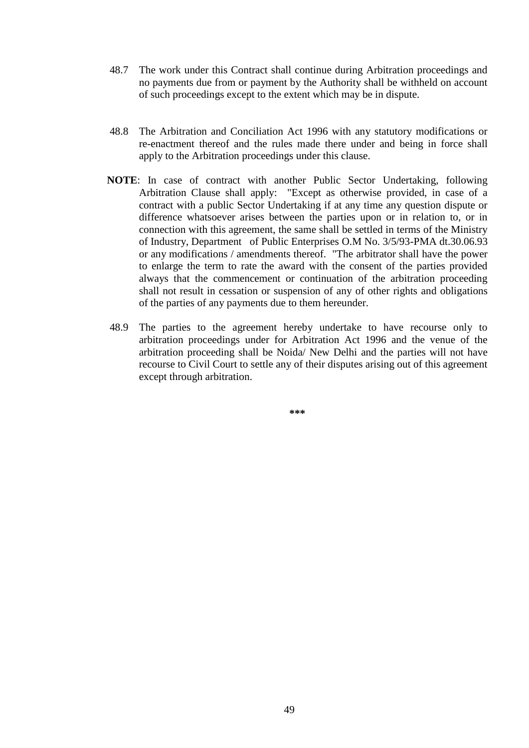48.7 The work under this Contract shall continue during Arbitration proceedings and no payments due from or payment by the Authority shall be withheld on account of such proceedings except to the extent which may be in dispute.

48.8 The Arbitration and Conciliation Act 1996 with any statutory modifications or re-enactment thereof and the rules made there under and being in force shall apply to the Arbitration proceedings under this clause.

**NOTE**: In case of contract with another Public Sector Undertaking, following Arbitration Clause shall apply: "Except as otherwise provided, in case of a contract with a public Sector Undertaking if at any time any question dispute or difference whatsoever arises between the parties upon or in relation to, or in connection with this agreement, the same shall be settled in terms of the Ministry of Industry, Department of Public Enterprises O.M No. 3/5/93-PMA dt.30.06.93 or any modifications / amendments thereof. "The arbitrator shall have the power to enlarge the term to rate the award with the consent of the parties provided always that the commencement or continuation of the arbitration proceeding shall not result in cessation or suspension of any of other rights and obligations of the parties of any payments due to them hereunder.

48.9 The parties to the agreement hereby undertake to have recourse only to arbitration proceedings under for Arbitration Act 1996 and the venue of the arbitration proceeding shall be Noida/ New Delhi and the parties will not have recourse to Civil Court to settle any of their disputes arising out of this agreement except through arbitration.

***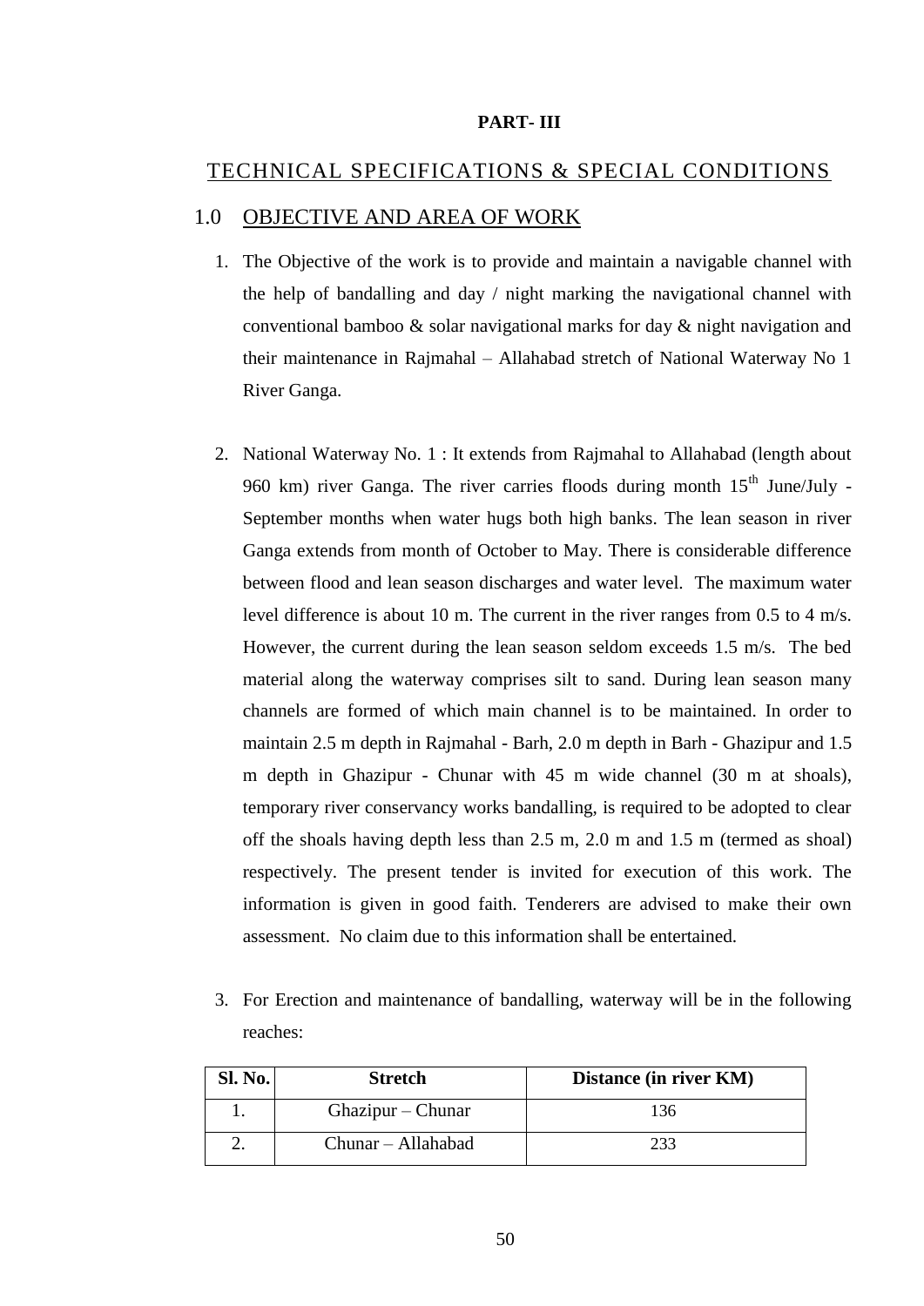**PART- III**

# TECHNICAL SPECIFICATIONS & SPECIAL CONDITIONS

## 1.0 OBJECTIVE AND AREA OF WORK

1. The Objective of the work is to provide and maintain a navigable channel with the help of bandalling and day / night marking the navigational channel with conventional bamboo & solar navigational marks for day & night navigation and their maintenance in Rajmahal – Allahabad stretch of National Waterway No 1 River Ganga.

2. National Waterway No. 1 : It extends from Rajmahal to Allahabad (length about 960 km) river Ganga. The river carries floods during month 15th June/July - September months when water hugs both high banks. The lean season in river Ganga extends from month of October to May. There is considerable difference between flood and lean season discharges and water level. The maximum water level difference is about 10 m. The current in the river ranges from 0.5 to 4 m/s. However, the current during the lean season seldom exceeds 1.5 m/s. The bed material along the waterway comprises silt to sand. During lean season many channels are formed of which main channel is to be maintained. In order to maintain 2.5 m depth in Rajmahal - Barh, 2.0 m depth in Barh - Ghazipur and 1.5 m depth in Ghazipur - Chunar with 45 m wide channel (30 m at shoals), temporary river conservancy works bandalling, is required to be adopted to clear off the shoals having depth less than 2.5 m, 2.0 m and 1.5 m (termed as shoal) respectively. The present tender is invited for execution of this work. The information is given in good faith. Tenderers are advised to make their own assessment. No claim due to this information shall be entertained.

3. For Erection and maintenance of bandalling, waterway will be in the following reaches:

| Sl. No. | Stretch | Distance (in river KM) |
|---|---|---|
| 1. | Ghazipur – Chunar | 136 |
| 2. | Chunar – Allahabad | 233 |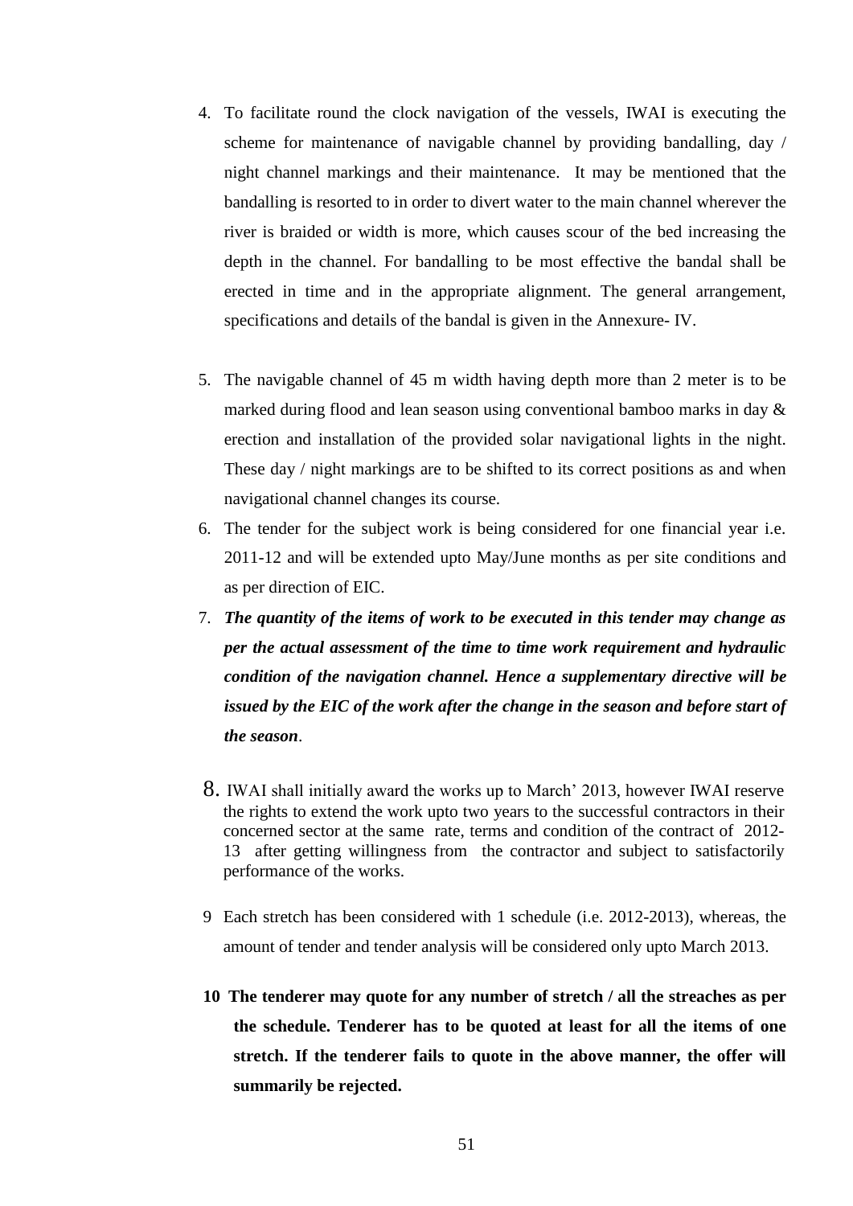4. To facilitate round the clock navigation of the vessels, IWAI is executing the scheme for maintenance of navigable channel by providing bandalling, day / night channel markings and their maintenance. It may be mentioned that the bandalling is resorted to in order to divert water to the main channel wherever the river is braided or width is more, which causes scour of the bed increasing the depth in the channel. For bandalling to be most effective the bandal shall be erected in time and in the appropriate alignment. The general arrangement, specifications and details of the bandal is given in the Annexure- IV.

5. The navigable channel of 45 m width having depth more than 2 meter is to be marked during flood and lean season using conventional bamboo marks in day & erection and installation of the provided solar navigational lights in the night. These day / night markings are to be shifted to its correct positions as and when navigational channel changes its course.

6. The tender for the subject work is being considered for one financial year i.e. 2011-12 and will be extended upto May/June months as per site conditions and as per direction of EIC.

7. ***The quantity of the items of work to be executed in this tender may change as per the actual assessment of the time to time work requirement and hydraulic condition of the navigation channel. Hence a supplementary directive will be issued by the EIC of the work after the change in the season and before start of the season***.

8. IWAI shall initially award the works up to March' 2013, however IWAI reserve the rights to extend the work upto two years to the successful contractors in their concerned sector at the same rate, terms and condition of the contract of 2012-13 after getting willingness from the contractor and subject to satisfactorily performance of the works.

9. Each stretch has been considered with 1 schedule (i.e. 2012-2013), whereas, the amount of tender and tender analysis will be considered only upto March 2013.

10. **The tenderer may quote for any number of stretch / all the streaches as per the schedule. Tenderer has to be quoted at least for all the items of one stretch. If the tenderer fails to quote in the above manner, the offer will summarily be rejected.**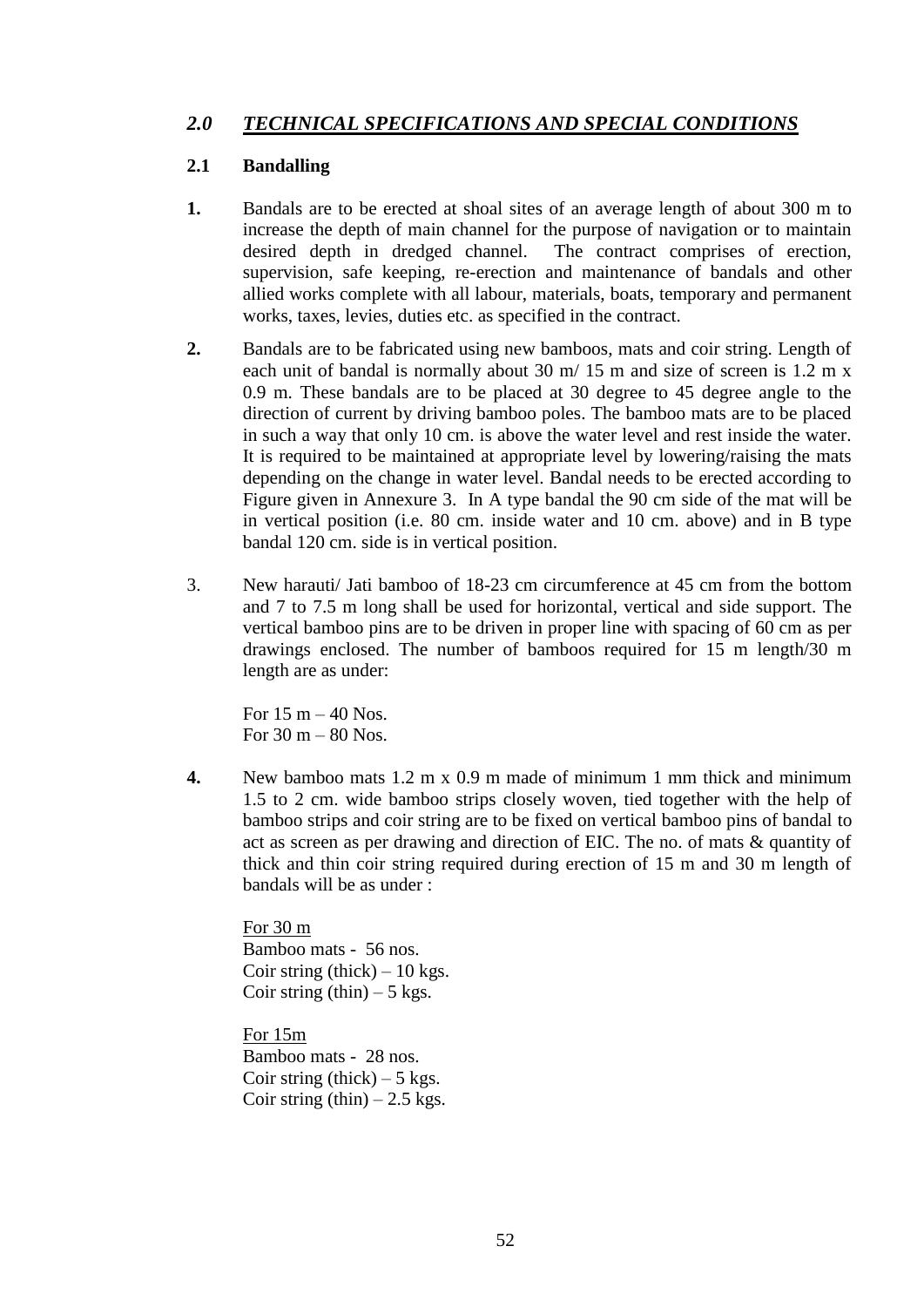## *2.0 TECHNICAL SPECIFICATIONS AND SPECIAL CONDITIONS*

### 2.1 Bandalling

**1.** Bandals are to be erected at shoal sites of an average length of about 300 m to increase the depth of main channel for the purpose of navigation or to maintain desired depth in dredged channel. The contract comprises of erection, supervision, safe keeping, re-erection and maintenance of bandals and other allied works complete with all labour, materials, boats, temporary and permanent works, taxes, levies, duties etc. as specified in the contract.

**2.** Bandals are to be fabricated using new bamboos, mats and coir string. Length of each unit of bandal is normally about 30 m/ 15 m and size of screen is 1.2 m x 0.9 m. These bandals are to be placed at 30 degree to 45 degree angle to the direction of current by driving bamboo poles. The bamboo mats are to be placed in such a way that only 10 cm. is above the water level and rest inside the water. It is required to be maintained at appropriate level by lowering/raising the mats depending on the change in water level. Bandal needs to be erected according to Figure given in Annexure 3. In A type bandal the 90 cm side of the mat will be in vertical position (i.e. 80 cm. inside water and 10 cm. above) and in B type bandal 120 cm. side is in vertical position.

3. New harauti/ Jati bamboo of 18-23 cm circumference at 45 cm from the bottom and 7 to 7.5 m long shall be used for horizontal, vertical and side support. The vertical bamboo pins are to be driven in proper line with spacing of 60 cm as per drawings enclosed. The number of bamboos required for 15 m length/30 m length are as under:

For 15 m – 40 Nos.  
For 30 m – 80 Nos.

**4.** New bamboo mats 1.2 m x 0.9 m made of minimum 1 mm thick and minimum 1.5 to 2 cm. wide bamboo strips closely woven, tied together with the help of bamboo strips and coir string are to be fixed on vertical bamboo pins of bandal to act as screen as per drawing and direction of EIC. The no. of mats & quantity of thick and thin coir string required during erection of 15 m and 30 m length of bandals will be as under :

<u>For 30 m</u>  
Bamboo mats - 56 nos.  
Coir string (thick) – 10 kgs.  
Coir string (thin) – 5 kgs.

<u>For 15m</u>  
Bamboo mats - 28 nos.  
Coir string (thick) – 5 kgs.  
Coir string (thin) – 2.5 kgs.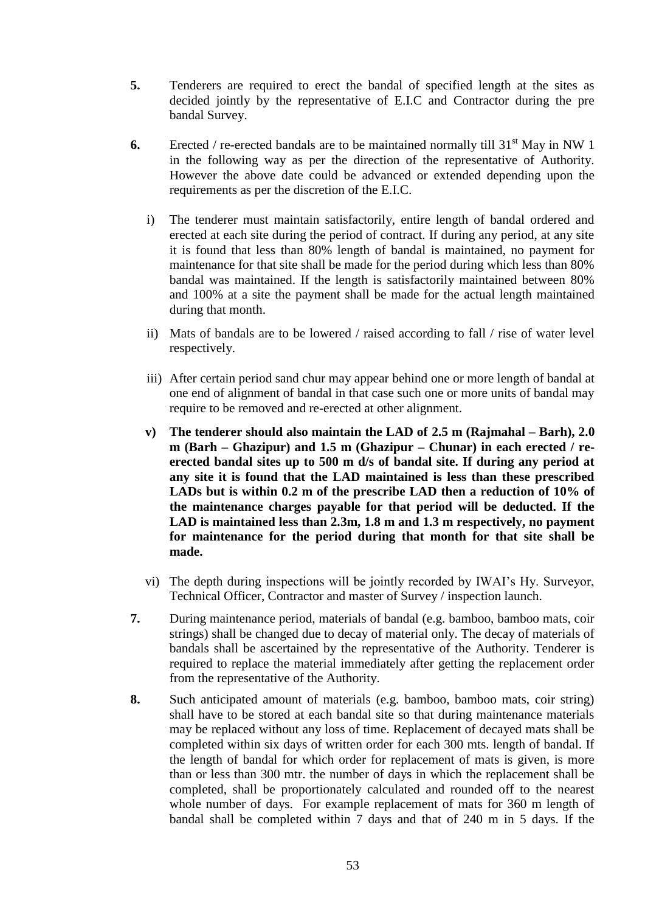**5.** Tenderers are required to erect the bandal of specified length at the sites as decided jointly by the representative of E.I.C and Contractor during the pre bandal Survey.

**6.** Erected / re-erected bandals are to be maintained normally till 31st May in NW 1 in the following way as per the direction of the representative of Authority. However the above date could be advanced or extended depending upon the requirements as per the discretion of the E.I.C.

i) The tenderer must maintain satisfactorily, entire length of bandal ordered and erected at each site during the period of contract. If during any period, at any site it is found that less than 80% length of bandal is maintained, no payment for maintenance for that site shall be made for the period during which less than 80% bandal was maintained. If the length is satisfactorily maintained between 80% and 100% at a site the payment shall be made for the actual length maintained during that month.

ii) Mats of bandals are to be lowered / raised according to fall / rise of water level respectively.

iii) After certain period sand chur may appear behind one or more length of bandal at one end of alignment of bandal in that case such one or more units of bandal may require to be removed and re-erected at other alignment.

**v) The tenderer should also maintain the LAD of 2.5 m (Rajmahal – Barh), 2.0 m (Barh – Ghazipur) and 1.5 m (Ghazipur – Chunar) in each erected / re-erected bandal sites up to 500 m d/s of bandal site. If during any period at any site it is found that the LAD maintained is less than these prescribed LADs but is within 0.2 m of the prescribe LAD then a reduction of 10% of the maintenance charges payable for that period will be deducted. If the LAD is maintained less than 2.3m, 1.8 m and 1.3 m respectively, no payment for maintenance for the period during that month for that site shall be made.**

vi) The depth during inspections will be jointly recorded by IWAI's Hy. Surveyor, Technical Officer, Contractor and master of Survey / inspection launch.

**7.** During maintenance period, materials of bandal (e.g. bamboo, bamboo mats, coir strings) shall be changed due to decay of material only. The decay of materials of bandals shall be ascertained by the representative of the Authority. Tenderer is required to replace the material immediately after getting the replacement order from the representative of the Authority.

**8.** Such anticipated amount of materials (e.g. bamboo, bamboo mats, coir string) shall have to be stored at each bandal site so that during maintenance materials may be replaced without any loss of time. Replacement of decayed mats shall be completed within six days of written order for each 300 mts. length of bandal. If the length of bandal for which order for replacement of mats is given, is more than or less than 300 mtr. the number of days in which the replacement shall be completed, shall be proportionately calculated and rounded off to the nearest whole number of days. For example replacement of mats for 360 m length of bandal shall be completed within 7 days and that of 240 m in 5 days. If the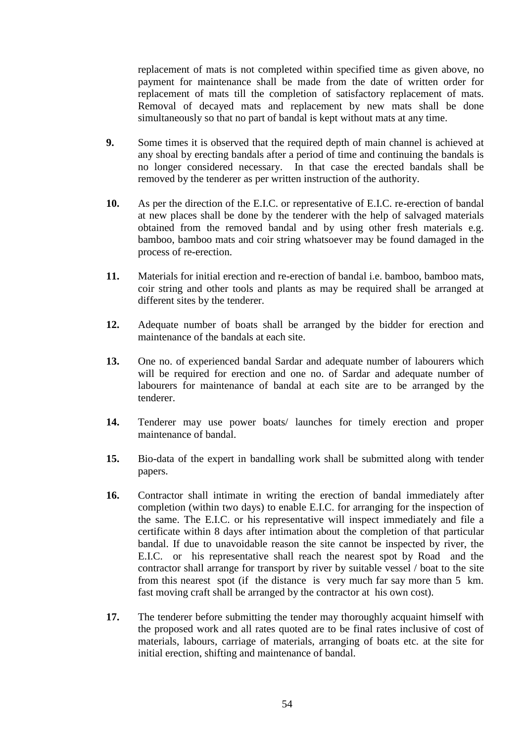replacement of mats is not completed within specified time as given above, no payment for maintenance shall be made from the date of written order for replacement of mats till the completion of satisfactory replacement of mats. Removal of decayed mats and replacement by new mats shall be done simultaneously so that no part of bandal is kept without mats at any time.

**9.** Some times it is observed that the required depth of main channel is achieved at any shoal by erecting bandals after a period of time and continuing the bandals is no longer considered necessary. In that case the erected bandals shall be removed by the tenderer as per written instruction of the authority.

**10.** As per the direction of the E.I.C. or representative of E.I.C. re-erection of bandal at new places shall be done by the tenderer with the help of salvaged materials obtained from the removed bandal and by using other fresh materials e.g. bamboo, bamboo mats and coir string whatsoever may be found damaged in the process of re-erection.

**11.** Materials for initial erection and re-erection of bandal i.e. bamboo, bamboo mats, coir string and other tools and plants as may be required shall be arranged at different sites by the tenderer.

**12.** Adequate number of boats shall be arranged by the bidder for erection and maintenance of the bandals at each site.

**13.** One no. of experienced bandal Sardar and adequate number of labourers which will be required for erection and one no. of Sardar and adequate number of labourers for maintenance of bandal at each site are to be arranged by the tenderer.

**14.** Tenderer may use power boats/ launches for timely erection and proper maintenance of bandal.

**15.** Bio-data of the expert in bandalling work shall be submitted along with tender papers.

**16.** Contractor shall intimate in writing the erection of bandal immediately after completion (within two days) to enable E.I.C. for arranging for the inspection of the same. The E.I.C. or his representative will inspect immediately and file a certificate within 8 days after intimation about the completion of that particular bandal. If due to unavoidable reason the site cannot be inspected by river, the E.I.C. or his representative shall reach the nearest spot by Road and the contractor shall arrange for transport by river by suitable vessel / boat to the site from this nearest spot (if the distance is very much far say more than 5 km. fast moving craft shall be arranged by the contractor at his own cost).

**17.** The tenderer before submitting the tender may thoroughly acquaint himself with the proposed work and all rates quoted are to be final rates inclusive of cost of materials, labours, carriage of materials, arranging of boats etc. at the site for initial erection, shifting and maintenance of bandal.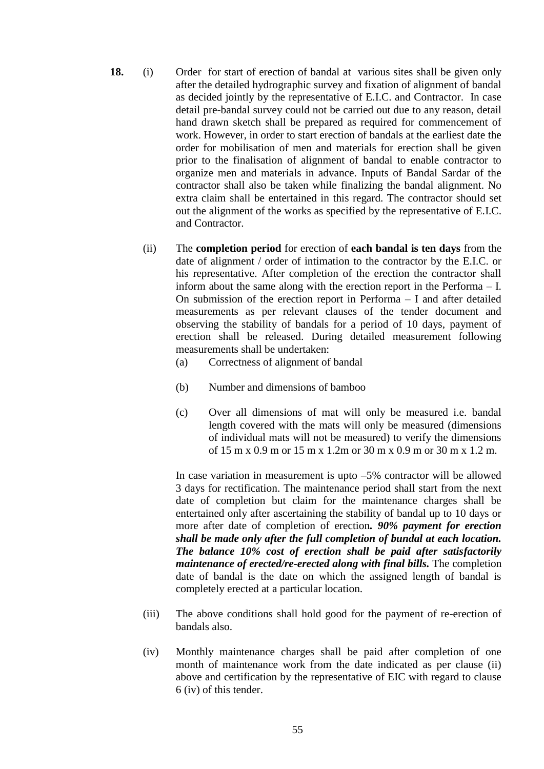**18.** (i) Order for start of erection of bandal at various sites shall be given only after the detailed hydrographic survey and fixation of alignment of bandal as decided jointly by the representative of E.I.C. and Contractor. In case detail pre-bandal survey could not be carried out due to any reason, detail hand drawn sketch shall be prepared as required for commencement of work. However, in order to start erection of bandals at the earliest date the order for mobilisation of men and materials for erection shall be given prior to the finalisation of alignment of bandal to enable contractor to organize men and materials in advance. Inputs of Bandal Sardar of the contractor shall also be taken while finalizing the bandal alignment. No extra claim shall be entertained in this regard. The contractor should set out the alignment of the works as specified by the representative of E.I.C. and Contractor.

(ii) The **completion period** for erection of **each bandal is ten days** from the date of alignment / order of intimation to the contractor by the E.I.C. or his representative. After completion of the erection the contractor shall inform about the same along with the erection report in the Performa – I. On submission of the erection report in Performa – I and after detailed measurements as per relevant clauses of the tender document and observing the stability of bandals for a period of 10 days, payment of erection shall be released. During detailed measurement following measurements shall be undertaken:

(a) Correctness of alignment of bandal

(b) Number and dimensions of bamboo

(c) Over all dimensions of mat will only be measured i.e. bandal length covered with the mats will only be measured (dimensions of individual mats will not be measured) to verify the dimensions of 15 m x 0.9 m or 15 m x 1.2m or 30 m x 0.9 m or 30 m x 1.2 m.

In case variation in measurement is upto –5% contractor will be allowed 3 days for rectification. The maintenance period shall start from the next date of completion but claim for the maintenance charges shall be entertained only after ascertaining the stability of bandal up to 10 days or more after date of completion of erection***. 90% payment for erection shall be made only after the full completion of bundal at each location. The balance 10% cost of erection shall be paid after satisfactorily maintenance of erected/re-erected along with final bills.*** The completion date of bandal is the date on which the assigned length of bandal is completely erected at a particular location.

(iii) The above conditions shall hold good for the payment of re-erection of bandals also.

(iv) Monthly maintenance charges shall be paid after completion of one month of maintenance work from the date indicated as per clause (ii) above and certification by the representative of EIC with regard to clause 6 (iv) of this tender.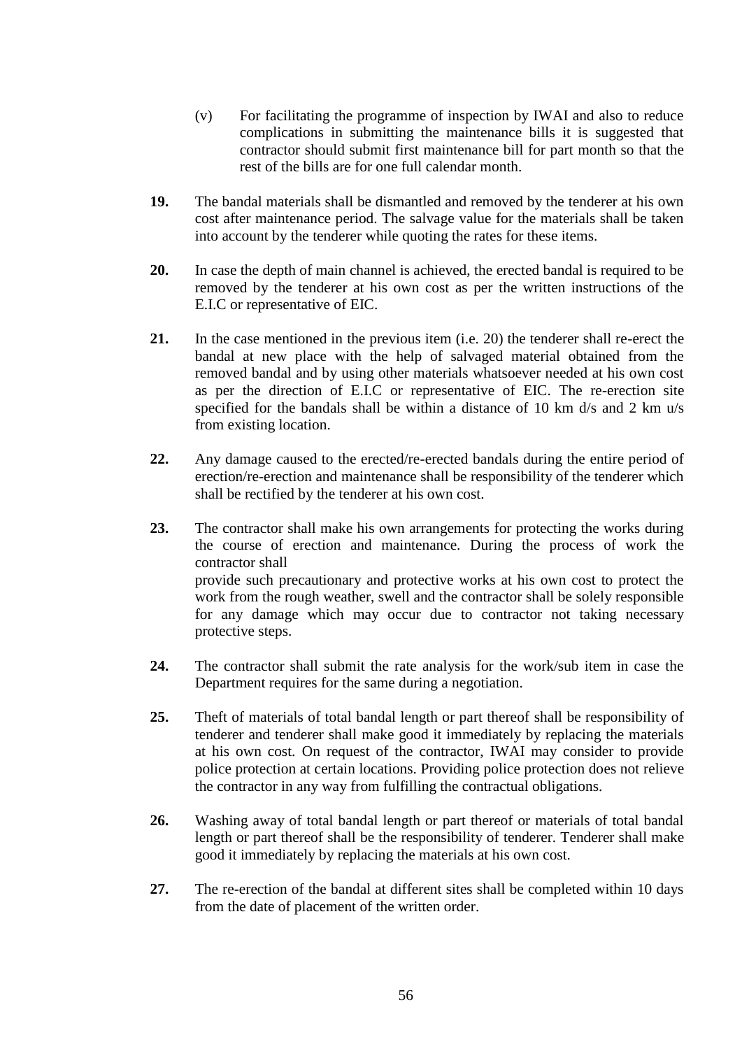(v) For facilitating the programme of inspection by IWAI and also to reduce complications in submitting the maintenance bills it is suggested that contractor should submit first maintenance bill for part month so that the rest of the bills are for one full calendar month.

**19.** The bandal materials shall be dismantled and removed by the tenderer at his own cost after maintenance period. The salvage value for the materials shall be taken into account by the tenderer while quoting the rates for these items.

**20.** In case the depth of main channel is achieved, the erected bandal is required to be removed by the tenderer at his own cost as per the written instructions of the E.I.C or representative of EIC.

**21.** In the case mentioned in the previous item (i.e. 20) the tenderer shall re-erect the bandal at new place with the help of salvaged material obtained from the removed bandal and by using other materials whatsoever needed at his own cost as per the direction of E.I.C or representative of EIC. The re-erection site specified for the bandals shall be within a distance of 10 km d/s and 2 km u/s from existing location.

**22.** Any damage caused to the erected/re-erected bandals during the entire period of erection/re-erection and maintenance shall be responsibility of the tenderer which shall be rectified by the tenderer at his own cost.

**23.** The contractor shall make his own arrangements for protecting the works during the course of erection and maintenance. During the process of work the contractor shall
provide such precautionary and protective works at his own cost to protect the work from the rough weather, swell and the contractor shall be solely responsible for any damage which may occur due to contractor not taking necessary protective steps.

**24.** The contractor shall submit the rate analysis for the work/sub item in case the Department requires for the same during a negotiation.

**25.** Theft of materials of total bandal length or part thereof shall be responsibility of tenderer and tenderer shall make good it immediately by replacing the materials at his own cost. On request of the contractor, IWAI may consider to provide police protection at certain locations. Providing police protection does not relieve the contractor in any way from fulfilling the contractual obligations.

**26.** Washing away of total bandal length or part thereof or materials of total bandal length or part thereof shall be the responsibility of tenderer. Tenderer shall make good it immediately by replacing the materials at his own cost.

**27.** The re-erection of the bandal at different sites shall be completed within 10 days from the date of placement of the written order.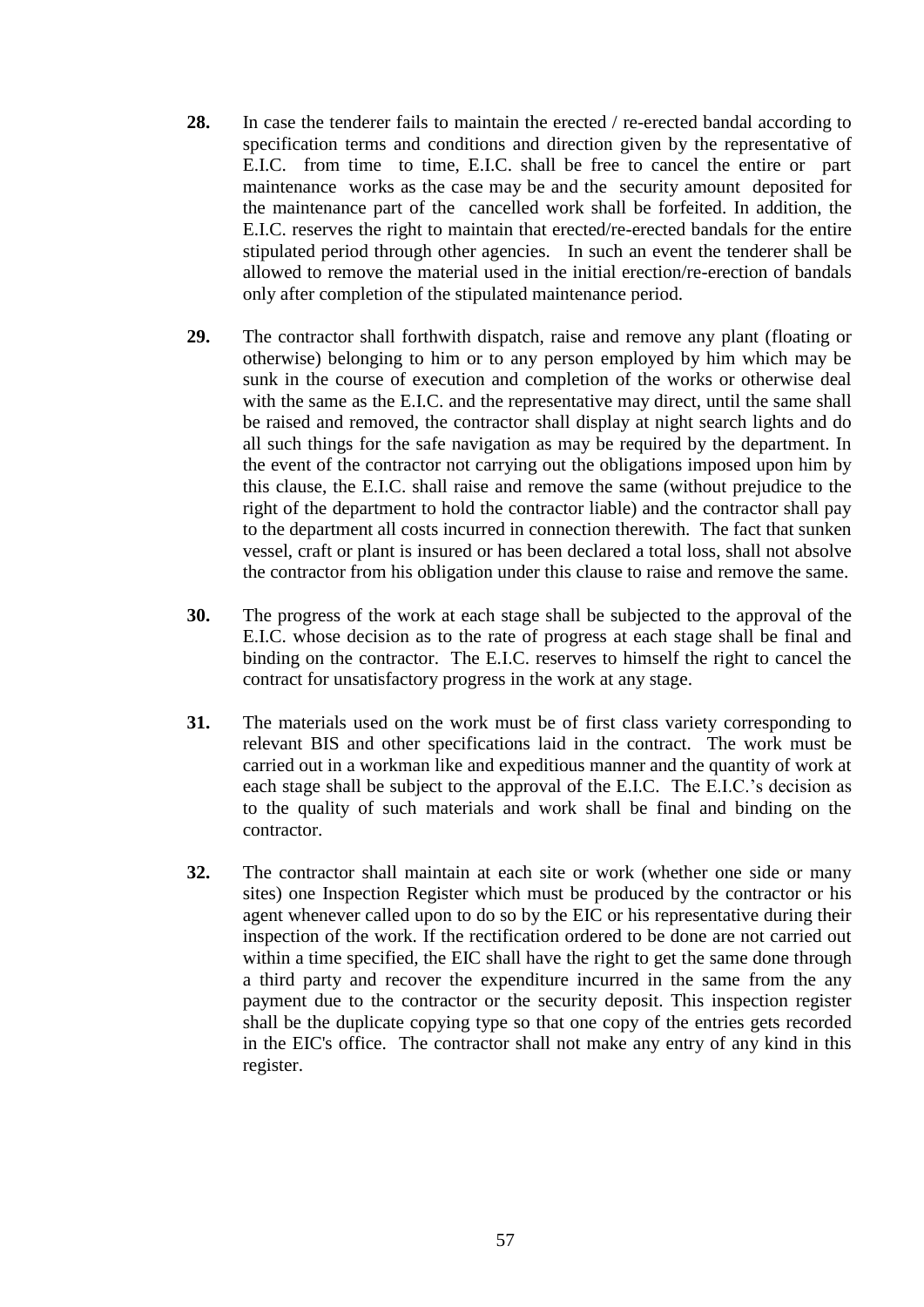**28.** In case the tenderer fails to maintain the erected / re-erected bandal according to specification terms and conditions and direction given by the representative of E.I.C. from time to time, E.I.C. shall be free to cancel the entire or part maintenance works as the case may be and the security amount deposited for the maintenance part of the cancelled work shall be forfeited. In addition, the E.I.C. reserves the right to maintain that erected/re-erected bandals for the entire stipulated period through other agencies. In such an event the tenderer shall be allowed to remove the material used in the initial erection/re-erection of bandals only after completion of the stipulated maintenance period.

**29.** The contractor shall forthwith dispatch, raise and remove any plant (floating or otherwise) belonging to him or to any person employed by him which may be sunk in the course of execution and completion of the works or otherwise deal with the same as the E.I.C. and the representative may direct, until the same shall be raised and removed, the contractor shall display at night search lights and do all such things for the safe navigation as may be required by the department. In the event of the contractor not carrying out the obligations imposed upon him by this clause, the E.I.C. shall raise and remove the same (without prejudice to the right of the department to hold the contractor liable) and the contractor shall pay to the department all costs incurred in connection therewith. The fact that sunken vessel, craft or plant is insured or has been declared a total loss, shall not absolve the contractor from his obligation under this clause to raise and remove the same.

**30.** The progress of the work at each stage shall be subjected to the approval of the E.I.C. whose decision as to the rate of progress at each stage shall be final and binding on the contractor. The E.I.C. reserves to himself the right to cancel the contract for unsatisfactory progress in the work at any stage.

**31.** The materials used on the work must be of first class variety corresponding to relevant BIS and other specifications laid in the contract. The work must be carried out in a workman like and expeditious manner and the quantity of work at each stage shall be subject to the approval of the E.I.C. The E.I.C.'s decision as to the quality of such materials and work shall be final and binding on the contractor.

**32.** The contractor shall maintain at each site or work (whether one side or many sites) one Inspection Register which must be produced by the contractor or his agent whenever called upon to do so by the EIC or his representative during their inspection of the work. If the rectification ordered to be done are not carried out within a time specified, the EIC shall have the right to get the same done through a third party and recover the expenditure incurred in the same from the any payment due to the contractor or the security deposit. This inspection register shall be the duplicate copying type so that one copy of the entries gets recorded in the EIC's office. The contractor shall not make any entry of any kind in this register.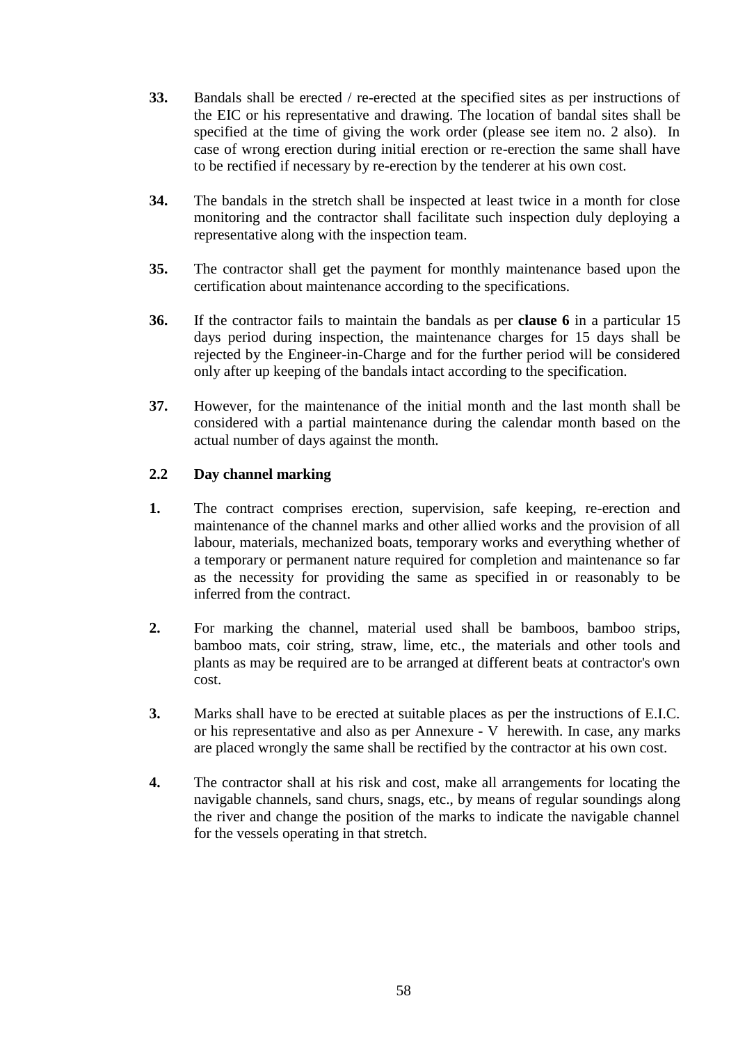**33.** Bandals shall be erected / re-erected at the specified sites as per instructions of the EIC or his representative and drawing. The location of bandal sites shall be specified at the time of giving the work order (please see item no. 2 also). In case of wrong erection during initial erection or re-erection the same shall have to be rectified if necessary by re-erection by the tenderer at his own cost.

**34.** The bandals in the stretch shall be inspected at least twice in a month for close monitoring and the contractor shall facilitate such inspection duly deploying a representative along with the inspection team.

**35.** The contractor shall get the payment for monthly maintenance based upon the certification about maintenance according to the specifications.

**36.** If the contractor fails to maintain the bandals as per **clause 6** in a particular 15 days period during inspection, the maintenance charges for 15 days shall be rejected by the Engineer-in-Charge and for the further period will be considered only after up keeping of the bandals intact according to the specification.

**37.** However, for the maintenance of the initial month and the last month shall be considered with a partial maintenance during the calendar month based on the actual number of days against the month.

### 2.2 Day channel marking

**1.** The contract comprises erection, supervision, safe keeping, re-erection and maintenance of the channel marks and other allied works and the provision of all labour, materials, mechanized boats, temporary works and everything whether of a temporary or permanent nature required for completion and maintenance so far as the necessity for providing the same as specified in or reasonably to be inferred from the contract.

**2.** For marking the channel, material used shall be bamboos, bamboo strips, bamboo mats, coir string, straw, lime, etc., the materials and other tools and plants as may be required are to be arranged at different beats at contractor's own cost.

**3.** Marks shall have to be erected at suitable places as per the instructions of E.I.C. or his representative and also as per Annexure - V herewith. In case, any marks are placed wrongly the same shall be rectified by the contractor at his own cost.

**4.** The contractor shall at his risk and cost, make all arrangements for locating the navigable channels, sand churs, snags, etc., by means of regular soundings along the river and change the position of the marks to indicate the navigable channel for the vessels operating in that stretch.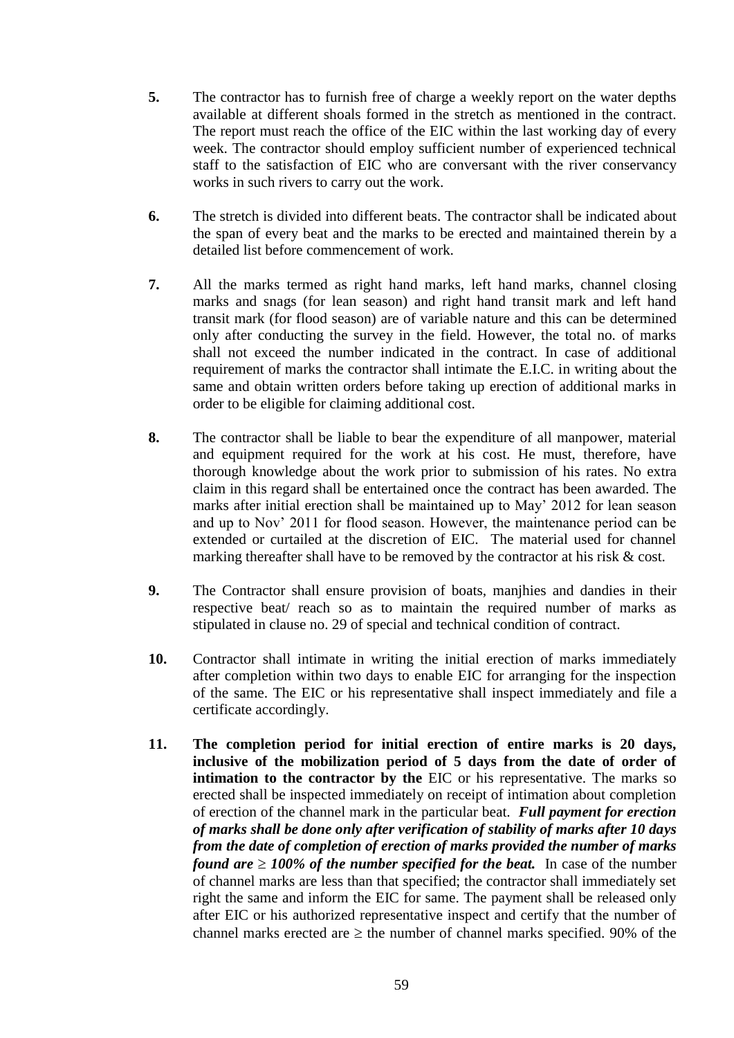**5.** The contractor has to furnish free of charge a weekly report on the water depths available at different shoals formed in the stretch as mentioned in the contract. The report must reach the office of the EIC within the last working day of every week. The contractor should employ sufficient number of experienced technical staff to the satisfaction of EIC who are conversant with the river conservancy works in such rivers to carry out the work.

**6.** The stretch is divided into different beats. The contractor shall be indicated about the span of every beat and the marks to be erected and maintained therein by a detailed list before commencement of work.

**7.** All the marks termed as right hand marks, left hand marks, channel closing marks and snags (for lean season) and right hand transit mark and left hand transit mark (for flood season) are of variable nature and this can be determined only after conducting the survey in the field. However, the total no. of marks shall not exceed the number indicated in the contract. In case of additional requirement of marks the contractor shall intimate the E.I.C. in writing about the same and obtain written orders before taking up erection of additional marks in order to be eligible for claiming additional cost.

**8.** The contractor shall be liable to bear the expenditure of all manpower, material and equipment required for the work at his cost. He must, therefore, have thorough knowledge about the work prior to submission of his rates. No extra claim in this regard shall be entertained once the contract has been awarded. The marks after initial erection shall be maintained up to May' 2012 for lean season and up to Nov' 2011 for flood season. However, the maintenance period can be extended or curtailed at the discretion of EIC. The material used for channel marking thereafter shall have to be removed by the contractor at his risk & cost.

**9.** The Contractor shall ensure provision of boats, manjhies and dandies in their respective beat/ reach so as to maintain the required number of marks as stipulated in clause no. 29 of special and technical condition of contract.

**10.** Contractor shall intimate in writing the initial erection of marks immediately after completion within two days to enable EIC for arranging for the inspection of the same. The EIC or his representative shall inspect immediately and file a certificate accordingly.

**11.** **The completion period for initial erection of entire marks is 20 days, inclusive of the mobilization period of 5 days from the date of order of intimation to the contractor by the** EIC or his representative. The marks so erected shall be inspected immediately on receipt of intimation about completion of erection of the channel mark in the particular beat. ***Full payment for erection of marks shall be done only after verification of stability of marks after 10 days from the date of completion of erection of marks provided the number of marks found are ≥ 100% of the number specified for the beat.*** In case of the number of channel marks are less than that specified; the contractor shall immediately set right the same and inform the EIC for same. The payment shall be released only after EIC or his authorized representative inspect and certify that the number of channel marks erected are ≥ the number of channel marks specified. 90% of the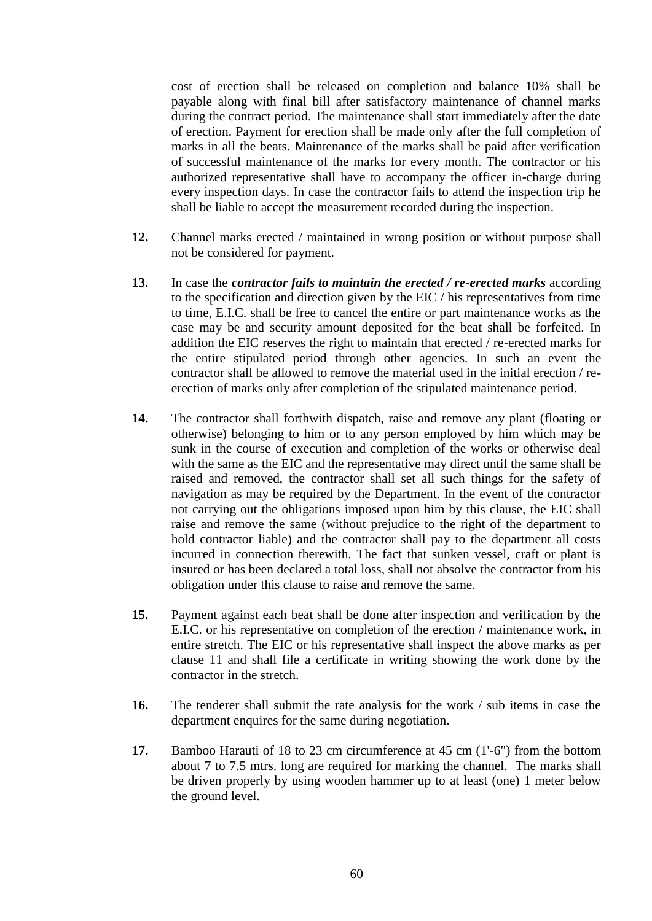cost of erection shall be released on completion and balance 10% shall be payable along with final bill after satisfactory maintenance of channel marks during the contract period. The maintenance shall start immediately after the date of erection. Payment for erection shall be made only after the full completion of marks in all the beats. Maintenance of the marks shall be paid after verification of successful maintenance of the marks for every month. The contractor or his authorized representative shall have to accompany the officer in-charge during every inspection days. In case the contractor fails to attend the inspection trip he shall be liable to accept the measurement recorded during the inspection.

**12.** Channel marks erected / maintained in wrong position or without purpose shall not be considered for payment.

**13.** In case the ***contractor fails to maintain the erected / re-erected marks*** according to the specification and direction given by the EIC / his representatives from time to time, E.I.C. shall be free to cancel the entire or part maintenance works as the case may be and security amount deposited for the beat shall be forfeited. In addition the EIC reserves the right to maintain that erected / re-erected marks for the entire stipulated period through other agencies. In such an event the contractor shall be allowed to remove the material used in the initial erection / re-erection of marks only after completion of the stipulated maintenance period.

**14.** The contractor shall forthwith dispatch, raise and remove any plant (floating or otherwise) belonging to him or to any person employed by him which may be sunk in the course of execution and completion of the works or otherwise deal with the same as the EIC and the representative may direct until the same shall be raised and removed, the contractor shall set all such things for the safety of navigation as may be required by the Department. In the event of the contractor not carrying out the obligations imposed upon him by this clause, the EIC shall raise and remove the same (without prejudice to the right of the department to hold contractor liable) and the contractor shall pay to the department all costs incurred in connection therewith. The fact that sunken vessel, craft or plant is insured or has been declared a total loss, shall not absolve the contractor from his obligation under this clause to raise and remove the same.

**15.** Payment against each beat shall be done after inspection and verification by the E.I.C. or his representative on completion of the erection / maintenance work, in entire stretch. The EIC or his representative shall inspect the above marks as per clause 11 and shall file a certificate in writing showing the work done by the contractor in the stretch.

**16.** The tenderer shall submit the rate analysis for the work / sub items in case the department enquires for the same during negotiation.

**17.** Bamboo Harauti of 18 to 23 cm circumference at 45 cm (1'-6") from the bottom about 7 to 7.5 mtrs. long are required for marking the channel. The marks shall be driven properly by using wooden hammer up to at least (one) 1 meter below the ground level.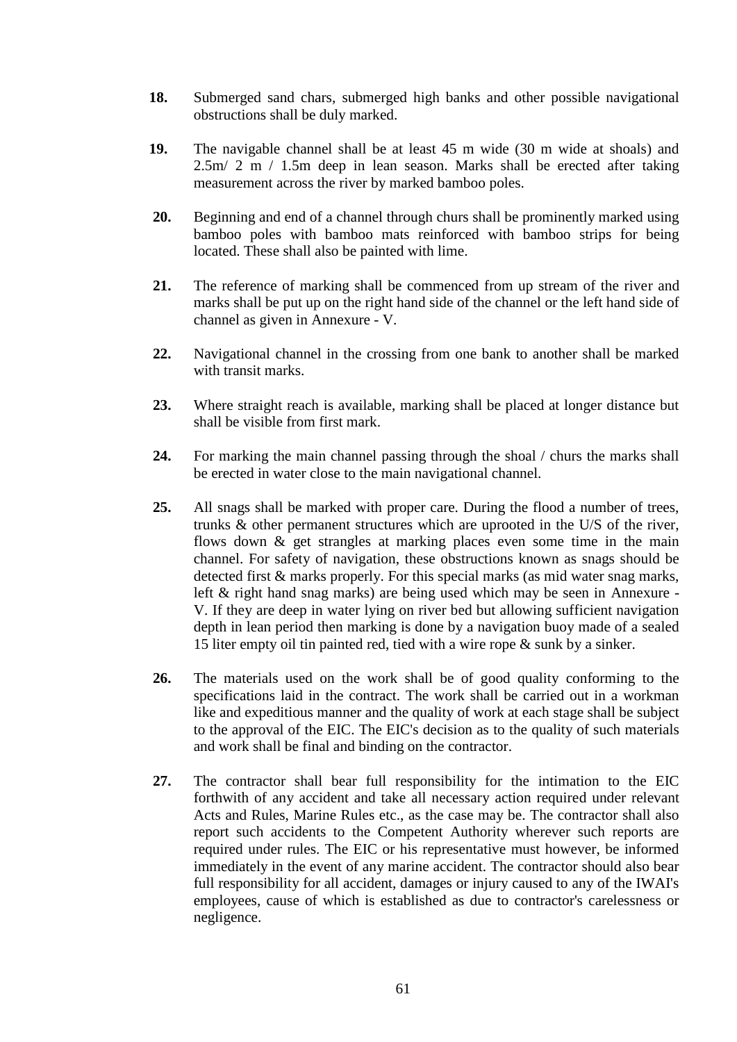**18.** Submerged sand chars, submerged high banks and other possible navigational obstructions shall be duly marked.

**19.** The navigable channel shall be at least 45 m wide (30 m wide at shoals) and 2.5m/ 2 m / 1.5m deep in lean season. Marks shall be erected after taking measurement across the river by marked bamboo poles.

**20.** Beginning and end of a channel through churs shall be prominently marked using bamboo poles with bamboo mats reinforced with bamboo strips for being located. These shall also be painted with lime.

**21.** The reference of marking shall be commenced from up stream of the river and marks shall be put up on the right hand side of the channel or the left hand side of channel as given in Annexure - V.

**22.** Navigational channel in the crossing from one bank to another shall be marked with transit marks.

**23.** Where straight reach is available, marking shall be placed at longer distance but shall be visible from first mark.

**24.** For marking the main channel passing through the shoal / churs the marks shall be erected in water close to the main navigational channel.

**25.** All snags shall be marked with proper care. During the flood a number of trees, trunks & other permanent structures which are uprooted in the U/S of the river, flows down & get strangles at marking places even some time in the main channel. For safety of navigation, these obstructions known as snags should be detected first & marks properly. For this special marks (as mid water snag marks, left & right hand snag marks) are being used which may be seen in Annexure - V. If they are deep in water lying on river bed but allowing sufficient navigation depth in lean period then marking is done by a navigation buoy made of a sealed 15 liter empty oil tin painted red, tied with a wire rope & sunk by a sinker.

**26.** The materials used on the work shall be of good quality conforming to the specifications laid in the contract. The work shall be carried out in a workman like and expeditious manner and the quality of work at each stage shall be subject to the approval of the EIC. The EIC's decision as to the quality of such materials and work shall be final and binding on the contractor.

**27.** The contractor shall bear full responsibility for the intimation to the EIC forthwith of any accident and take all necessary action required under relevant Acts and Rules, Marine Rules etc., as the case may be. The contractor shall also report such accidents to the Competent Authority wherever such reports are required under rules. The EIC or his representative must however, be informed immediately in the event of any marine accident. The contractor should also bear full responsibility for all accident, damages or injury caused to any of the IWAI's employees, cause of which is established as due to contractor's carelessness or negligence.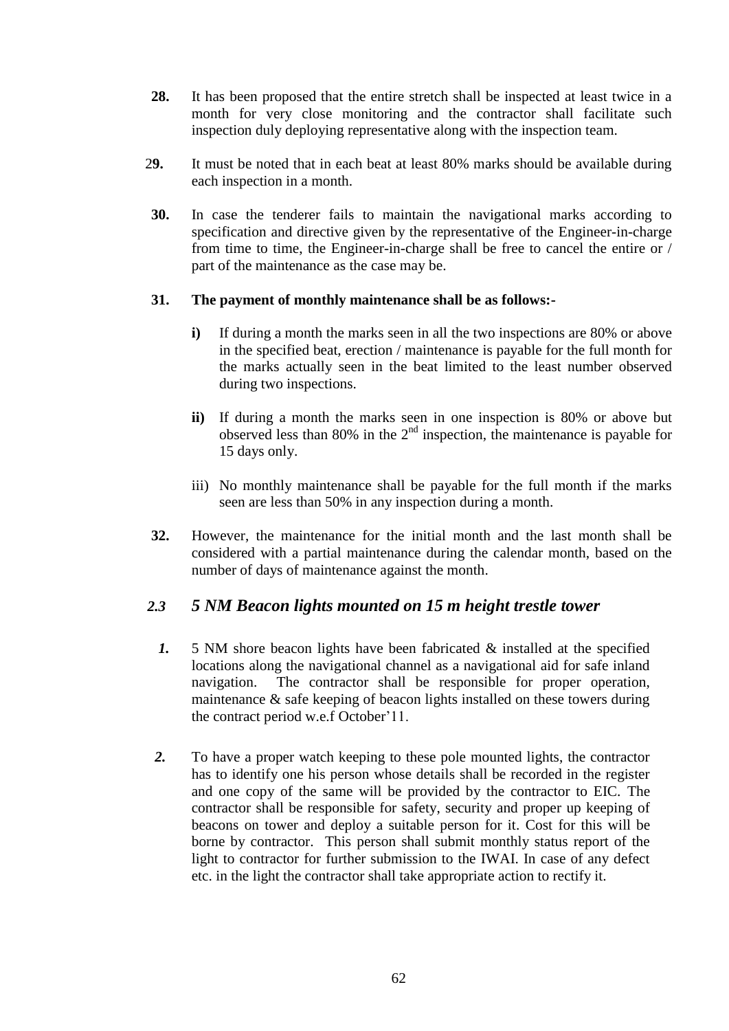**28.** It has been proposed that the entire stretch shall be inspected at least twice in a month for very close monitoring and the contractor shall facilitate such inspection duly deploying representative along with the inspection team.

2**9.** It must be noted that in each beat at least 80% marks should be available during each inspection in a month.

**30.** In case the tenderer fails to maintain the navigational marks according to specification and directive given by the representative of the Engineer-in-charge from time to time, the Engineer-in-charge shall be free to cancel the entire or / part of the maintenance as the case may be.

**31. The payment of monthly maintenance shall be as follows:-**

- **i)** If during a month the marks seen in all the two inspections are 80% or above in the specified beat, erection / maintenance is payable for the full month for the marks actually seen in the beat limited to the least number observed during two inspections.

- **ii)** If during a month the marks seen in one inspection is 80% or above but observed less than 80% in the 2nd inspection, the maintenance is payable for 15 days only.

- iii) No monthly maintenance shall be payable for the full month if the marks seen are less than 50% in any inspection during a month.

**32.** However, the maintenance for the initial month and the last month shall be considered with a partial maintenance during the calendar month, based on the number of days of maintenance against the month.

## *2.3 5 NM Beacon lights mounted on 15 m height trestle tower*

***1.*** 5 NM shore beacon lights have been fabricated & installed at the specified locations along the navigational channel as a navigational aid for safe inland navigation. The contractor shall be responsible for proper operation, maintenance & safe keeping of beacon lights installed on these towers during the contract period w.e.f October'11.

***2.*** To have a proper watch keeping to these pole mounted lights, the contractor has to identify one his person whose details shall be recorded in the register and one copy of the same will be provided by the contractor to EIC. The contractor shall be responsible for safety, security and proper up keeping of beacons on tower and deploy a suitable person for it. Cost for this will be borne by contractor. This person shall submit monthly status report of the light to contractor for further submission to the IWAI. In case of any defect etc. in the light the contractor shall take appropriate action to rectify it.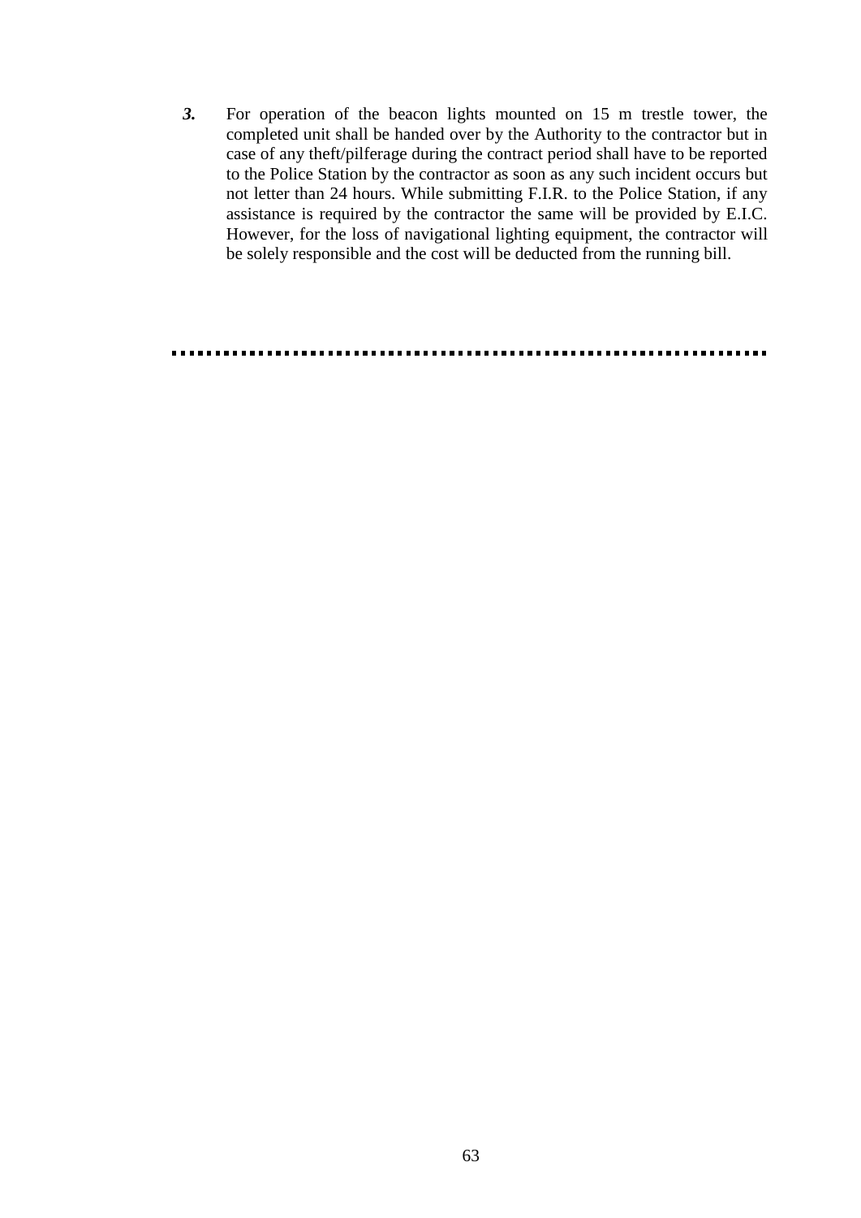***3.*** For operation of the beacon lights mounted on 15 m trestle tower, the completed unit shall be handed over by the Authority to the contractor but in case of any theft/pilferage during the contract period shall have to be reported to the Police Station by the contractor as soon as any such incident occurs but not letter than 24 hours. While submitting F.I.R. to the Police Station, if any assistance is required by the contractor the same will be provided by E.I.C. However, for the loss of navigational lighting equipment, the contractor will be solely responsible and the cost will be deducted from the running bill.

................................................................................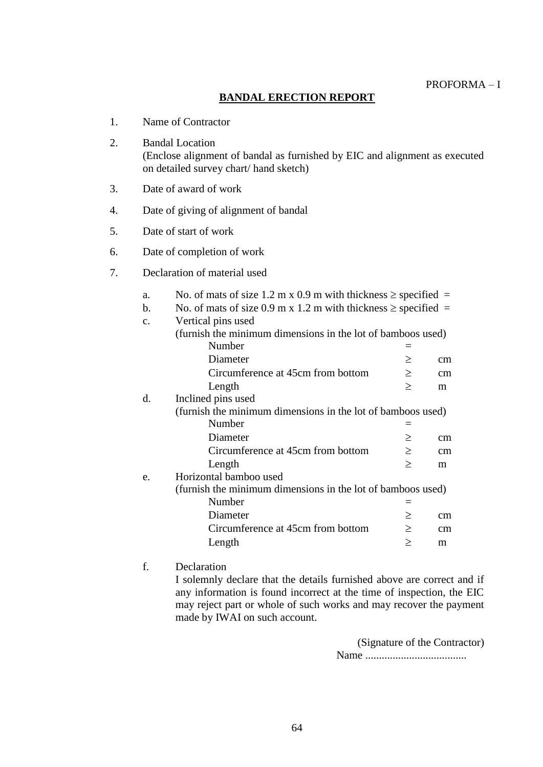PROFORMA – I

## BANDAL ERECTION REPORT

1. Name of Contractor

2. Bandal Location
   (Enclose alignment of bandal as furnished by EIC and alignment as executed on detailed survey chart/ hand sketch)

3. Date of award of work

4. Date of giving of alignment of bandal

5. Date of start of work

6. Date of completion of work

7. Declaration of material used

   a. No. of mats of size 1.2 m x 0.9 m with thickness ≥ specified =

   b. No. of mats of size 0.9 m x 1.2 m with thickness ≥ specified =

   c. Vertical pins used
      (furnish the minimum dimensions in the lot of bamboos used)

      | | | |
      |---|---|---|
      | Number | = | |
      | Diameter | ≥ | cm |
      | Circumference at 45cm from bottom | ≥ | cm |
      | Length | ≥ | m |

   d. Inclined pins used
      (furnish the minimum dimensions in the lot of bamboos used)

      | | | |
      |---|---|---|
      | Number | = | |
      | Diameter | ≥ | cm |
      | Circumference at 45cm from bottom | ≥ | cm |
      | Length | ≥ | m |

   e. Horizontal bamboo used
      (furnish the minimum dimensions in the lot of bamboos used)

      | | | |
      |---|---|---|
      | Number | = | |
      | Diameter | ≥ | cm |
      | Circumference at 45cm from bottom | ≥ | cm |
      | Length | ≥ | m |

   f. Declaration
      I solemnly declare that the details furnished above are correct and if any information is found incorrect at the time of inspection, the EIC may reject part or whole of such works and may recover the payment made by IWAI on such account.

(Signature of the Contractor)
Name .....................................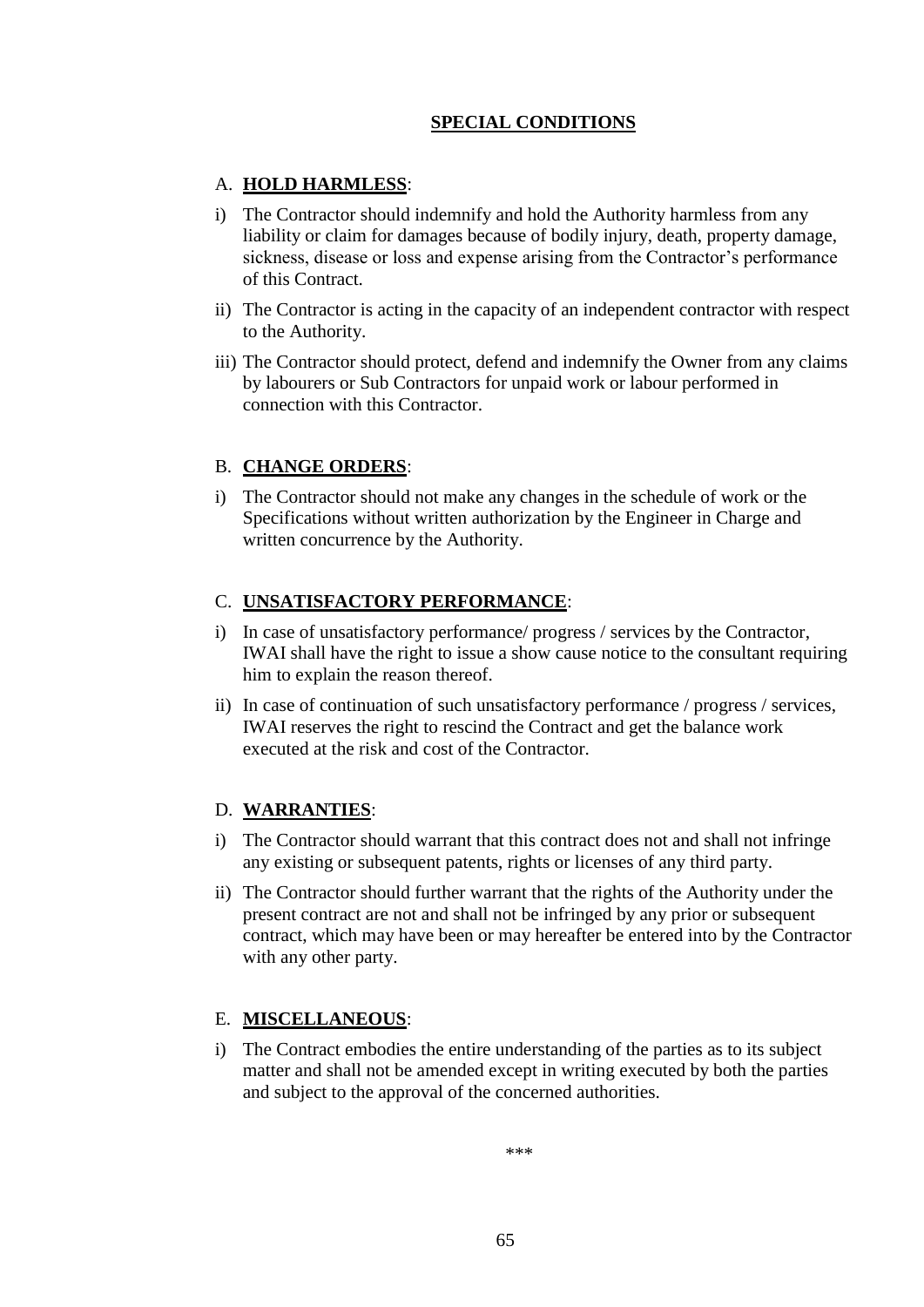## SPECIAL CONDITIONS

A. **HOLD HARMLESS**:

i) The Contractor should indemnify and hold the Authority harmless from any liability or claim for damages because of bodily injury, death, property damage, sickness, disease or loss and expense arising from the Contractor's performance of this Contract.

ii) The Contractor is acting in the capacity of an independent contractor with respect to the Authority.

iii) The Contractor should protect, defend and indemnify the Owner from any claims by labourers or Sub Contractors for unpaid work or labour performed in connection with this Contractor.

B. **CHANGE ORDERS**:

i) The Contractor should not make any changes in the schedule of work or the Specifications without written authorization by the Engineer in Charge and written concurrence by the Authority.

C. **UNSATISFACTORY PERFORMANCE**:

i) In case of unsatisfactory performance/ progress / services by the Contractor, IWAI shall have the right to issue a show cause notice to the consultant requiring him to explain the reason thereof.

ii) In case of continuation of such unsatisfactory performance / progress / services, IWAI reserves the right to rescind the Contract and get the balance work executed at the risk and cost of the Contractor.

D. **WARRANTIES**:

i) The Contractor should warrant that this contract does not and shall not infringe any existing or subsequent patents, rights or licenses of any third party.

ii) The Contractor should further warrant that the rights of the Authority under the present contract are not and shall not be infringed by any prior or subsequent contract, which may have been or may hereafter be entered into by the Contractor with any other party.

E. **MISCELLANEOUS**:

i) The Contract embodies the entire understanding of the parties as to its subject matter and shall not be amended except in writing executed by both the parties and subject to the approval of the concerned authorities.

***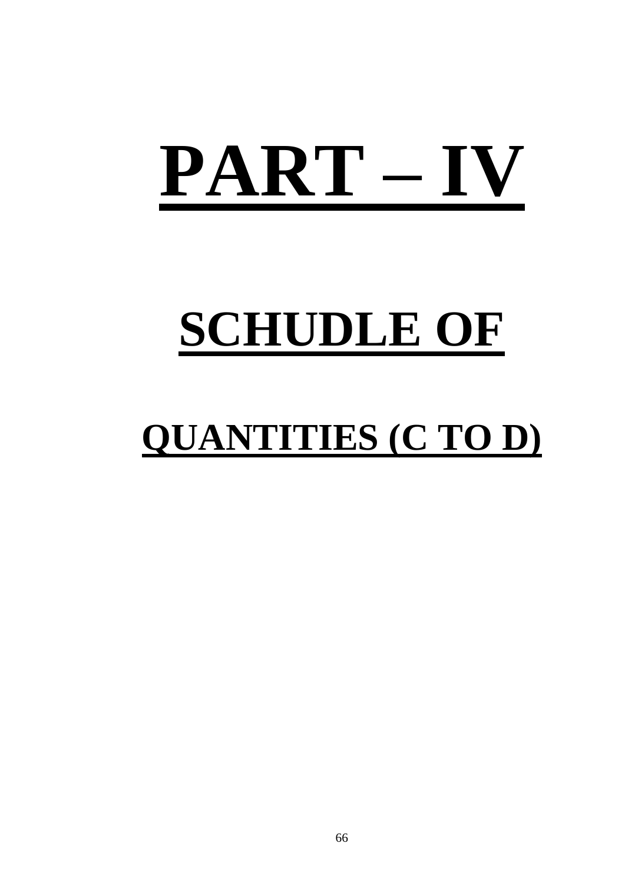# PART – IV

# SCHUDLE OF

## QUANTITIES (C TO D)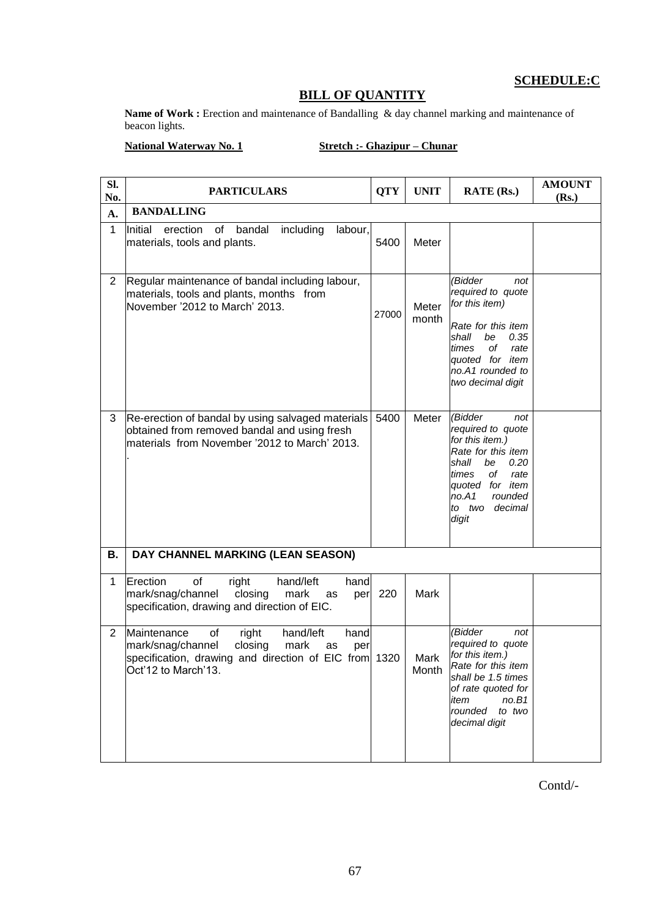**SCHEDULE:C**

## BILL OF QUANTITY

**Name of Work :** Erection and maintenance of Bandalling & day channel marking and maintenance of beacon lights.

**National Waterway No. 1** **Stretch :- Ghazipur – Chunar**

| Sl. No. | PARTICULARS | QTY | UNIT | RATE (Rs.) | AMOUNT (Rs.) |
|---|---|---|---|---|---|
| **A.** | **BANDALLING** | | | | |
| 1 | Initial erection of bandal including labour, materials, tools and plants. | 5400 | Meter | | |
| 2 | Regular maintenance of bandal including labour, materials, tools and plants, months from November '2012 to March' 2013. | 27000 | Meter month | *(Bidder not required to quote for this item) Rate for this item shall be 0.35 times of rate quoted for item no.A1 rounded to two decimal digit* | |
| 3 | Re-erection of bandal by using salvaged materials obtained from removed bandal and using fresh materials from November '2012 to March' 2013. . | 5400 | Meter | *(Bidder not required to quote for this item.) Rate for this item shall be 0.20 times of rate quoted for item no.A1 rounded to two decimal digit* | |
| **B.** | **DAY CHANNEL MARKING (LEAN SEASON)** | | | | |
| 1 | Erection of right hand/left hand mark/snag/channel closing mark as per specification, drawing and direction of EIC. | 220 | Mark | | |
| 2 | Maintenance of right hand/left hand mark/snag/channel closing mark as per specification, drawing and direction of EIC from Oct'12 to March'13. | 1320 | Mark Month | *(Bidder not required to quote for this item.) Rate for this item shall be 1.5 times of rate quoted for item no.B1 rounded to two decimal digit* | |

Contd/-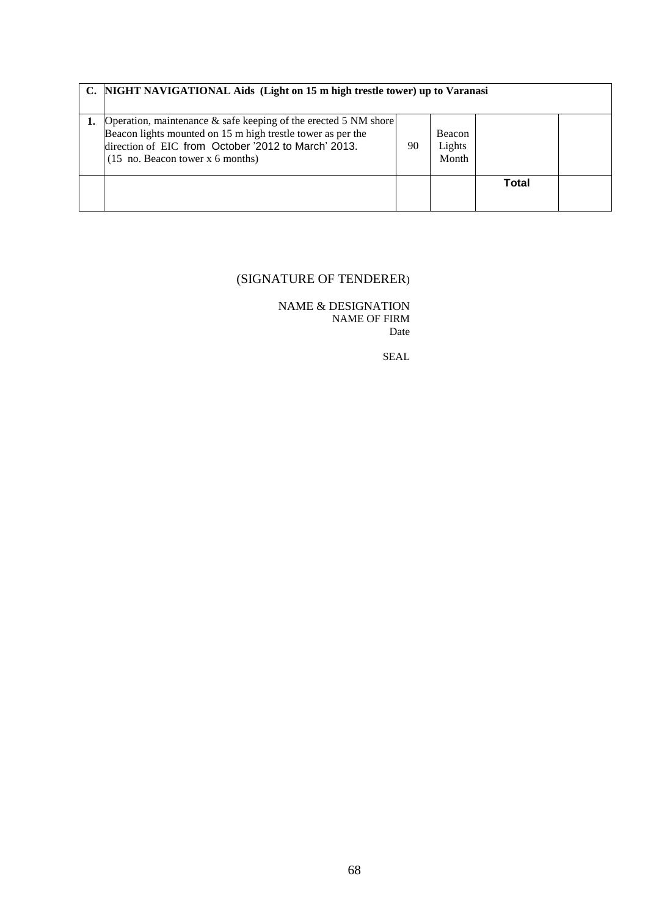| C. | NIGHT NAVIGATIONAL Aids (Light on 15 m high trestle tower) up to Varanasi | | | | |
|---|---|---|---|---|---|
| 1. | Operation, maintenance & safe keeping of the erected 5 NM shore Beacon lights mounted on 15 m high trestle tower as per the direction of EIC from October '2012 to March' 2013. (15 no. Beacon tower x 6 months) | 90 | Beacon Lights Month | | |
| | | | | **Total** | |

(SIGNATURE OF TENDERER)

NAME & DESIGNATION
NAME OF FIRM
Date

SEAL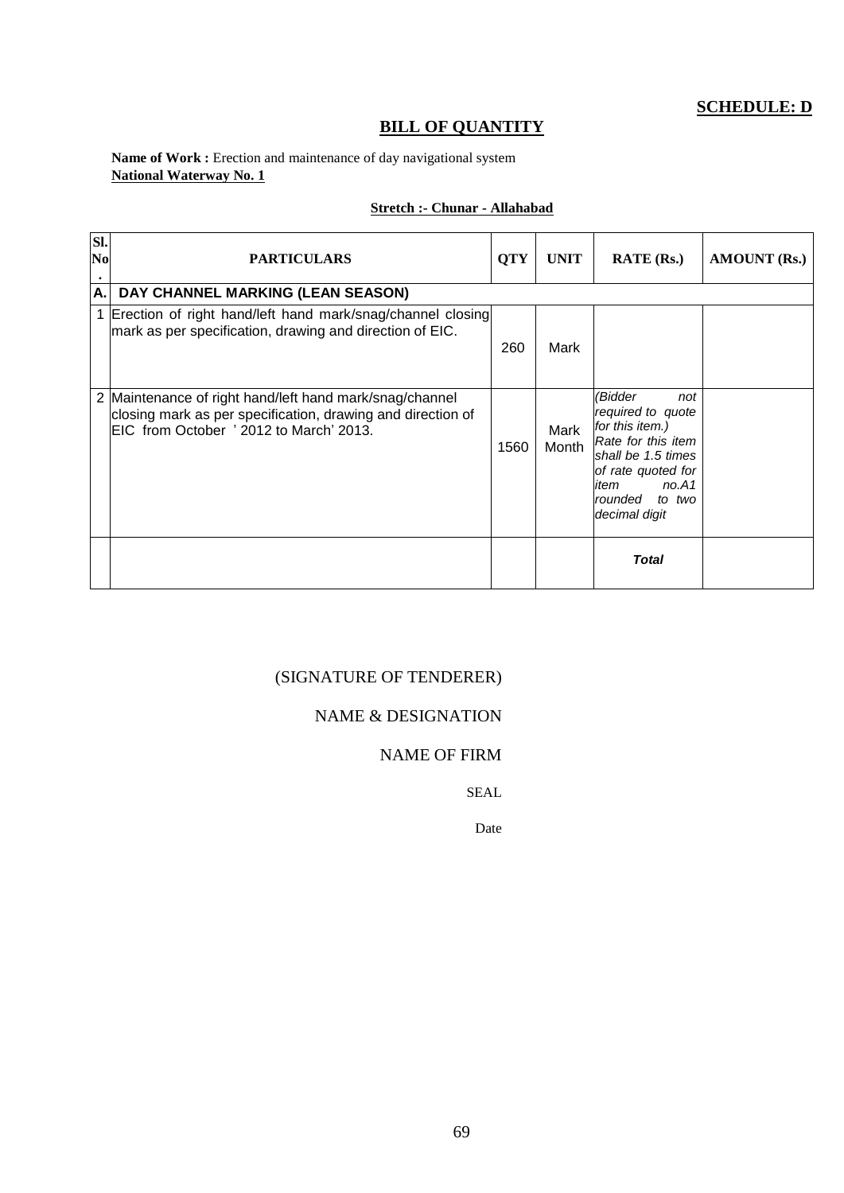**SCHEDULE: D**

## BILL OF QUANTITY

**Name of Work :** Erection and maintenance of day navigational system
**National Waterway No. 1**

**Stretch :- Chunar - Allahabad**

| Sl. No. | PARTICULARS | QTY | UNIT | RATE (Rs.) | AMOUNT (Rs.) |
|---|---|---|---|---|---|
| A. | **DAY CHANNEL MARKING (LEAN SEASON)** | | | | |
| 1 | Erection of right hand/left hand mark/snag/channel closing mark as per specification, drawing and direction of EIC. | 260 | Mark | | |
| 2 | Maintenance of right hand/left hand mark/snag/channel closing mark as per specification, drawing and direction of EIC from October ' 2012 to March' 2013. | 1560 | Mark Month | *(Bidder not required to quote for this item.) Rate for this item shall be 1.5 times of rate quoted for item no.A1 rounded to two decimal digit* | |
| | | | | ***Total*** | |

(SIGNATURE OF TENDERER)

NAME & DESIGNATION

NAME OF FIRM

SEAL

Date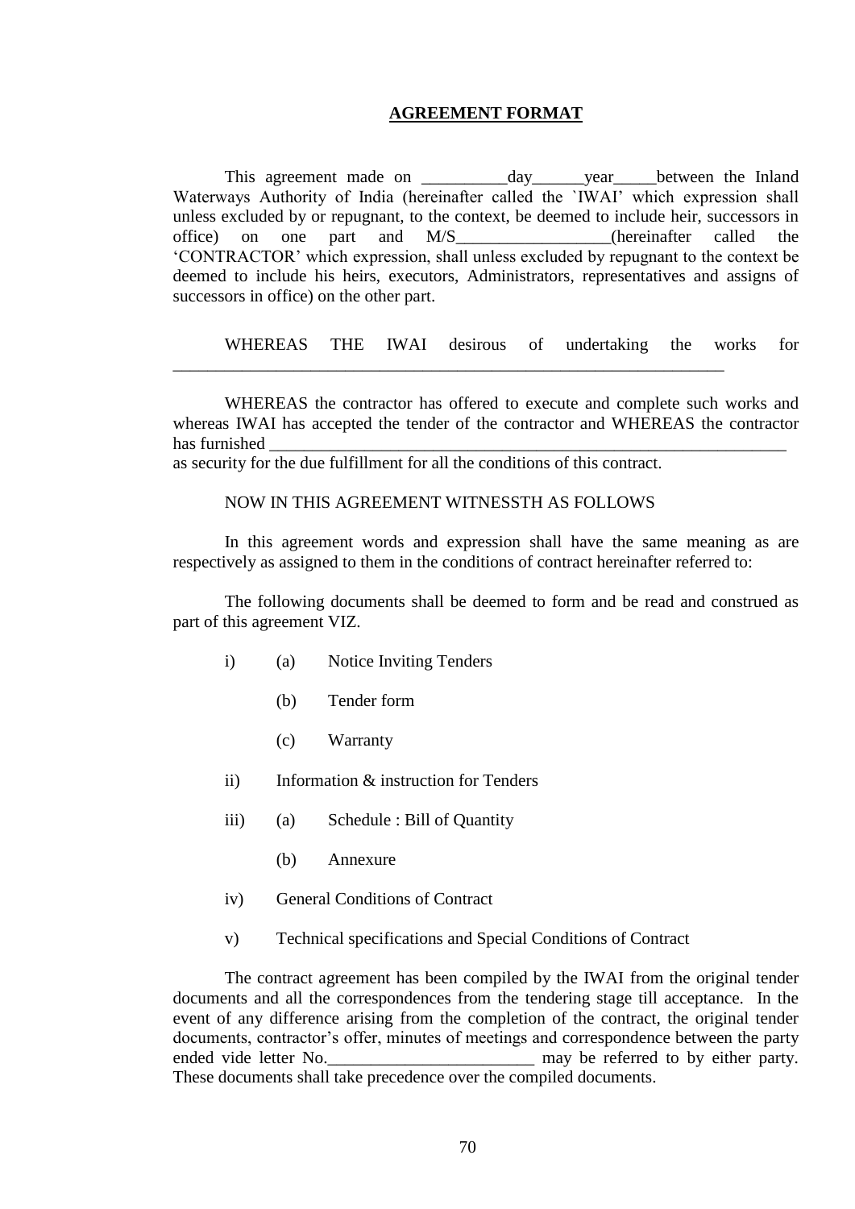**AGREEMENT FORMAT**

This agreement made on __________day______year_____between the Inland Waterways Authority of India (hereinafter called the `IWAI' which expression shall unless excluded by or repugnant, to the context, be deemed to include heir, successors in office) on one part and M/S_________________(hereinafter called the 'CONTRACTOR' which expression, shall unless excluded by repugnant to the context be deemed to include his heirs, executors, Administrators, representatives and assigns of successors in office) on the other part.

WHEREAS THE IWAI desirous of undertaking the works for _________________________________________________________________

WHEREAS the contractor has offered to execute and complete such works and whereas IWAI has accepted the tender of the contractor and WHEREAS the contractor has furnished _______________________________________________________________ as security for the due fulfillment for all the conditions of this contract.

NOW IN THIS AGREEMENT WITNESSTH AS FOLLOWS

In this agreement words and expression shall have the same meaning as are respectively as assigned to them in the conditions of contract hereinafter referred to:

The following documents shall be deemed to form and be read and construed as part of this agreement VIZ.

- i) (a) Notice Inviting Tenders
  - (b) Tender form
  - (c) Warranty
- ii) Information & instruction for Tenders
- iii) (a) Schedule : Bill of Quantity
  - (b) Annexure
- iv) General Conditions of Contract
- v) Technical specifications and Special Conditions of Contract

The contract agreement has been compiled by the IWAI from the original tender documents and all the correspondences from the tendering stage till acceptance. In the event of any difference arising from the completion of the contract, the original tender documents, contractor's offer, minutes of meetings and correspondence between the party ended vide letter No.________________________ may be referred to by either party. These documents shall take precedence over the compiled documents.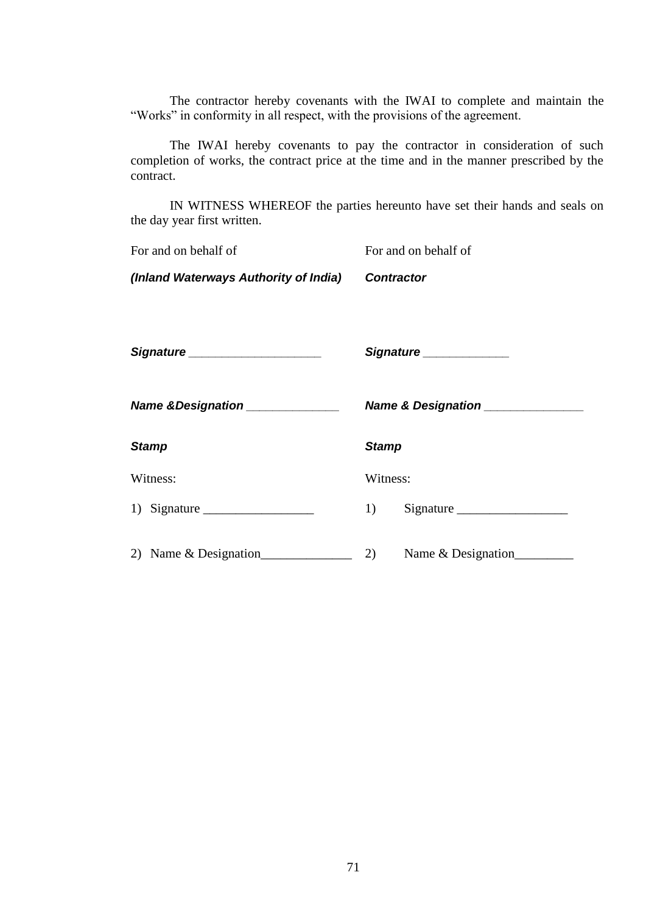The contractor hereby covenants with the IWAI to complete and maintain the "Works" in conformity in all respect, with the provisions of the agreement.

The IWAI hereby covenants to pay the contractor in consideration of such completion of works, the contract price at the time and in the manner prescribed by the contract.

IN WITNESS WHEREOF the parties hereunto have set their hands and seals on the day year first written.

| For and on behalf of | For and on behalf of |
|---|---|
| ***(Inland Waterways Authority of India)*** | ***Contractor*** |
| ***Signature*** ____________________ | ***Signature*** _____________ |
| ***Name &Designation*** ______________ | ***Name & Designation*** _______________ |
| ***Stamp*** | ***Stamp*** |
| Witness: | Witness: |
| 1) Signature _________________ | 1) Signature _________________ |
| 2) Name & Designation______________ | 2) Name & Designation_________ |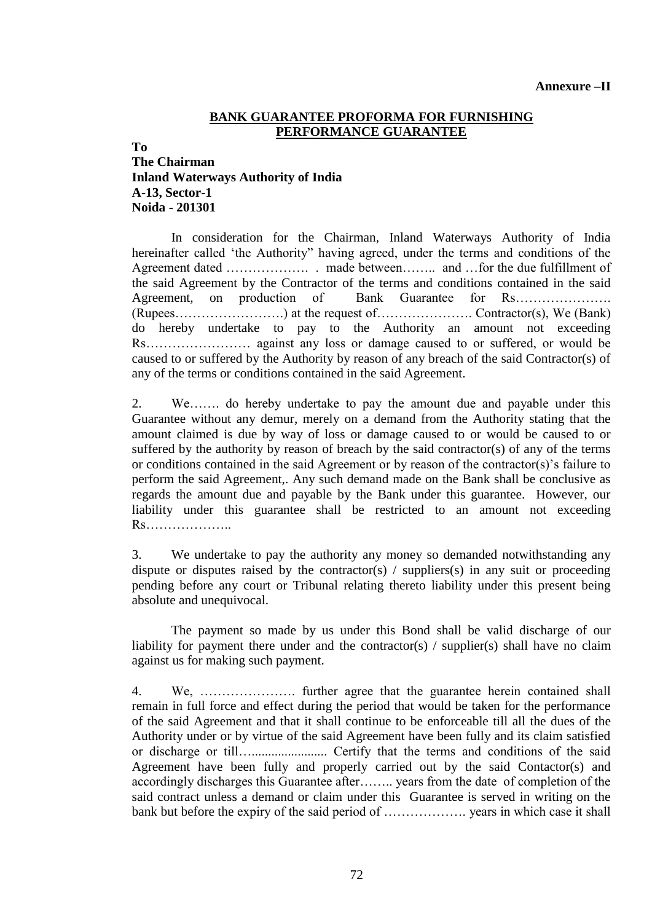**Annexure –II**

## BANK GUARANTEE PROFORMA FOR FURNISHING PERFORMANCE GUARANTEE

**To**
**The Chairman**
**Inland Waterways Authority of India**
**A-13, Sector-1**
**Noida - 201301**

In consideration for the Chairman, Inland Waterways Authority of India hereinafter called 'the Authority" having agreed, under the terms and conditions of the Agreement dated ………………. . made between…….. and …for the due fulfillment of the said Agreement by the Contractor of the terms and conditions contained in the said Agreement, on production of Bank Guarantee for Rs…………………. (Rupees…………………….) at the request of…………………. Contractor(s), We (Bank) do hereby undertake to pay to the Authority an amount not exceeding Rs…………………… against any loss or damage caused to or suffered, or would be caused to or suffered by the Authority by reason of any breach of the said Contractor(s) of any of the terms or conditions contained in the said Agreement.

2. We……. do hereby undertake to pay the amount due and payable under this Guarantee without any demur, merely on a demand from the Authority stating that the amount claimed is due by way of loss or damage caused to or would be caused to or suffered by the authority by reason of breach by the said contractor(s) of any of the terms or conditions contained in the said Agreement or by reason of the contractor(s)'s failure to perform the said Agreement,. Any such demand made on the Bank shall be conclusive as regards the amount due and payable by the Bank under this guarantee. However, our liability under this guarantee shall be restricted to an amount not exceeding Rs………………..

3. We undertake to pay the authority any money so demanded notwithstanding any dispute or disputes raised by the contractor(s) / suppliers(s) in any suit or proceeding pending before any court or Tribunal relating thereto liability under this present being absolute and unequivocal.

The payment so made by us under this Bond shall be valid discharge of our liability for payment there under and the contractor(s) / supplier(s) shall have no claim against us for making such payment.

4. We, …………………. further agree that the guarantee herein contained shall remain in full force and effect during the period that would be taken for the performance of the said Agreement and that it shall continue to be enforceable till all the dues of the Authority under or by virtue of the said Agreement have been fully and its claim satisfied or discharge or till…...................... Certify that the terms and conditions of the said Agreement have been fully and properly carried out by the said Contactor(s) and accordingly discharges this Guarantee after…….. years from the date of completion of the said contract unless a demand or claim under this Guarantee is served in writing on the bank but before the expiry of the said period of ………………. years in which case it shall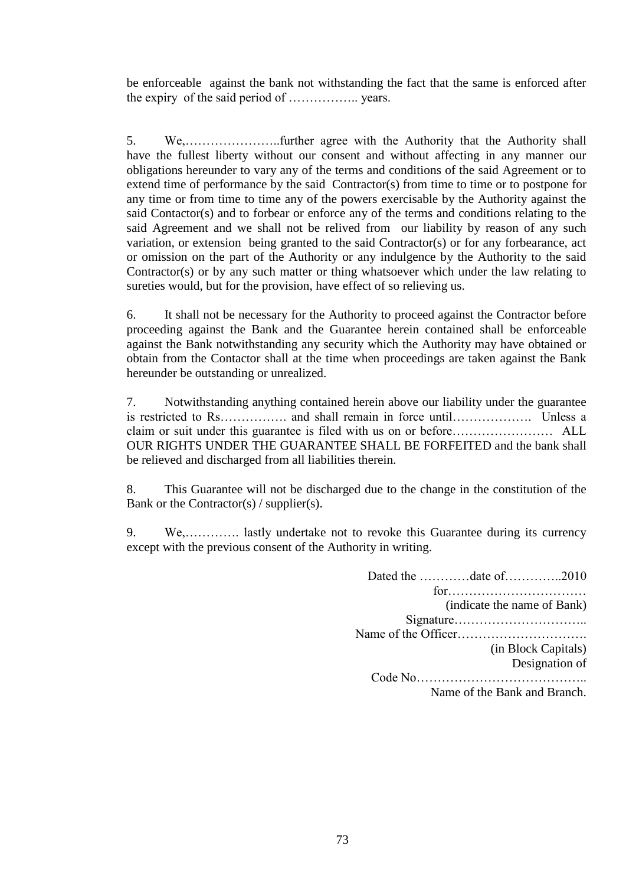be enforceable against the bank not withstanding the fact that the same is enforced after the expiry of the said period of …………….. years.

5. We,…………………..further agree with the Authority that the Authority shall have the fullest liberty without our consent and without affecting in any manner our obligations hereunder to vary any of the terms and conditions of the said Agreement or to extend time of performance by the said Contractor(s) from time to time or to postpone for any time or from time to time any of the powers exercisable by the Authority against the said Contactor(s) and to forbear or enforce any of the terms and conditions relating to the said Agreement and we shall not be relived from our liability by reason of any such variation, or extension being granted to the said Contractor(s) or for any forbearance, act or omission on the part of the Authority or any indulgence by the Authority to the said Contractor(s) or by any such matter or thing whatsoever which under the law relating to sureties would, but for the provision, have effect of so relieving us.

6. It shall not be necessary for the Authority to proceed against the Contractor before proceeding against the Bank and the Guarantee herein contained shall be enforceable against the Bank notwithstanding any security which the Authority may have obtained or obtain from the Contactor shall at the time when proceedings are taken against the Bank hereunder be outstanding or unrealized.

7. Notwithstanding anything contained herein above our liability under the guarantee is restricted to Rs……………. and shall remain in force until………………. Unless a claim or suit under this guarantee is filed with us on or before…………………… ALL OUR RIGHTS UNDER THE GUARANTEE SHALL BE FORFEITED and the bank shall be relieved and discharged from all liabilities therein.

8. This Guarantee will not be discharged due to the change in the constitution of the Bank or the Contractor(s) / supplier(s).

9. We,…………. lastly undertake not to revoke this Guarantee during its currency except with the previous consent of the Authority in writing.

Dated the …………date of…………..2010
for……………………………
(indicate the name of Bank)
Signature…………………………..
Name of the Officer………………………….
(in Block Capitals)
Designation of
Code No…………………………………..
Name of the Bank and Branch.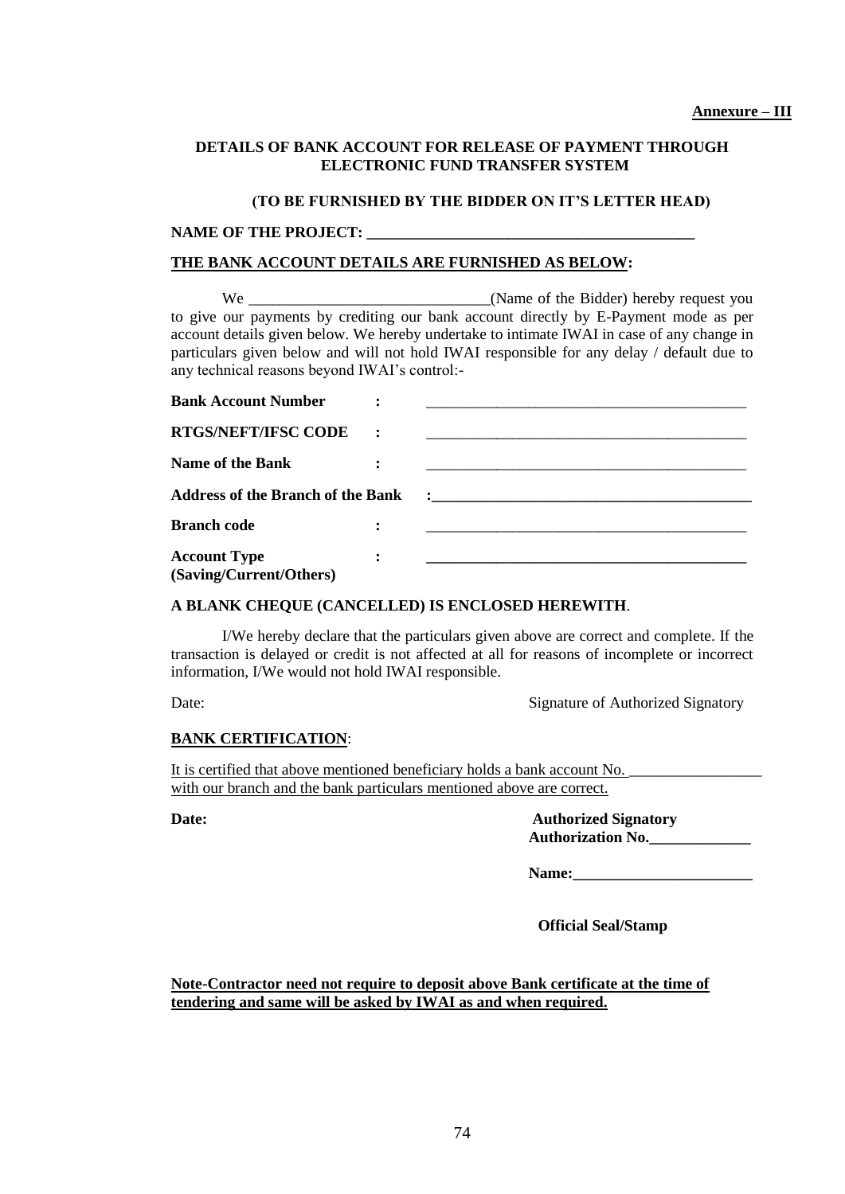**Annexure – III**

**DETAILS OF BANK ACCOUNT FOR RELEASE OF PAYMENT THROUGH ELECTRONIC FUND TRANSFER SYSTEM**

**(TO BE FURNISHED BY THE BIDDER ON IT'S LETTER HEAD)**

**NAME OF THE PROJECT: ___________________________________________**

**THE BANK ACCOUNT DETAILS ARE FURNISHED AS BELOW:**

We _______________________________(Name of the Bidder) hereby request you to give our payments by crediting our bank account directly by E-Payment mode as per account details given below. We hereby undertake to intimate IWAI in case of any change in particulars given below and will not hold IWAI responsible for any delay / default due to any technical reasons beyond IWAI's control:-

**Bank Account Number** : ___________________________________________

**RTGS/NEFT/IFSC CODE** : ___________________________________________

**Name of the Bank** : ___________________________________________

**Address of the Branch of the Bank** : ___________________________________________

**Branch code** : ___________________________________________

**Account Type (Saving/Current/Others)** : ___________________________________________

**A BLANK CHEQUE (CANCELLED) IS ENCLOSED HEREWITH**.

I/We hereby declare that the particulars given above are correct and complete. If the transaction is delayed or credit is not affected at all for reasons of incomplete or incorrect information, I/We would not hold IWAI responsible.

Date: Signature of Authorized Signatory

**BANK CERTIFICATION**:

It is certified that above mentioned beneficiary holds a bank account No. _________________ with our branch and the bank particulars mentioned above are correct.

**Date:**

**Authorized Signatory**
**Authorization No.\_\_\_\_\_\_\_\_\_\_\_\_\_**

**Name:\_\_\_\_\_\_\_\_\_\_\_\_\_\_\_\_\_\_\_\_\_\_\_**

**Official Seal/Stamp**

**Note-Contractor need not require to deposit above Bank certificate at the time of tendering and same will be asked by IWAI as and when required.**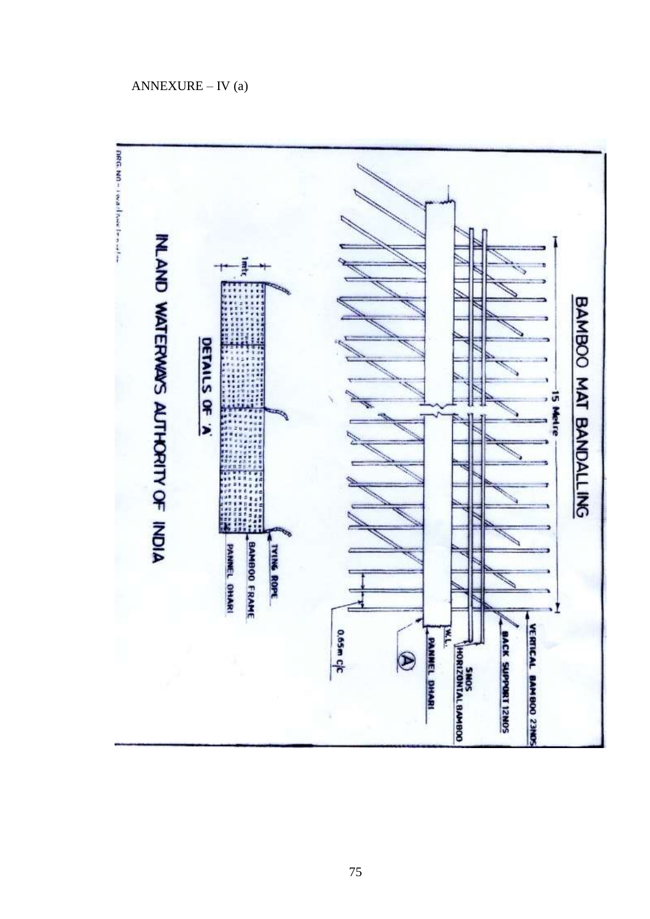ANNEXURE – IV (a)

BAMBOO MAT BANDALLING

15 Metre

VERTICAL BAMBOO 23NOS

BACK SUPPORT 12NOS

5NOS HORIZONTAL BAMBOO

W.L.

PANNEL DHARI

A

0.65m C/C

1mtr

TYING ROPE

BAMBOO FRAME

PANNEL DHARI

DETAILS OF 'A'

INLAND WATERWAYS AUTHORITY OF INDIA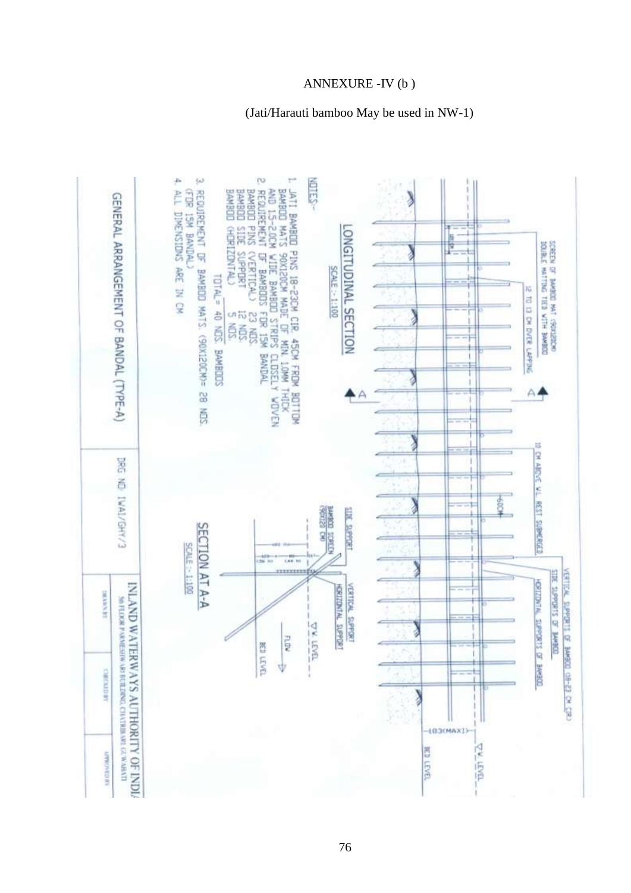# ANNEXURE -IV (b )

(Jati/Harauti bamboo May be used in NW-1)

SCREEN OF BAMBOO MAT (90X120CM) DOUBLE MATTING TIED WITH BAMBOO

12 TO 13 CM OVER LAPPING

10 CM ABOVE W.L. REST SUBMERGED

VERTICAL SUPPORTS OF BAMBOO (18-23 CM CIR)

SIDE SUPPORTS OF BAMBOO

HORIZONTAL SUPPORTS OF BAMBOO

183(MAX)

W.L. LEVEL

BED LEVEL

60CM

A A

**LONGITUDINAL SECTION**

SCALE :- 1:100

**SECTION AT A-A**

SCALE :- 1:100

SIDE SUPPORT

BAMBOO SCREEN (90X120 CM)

VERTICAL SUPPORT

HORIZONTAL SUPPORT

W.L. LEVEL

FLOW

BED LEVEL

NOTES:-

1. JATI BAMBOO PINS 18-23CM CIR. 45CM FROM BOTTOM BAMBOO MATS 90X120CM MADE OF MIN. 10MM THICK AND 1.5-2.0CM WIDE BAMBOO STRIPS CLOSELY WOVEN
2. REQUIREMENT OF BAMBOOS FOR 15M BANDAL
   - BAMBOO PINS (VERTICAL) 23 NOS.
   - BAMBOO SIDE SUPPORT 12 NOS.
   - BAMBOO (HORIZONTAL) 5 NOS.
   - TOTAL = 40 NOS. BAMBOOS
3. REQUIREMENT OF BAMBOO MATS (90X120CM)= 28 NOS. (FOR 15M BANDAL)
4. ALL DIMENSIONS ARE IN CM

| GENERAL ARRANGEMENT OF BANDAL (TYPE-A) | DRG NO IWAI/GHY/3 | INLAND WATERWAYS AUTHORITY OF INDIA<br>5th FLOOR PARMESHWARI BUILDING, CHATRIBARI, GUWAHATI | | |
|---|---|---|---|---|
| | | DRAWN BY | CHECKED BY | APPROVED BY |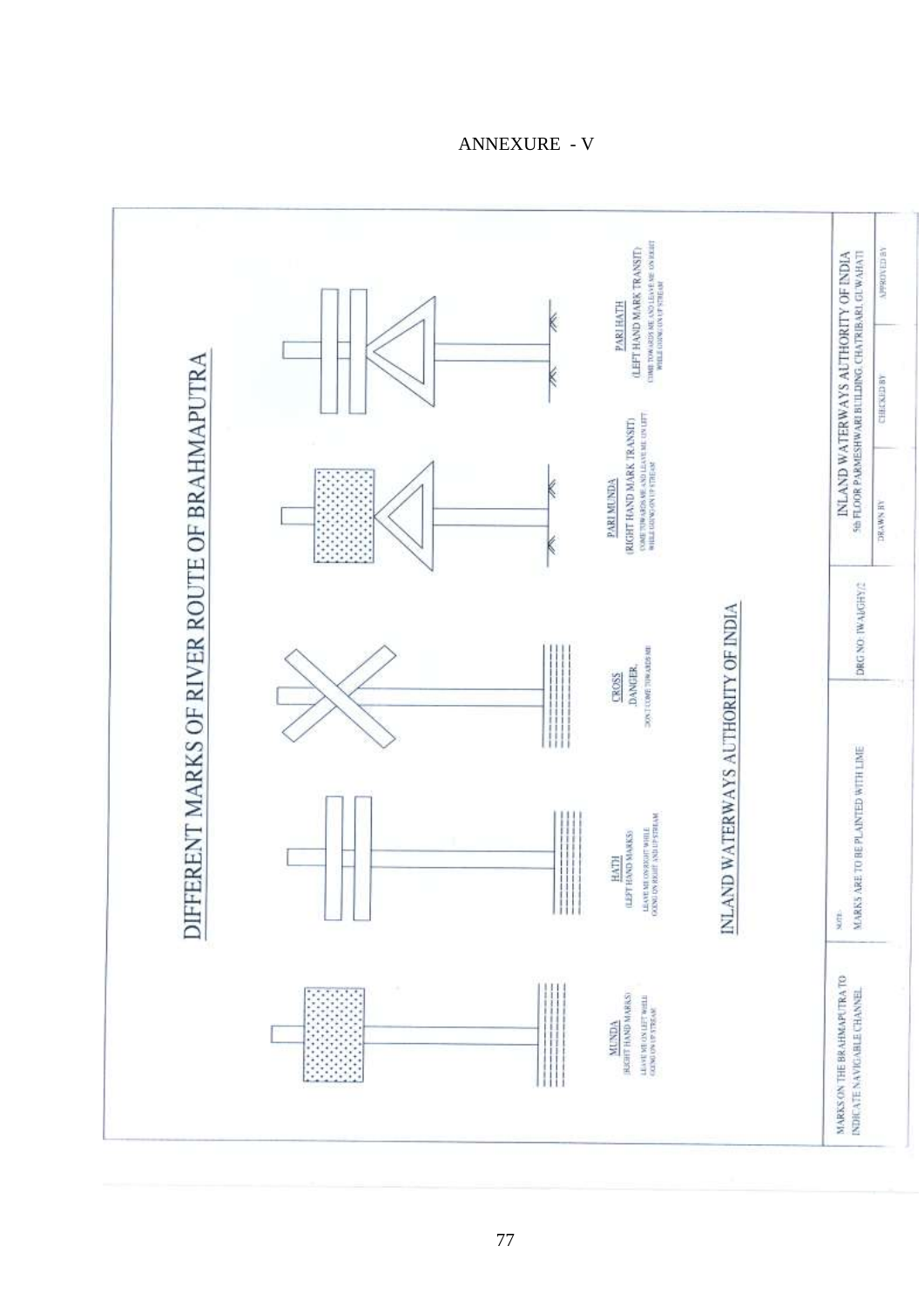ANNEXURE - V

DIFFERENT MARKS OF RIVER ROUTE OF BRAHMAPUTRA

MUNDA
(RIGHT HAND MARKS)
LEAVE ME ON LEFT WHILE GOING UP STREAM

HATH
(LEFT HAND MARKS)
LEAVE ME ON RIGHT WHILE GOING ON RIGHT AND UP STREAM

CROSS
DANGER,
DON'T COME TOWARDS ME

PARI MUNDA
(RIGHT HAND MARK TRANSIT)
COME TOWARDS ME AND LEAVE ME ON LEFT WHILE GOING ON UP STREAM

PARI HATH
(LEFT HAND MARK TRANSIT)
COME TOWARDS ME AND LEAVE ME ON RIGHT WHILE GOING ON UP STREAM

INLAND WATERWAYS AUTHORITY OF INDIA

| | | | | | | |
|---|---|---|---|---|---|---|
| MARKS ON THE BRAHMAPUTRA TO INDICATE NAVIGABLE CHANNEL | NOTE:- MARKS ARE TO BE PLAINTED WITH LIME | DRG NO. IWAI/GHY/2 | INLAND WATERWAYS AUTHORITY OF INDIA<br>5th FLOOR PARMESHWARI BUILDING CHATRIBARI GUWAHATI | | | |
| | | | DRAWN BY | CHECKED BY | APPROVED BY | |